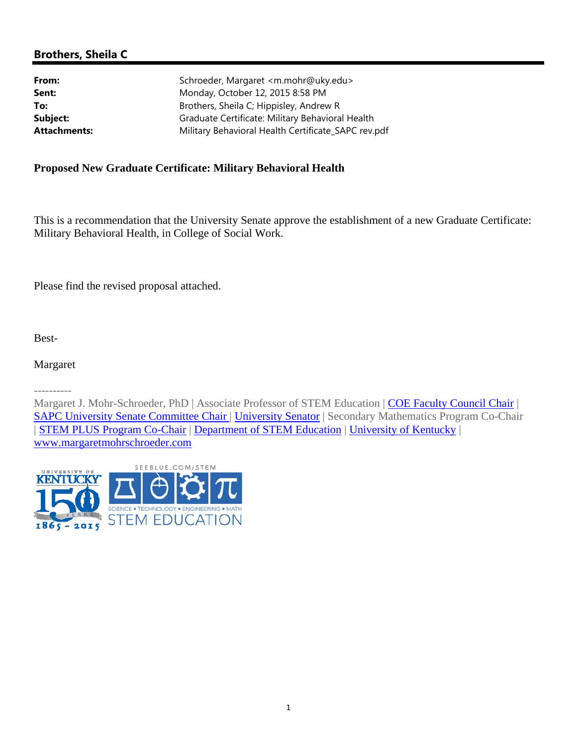## Brothers, Sheila C

| | |
|---|---|
| **From:** | Schroeder, Margaret <m.mohr@uky.edu> |
| **Sent:** | Monday, October 12, 2015 8:58 PM |
| **To:** | Brothers, Sheila C; Hippisley, Andrew R |
| **Subject:** | Graduate Certificate: Military Behavioral Health |
| **Attachments:** | Military Behavioral Health Certificate_SAPC rev.pdf |

**Proposed New Graduate Certificate: Military Behavioral Health**

This is a recommendation that the University Senate approve the establishment of a new Graduate Certificate: Military Behavioral Health, in College of Social Work.

Please find the revised proposal attached.

Best-

Margaret

----------

Margaret J. Mohr-Schroeder, PhD | Associate Professor of STEM Education | COE Faculty Council Chair | SAPC University Senate Committee Chair | University Senator | Secondary Mathematics Program Co-Chair | STEM PLUS Program Co-Chair | Department of STEM Education | University of Kentucky | www.margaretmohrschroeder.com

UNIVERSITY OF KENTUCKY 150 YEARS 1865 - 2015

SEEBLUE.COM/STEM SCIENCE • TECHNOLOGY • ENGINEERING • MATH STEM EDUCATION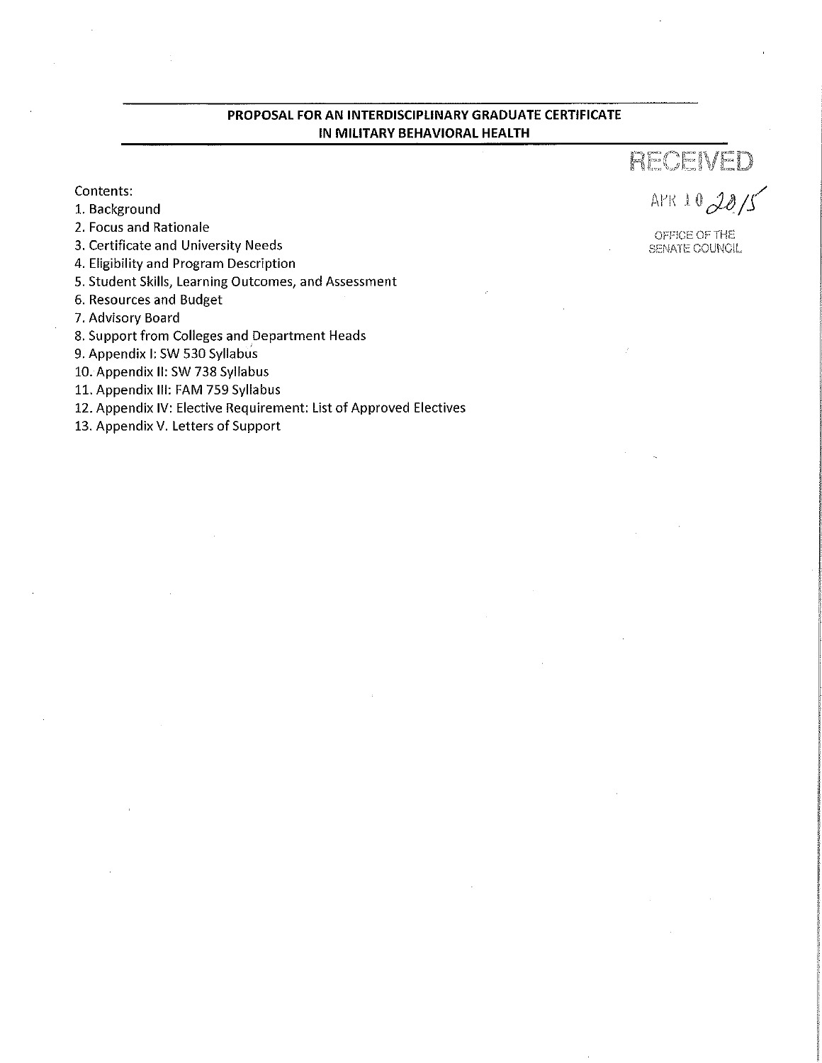# PROPOSAL FOR AN INTERDISCIPLINARY GRADUATE CERTIFICATE IN MILITARY BEHAVIORAL HEALTH

RECEIVED

APR 10 2015

OFFICE OF THE SENATE COUNCIL

Contents:

1. Background
2. Focus and Rationale
3. Certificate and University Needs
4. Eligibility and Program Description
5. Student Skills, Learning Outcomes, and Assessment
6. Resources and Budget
7. Advisory Board
8. Support from Colleges and Department Heads
9. Appendix I: SW 530 Syllabus
10. Appendix II: SW 738 Syllabus
11. Appendix III: FAM 759 Syllabus
12. Appendix IV: Elective Requirement: List of Approved Electives
13. Appendix V. Letters of Support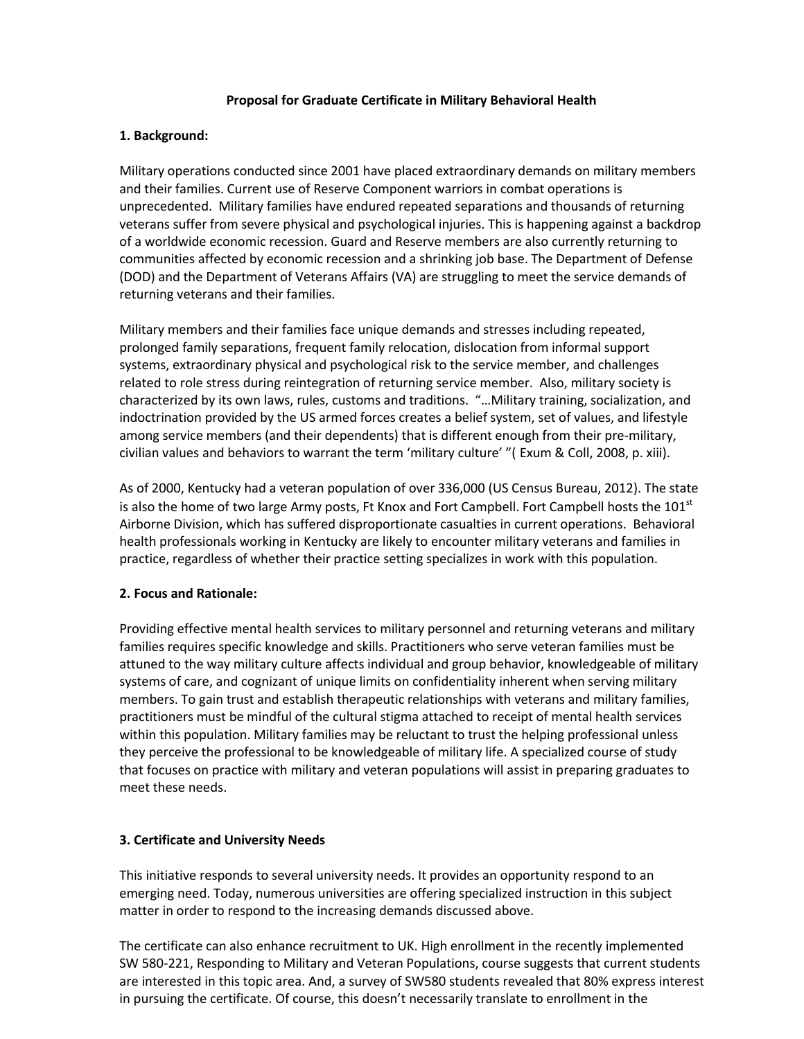**Proposal for Graduate Certificate in Military Behavioral Health**

**1. Background:**

Military operations conducted since 2001 have placed extraordinary demands on military members and their families. Current use of Reserve Component warriors in combat operations is unprecedented. Military families have endured repeated separations and thousands of returning veterans suffer from severe physical and psychological injuries. This is happening against a backdrop of a worldwide economic recession. Guard and Reserve members are also currently returning to communities affected by economic recession and a shrinking job base. The Department of Defense (DOD) and the Department of Veterans Affairs (VA) are struggling to meet the service demands of returning veterans and their families.

Military members and their families face unique demands and stresses including repeated, prolonged family separations, frequent family relocation, dislocation from informal support systems, extraordinary physical and psychological risk to the service member, and challenges related to role stress during reintegration of returning service member. Also, military society is characterized by its own laws, rules, customs and traditions. "…Military training, socialization, and indoctrination provided by the US armed forces creates a belief system, set of values, and lifestyle among service members (and their dependents) that is different enough from their pre-military, civilian values and behaviors to warrant the term 'military culture' "( Exum & Coll, 2008, p. xiii).

As of 2000, Kentucky had a veteran population of over 336,000 (US Census Bureau, 2012). The state is also the home of two large Army posts, Ft Knox and Fort Campbell. Fort Campbell hosts the 101st Airborne Division, which has suffered disproportionate casualties in current operations. Behavioral health professionals working in Kentucky are likely to encounter military veterans and families in practice, regardless of whether their practice setting specializes in work with this population.

**2. Focus and Rationale:**

Providing effective mental health services to military personnel and returning veterans and military families requires specific knowledge and skills. Practitioners who serve veteran families must be attuned to the way military culture affects individual and group behavior, knowledgeable of military systems of care, and cognizant of unique limits on confidentiality inherent when serving military members. To gain trust and establish therapeutic relationships with veterans and military families, practitioners must be mindful of the cultural stigma attached to receipt of mental health services within this population. Military families may be reluctant to trust the helping professional unless they perceive the professional to be knowledgeable of military life. A specialized course of study that focuses on practice with military and veteran populations will assist in preparing graduates to meet these needs.

**3. Certificate and University Needs**

This initiative responds to several university needs. It provides an opportunity respond to an emerging need. Today, numerous universities are offering specialized instruction in this subject matter in order to respond to the increasing demands discussed above.

The certificate can also enhance recruitment to UK. High enrollment in the recently implemented SW 580-221, Responding to Military and Veteran Populations, course suggests that current students are interested in this topic area. And, a survey of SW580 students revealed that 80% express interest in pursuing the certificate. Of course, this doesn't necessarily translate to enrollment in the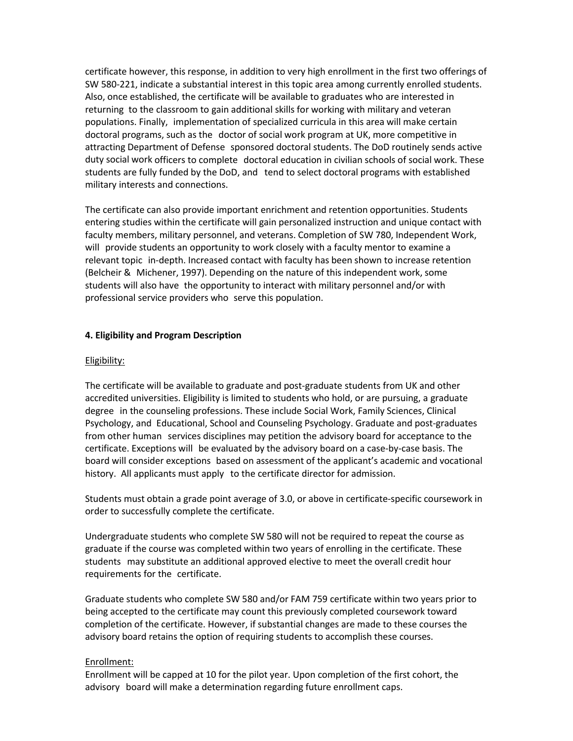certificate however, this response, in addition to very high enrollment in the first two offerings of SW 580-221, indicate a substantial interest in this topic area among currently enrolled students. Also, once established, the certificate will be available to graduates who are interested in returning to the classroom to gain additional skills for working with military and veteran populations. Finally, implementation of specialized curricula in this area will make certain doctoral programs, such as the doctor of social work program at UK, more competitive in attracting Department of Defense sponsored doctoral students. The DoD routinely sends active duty social work officers to complete doctoral education in civilian schools of social work. These students are fully funded by the DoD, and tend to select doctoral programs with established military interests and connections.

The certificate can also provide important enrichment and retention opportunities. Students entering studies within the certificate will gain personalized instruction and unique contact with faculty members, military personnel, and veterans. Completion of SW 780, Independent Work, will provide students an opportunity to work closely with a faculty mentor to examine a relevant topic in-depth. Increased contact with faculty has been shown to increase retention (Belcheir & Michener, 1997). Depending on the nature of this independent work, some students will also have the opportunity to interact with military personnel and/or with professional service providers who serve this population.

**4. Eligibility and Program Description**

Eligibility:

The certificate will be available to graduate and post-graduate students from UK and other accredited universities. Eligibility is limited to students who hold, or are pursuing, a graduate degree in the counseling professions. These include Social Work, Family Sciences, Clinical Psychology, and Educational, School and Counseling Psychology. Graduate and post-graduates from other human services disciplines may petition the advisory board for acceptance to the certificate. Exceptions will be evaluated by the advisory board on a case-by-case basis. The board will consider exceptions based on assessment of the applicant's academic and vocational history. All applicants must apply to the certificate director for admission.

Students must obtain a grade point average of 3.0, or above in certificate-specific coursework in order to successfully complete the certificate.

Undergraduate students who complete SW 580 will not be required to repeat the course as graduate if the course was completed within two years of enrolling in the certificate. These students may substitute an additional approved elective to meet the overall credit hour requirements for the certificate.

Graduate students who complete SW 580 and/or FAM 759 certificate within two years prior to being accepted to the certificate may count this previously completed coursework toward completion of the certificate. However, if substantial changes are made to these courses the advisory board retains the option of requiring students to accomplish these courses.

Enrollment:

Enrollment will be capped at 10 for the pilot year. Upon completion of the first cohort, the advisory board will make a determination regarding future enrollment caps.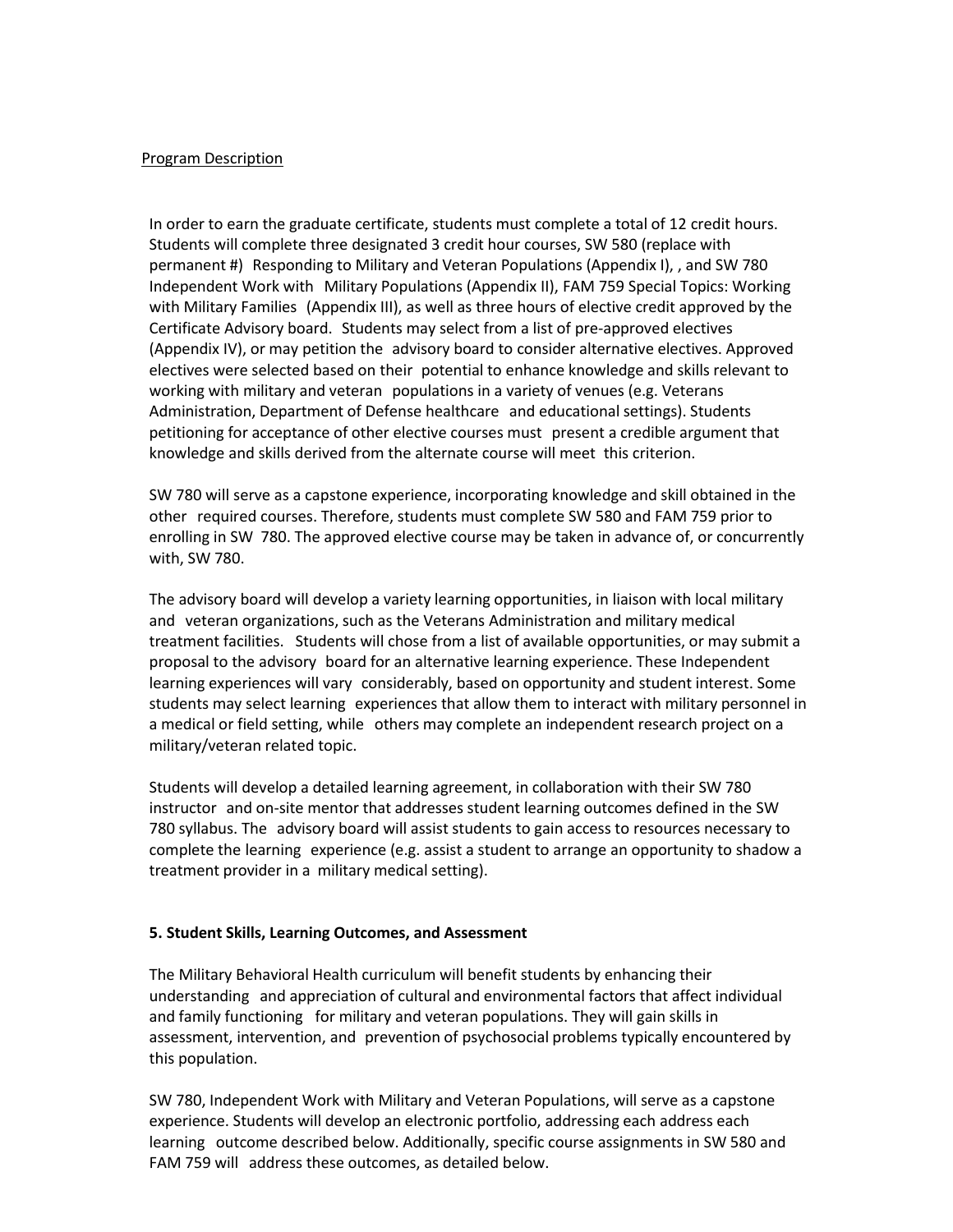Program Description

In order to earn the graduate certificate, students must complete a total of 12 credit hours. Students will complete three designated 3 credit hour courses, SW 580 (replace with permanent #) Responding to Military and Veteran Populations (Appendix I), , and SW 780 Independent Work with Military Populations (Appendix II), FAM 759 Special Topics: Working with Military Families (Appendix III), as well as three hours of elective credit approved by the Certificate Advisory board. Students may select from a list of pre-approved electives (Appendix IV), or may petition the advisory board to consider alternative electives. Approved electives were selected based on their potential to enhance knowledge and skills relevant to working with military and veteran populations in a variety of venues (e.g. Veterans Administration, Department of Defense healthcare and educational settings). Students petitioning for acceptance of other elective courses must present a credible argument that knowledge and skills derived from the alternate course will meet this criterion.

SW 780 will serve as a capstone experience, incorporating knowledge and skill obtained in the other required courses. Therefore, students must complete SW 580 and FAM 759 prior to enrolling in SW 780. The approved elective course may be taken in advance of, or concurrently with, SW 780.

The advisory board will develop a variety learning opportunities, in liaison with local military and veteran organizations, such as the Veterans Administration and military medical treatment facilities. Students will chose from a list of available opportunities, or may submit a proposal to the advisory board for an alternative learning experience. These Independent learning experiences will vary considerably, based on opportunity and student interest. Some students may select learning experiences that allow them to interact with military personnel in a medical or field setting, while others may complete an independent research project on a military/veteran related topic.

Students will develop a detailed learning agreement, in collaboration with their SW 780 instructor and on-site mentor that addresses student learning outcomes defined in the SW 780 syllabus. The advisory board will assist students to gain access to resources necessary to complete the learning experience (e.g. assist a student to arrange an opportunity to shadow a treatment provider in a military medical setting).

**5. Student Skills, Learning Outcomes, and Assessment**

The Military Behavioral Health curriculum will benefit students by enhancing their understanding and appreciation of cultural and environmental factors that affect individual and family functioning for military and veteran populations. They will gain skills in assessment, intervention, and prevention of psychosocial problems typically encountered by this population.

SW 780, Independent Work with Military and Veteran Populations, will serve as a capstone experience. Students will develop an electronic portfolio, addressing each address each learning outcome described below. Additionally, specific course assignments in SW 580 and FAM 759 will address these outcomes, as detailed below.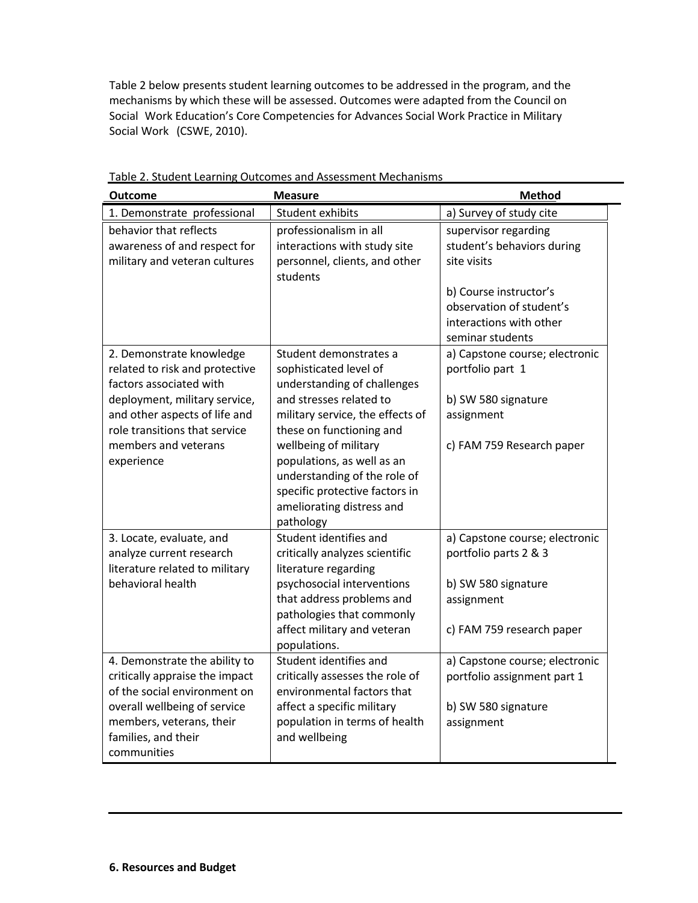Table 2 below presents student learning outcomes to be addressed in the program, and the mechanisms by which these will be assessed. Outcomes were adapted from the Council on Social Work Education's Core Competencies for Advances Social Work Practice in Military Social Work (CSWE, 2010).

Table 2. Student Learning Outcomes and Assessment Mechanisms

| Outcome | Measure | Method |
|---|---|---|
| 1. Demonstrate professional behavior that reflects awareness of and respect for military and veteran cultures | Student exhibits professionalism in all interactions with study site personnel, clients, and other students | a) Survey of study cite supervisor regarding student's behaviors during site visits<br><br>b) Course instructor's observation of student's interactions with other seminar students |
| 2. Demonstrate knowledge related to risk and protective factors associated with deployment, military service, and other aspects of life and role transitions that service members and veterans experience | Student demonstrates a sophisticated level of understanding of challenges and stresses related to military service, the effects of these on functioning and wellbeing of military populations, as well as an understanding of the role of specific protective factors in ameliorating distress and pathology | a) Capstone course; electronic portfolio part 1<br><br>b) SW 580 signature assignment<br><br>c) FAM 759 Research paper |
| 3. Locate, evaluate, and analyze current research literature related to military behavioral health | Student identifies and critically analyzes scientific literature regarding psychosocial interventions that address problems and pathologies that commonly affect military and veteran populations. | a) Capstone course; electronic portfolio parts 2 & 3<br><br>b) SW 580 signature assignment<br><br>c) FAM 759 research paper |
| 4. Demonstrate the ability to critically appraise the impact of the social environment on overall wellbeing of service members, veterans, their families, and their communities | Student identifies and critically assesses the role of environmental factors that affect a specific military population in terms of health and wellbeing | a) Capstone course; electronic portfolio assignment part 1<br><br>b) SW 580 signature assignment |

**6. Resources and Budget**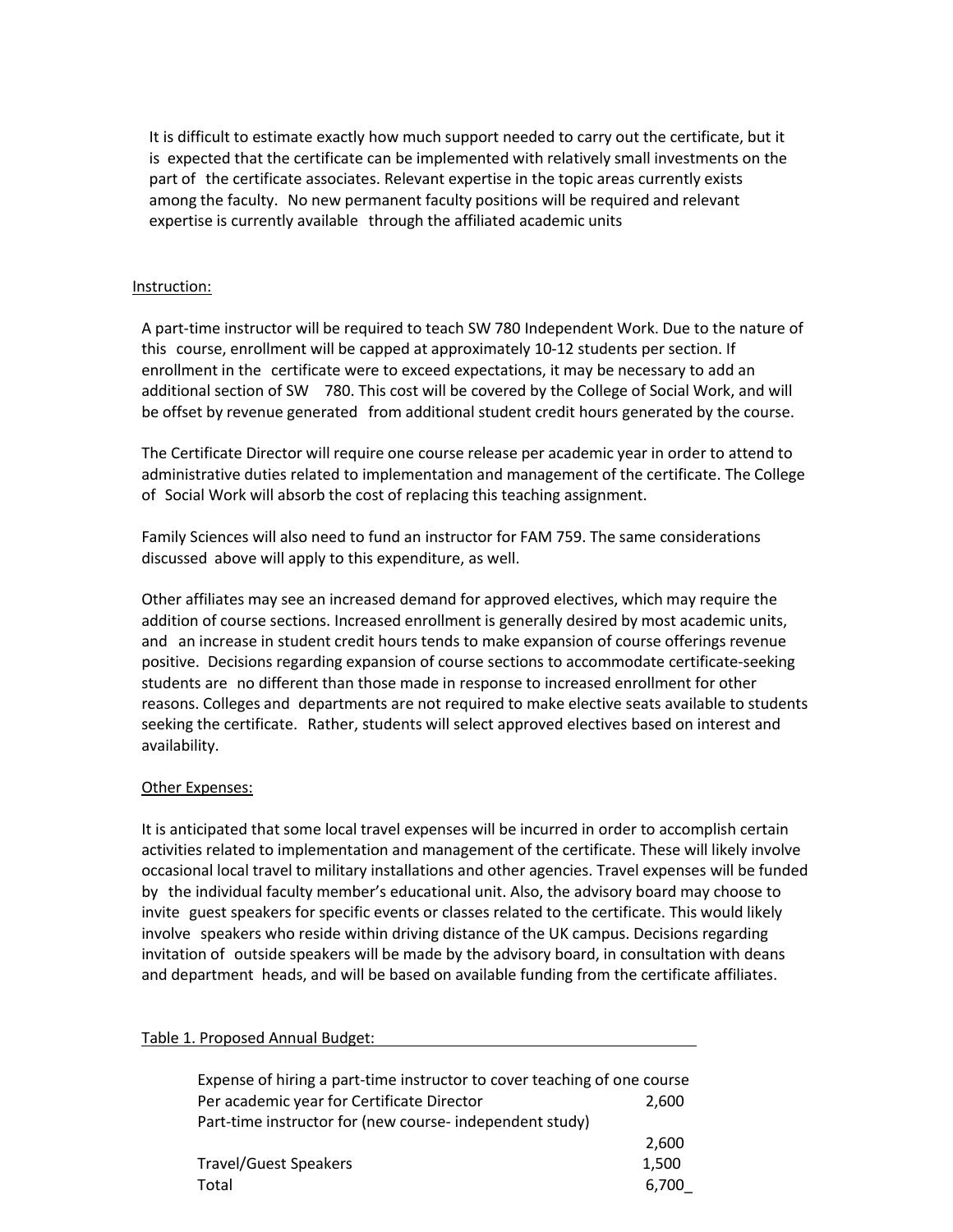It is difficult to estimate exactly how much support needed to carry out the certificate, but it is expected that the certificate can be implemented with relatively small investments on the part of the certificate associates. Relevant expertise in the topic areas currently exists among the faculty. No new permanent faculty positions will be required and relevant expertise is currently available through the affiliated academic units

Instruction:

A part-time instructor will be required to teach SW 780 Independent Work. Due to the nature of this course, enrollment will be capped at approximately 10-12 students per section. If enrollment in the certificate were to exceed expectations, it may be necessary to add an additional section of SW 780. This cost will be covered by the College of Social Work, and will be offset by revenue generated from additional student credit hours generated by the course.

The Certificate Director will require one course release per academic year in order to attend to administrative duties related to implementation and management of the certificate. The College of Social Work will absorb the cost of replacing this teaching assignment.

Family Sciences will also need to fund an instructor for FAM 759. The same considerations discussed above will apply to this expenditure, as well.

Other affiliates may see an increased demand for approved electives, which may require the addition of course sections. Increased enrollment is generally desired by most academic units, and an increase in student credit hours tends to make expansion of course offerings revenue positive. Decisions regarding expansion of course sections to accommodate certificate-seeking students are no different than those made in response to increased enrollment for other reasons. Colleges and departments are not required to make elective seats available to students seeking the certificate. Rather, students will select approved electives based on interest and availability.

Other Expenses:

It is anticipated that some local travel expenses will be incurred in order to accomplish certain activities related to implementation and management of the certificate. These will likely involve occasional local travel to military installations and other agencies. Travel expenses will be funded by the individual faculty member's educational unit. Also, the advisory board may choose to invite guest speakers for specific events or classes related to the certificate. This would likely involve speakers who reside within driving distance of the UK campus. Decisions regarding invitation of outside speakers will be made by the advisory board, in consultation with deans and department heads, and will be based on available funding from the certificate affiliates.

Table 1. Proposed Annual Budget:

| Item | Amount |
|---|---|
| Expense of hiring a part-time instructor to cover teaching of one course Per academic year for Certificate Director | 2,600 |
| Part-time instructor for (new course- independent study) | 2,600 |
| Travel/Guest Speakers | 1,500 |
| Total | 6,700 |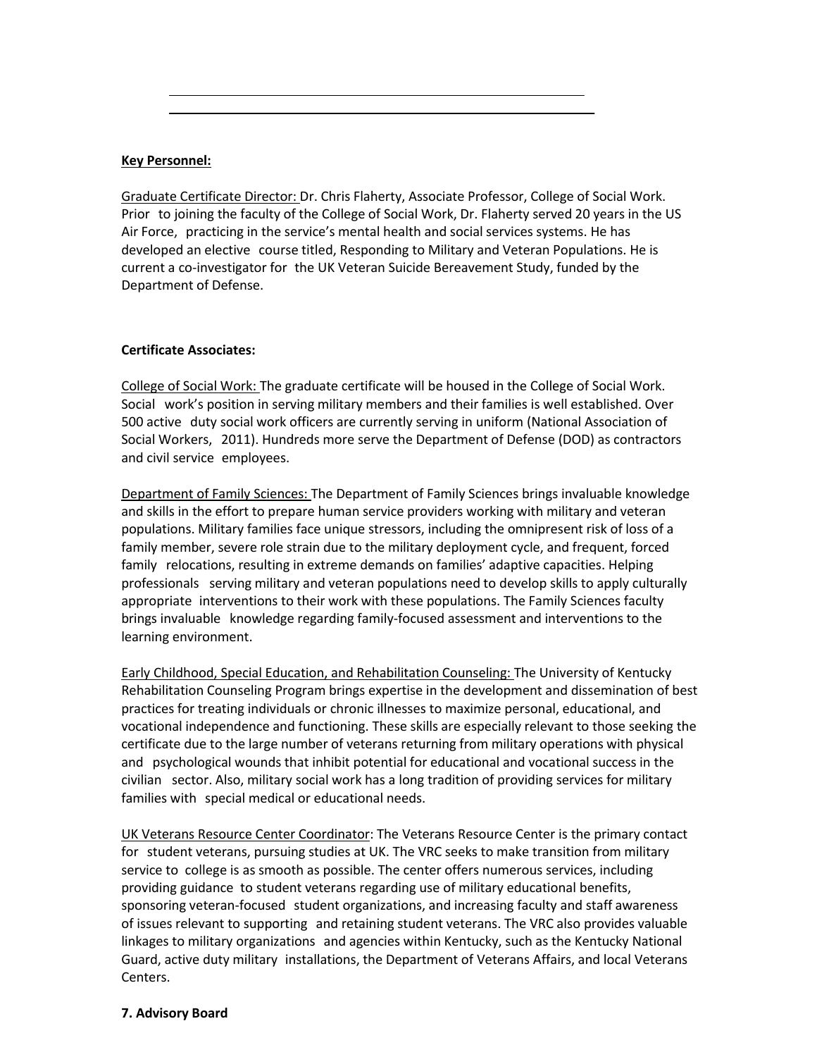**Key Personnel:**

Graduate Certificate Director: Dr. Chris Flaherty, Associate Professor, College of Social Work. Prior to joining the faculty of the College of Social Work, Dr. Flaherty served 20 years in the US Air Force, practicing in the service's mental health and social services systems. He has developed an elective course titled, Responding to Military and Veteran Populations. He is current a co-investigator for the UK Veteran Suicide Bereavement Study, funded by the Department of Defense.

**Certificate Associates:**

College of Social Work: The graduate certificate will be housed in the College of Social Work. Social work's position in serving military members and their families is well established. Over 500 active duty social work officers are currently serving in uniform (National Association of Social Workers, 2011). Hundreds more serve the Department of Defense (DOD) as contractors and civil service employees.

Department of Family Sciences: The Department of Family Sciences brings invaluable knowledge and skills in the effort to prepare human service providers working with military and veteran populations. Military families face unique stressors, including the omnipresent risk of loss of a family member, severe role strain due to the military deployment cycle, and frequent, forced family relocations, resulting in extreme demands on families' adaptive capacities. Helping professionals serving military and veteran populations need to develop skills to apply culturally appropriate interventions to their work with these populations. The Family Sciences faculty brings invaluable knowledge regarding family-focused assessment and interventions to the learning environment.

Early Childhood, Special Education, and Rehabilitation Counseling: The University of Kentucky Rehabilitation Counseling Program brings expertise in the development and dissemination of best practices for treating individuals or chronic illnesses to maximize personal, educational, and vocational independence and functioning. These skills are especially relevant to those seeking the certificate due to the large number of veterans returning from military operations with physical and psychological wounds that inhibit potential for educational and vocational success in the civilian sector. Also, military social work has a long tradition of providing services for military families with special medical or educational needs.

UK Veterans Resource Center Coordinator: The Veterans Resource Center is the primary contact for student veterans, pursuing studies at UK. The VRC seeks to make transition from military service to college is as smooth as possible. The center offers numerous services, including providing guidance to student veterans regarding use of military educational benefits, sponsoring veteran-focused student organizations, and increasing faculty and staff awareness of issues relevant to supporting and retaining student veterans. The VRC also provides valuable linkages to military organizations and agencies within Kentucky, such as the Kentucky National Guard, active duty military installations, the Department of Veterans Affairs, and local Veterans Centers.

**7. Advisory Board**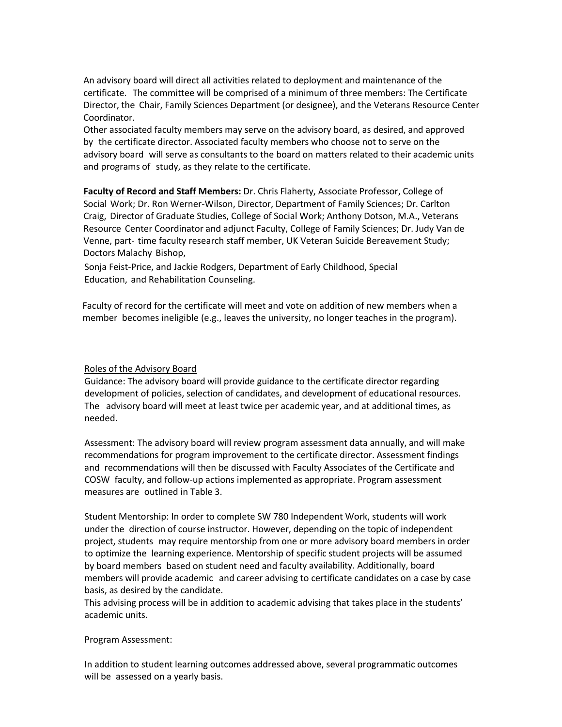An advisory board will direct all activities related to deployment and maintenance of the certificate. The committee will be comprised of a minimum of three members: The Certificate Director, the Chair, Family Sciences Department (or designee), and the Veterans Resource Center Coordinator.

Other associated faculty members may serve on the advisory board, as desired, and approved by the certificate director. Associated faculty members who choose not to serve on the advisory board will serve as consultants to the board on matters related to their academic units and programs of study, as they relate to the certificate.

**Faculty of Record and Staff Members:** Dr. Chris Flaherty, Associate Professor, College of Social Work; Dr. Ron Werner-Wilson, Director, Department of Family Sciences; Dr. Carlton Craig, Director of Graduate Studies, College of Social Work; Anthony Dotson, M.A., Veterans Resource Center Coordinator and adjunct Faculty, College of Family Sciences; Dr. Judy Van de Venne, part- time faculty research staff member, UK Veteran Suicide Bereavement Study; Doctors Malachy Bishop, Sonja Feist-Price, and Jackie Rodgers, Department of Early Childhood, Special Education, and Rehabilitation Counseling.

Faculty of record for the certificate will meet and vote on addition of new members when a member becomes ineligible (e.g., leaves the university, no longer teaches in the program).

Roles of the Advisory Board

Guidance: The advisory board will provide guidance to the certificate director regarding development of policies, selection of candidates, and development of educational resources. The advisory board will meet at least twice per academic year, and at additional times, as needed.

Assessment: The advisory board will review program assessment data annually, and will make recommendations for program improvement to the certificate director. Assessment findings and recommendations will then be discussed with Faculty Associates of the Certificate and COSW faculty, and follow-up actions implemented as appropriate. Program assessment measures are outlined in Table 3.

Student Mentorship: In order to complete SW 780 Independent Work, students will work under the direction of course instructor. However, depending on the topic of independent project, students may require mentorship from one or more advisory board members in order to optimize the learning experience. Mentorship of specific student projects will be assumed by board members based on student need and faculty availability. Additionally, board members will provide academic and career advising to certificate candidates on a case by case basis, as desired by the candidate.

This advising process will be in addition to academic advising that takes place in the students' academic units.

Program Assessment:

In addition to student learning outcomes addressed above, several programmatic outcomes will be assessed on a yearly basis.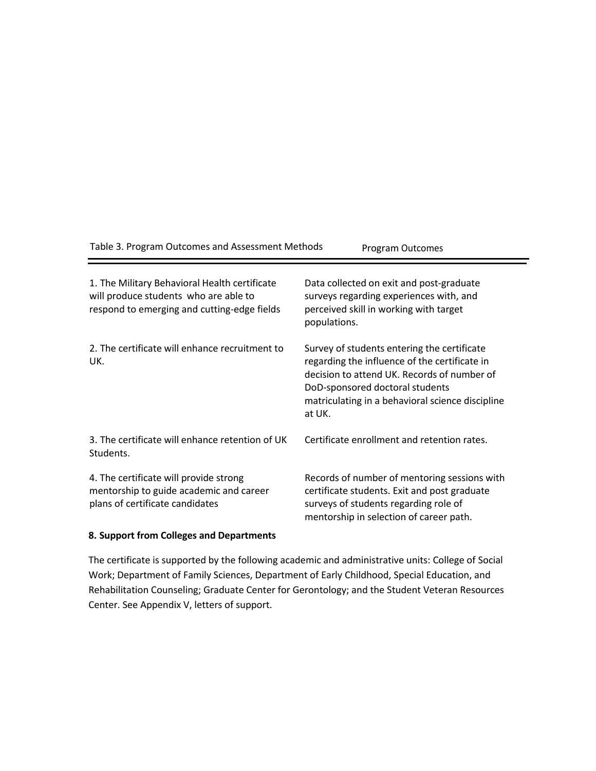Table 3. Program Outcomes and Assessment Methods

| Program Outcomes | |
|---|---|
| 1. The Military Behavioral Health certificate will produce students who are able to respond to emerging and cutting-edge fields | Data collected on exit and post-graduate surveys regarding experiences with, and perceived skill in working with target populations. |
| 2. The certificate will enhance recruitment to UK. | Survey of students entering the certificate regarding the influence of the certificate in decision to attend UK. Records of number of DoD-sponsored doctoral students matriculating in a behavioral science discipline at UK. |
| 3. The certificate will enhance retention of UK Students. | Certificate enrollment and retention rates. |
| 4. The certificate will provide strong mentorship to guide academic and career plans of certificate candidates | Records of number of mentoring sessions with certificate students. Exit and post graduate surveys of students regarding role of mentorship in selection of career path. |

**8. Support from Colleges and Departments**

The certificate is supported by the following academic and administrative units: College of Social Work; Department of Family Sciences, Department of Early Childhood, Special Education, and Rehabilitation Counseling; Graduate Center for Gerontology; and the Student Veteran Resources Center. See Appendix V, letters of support.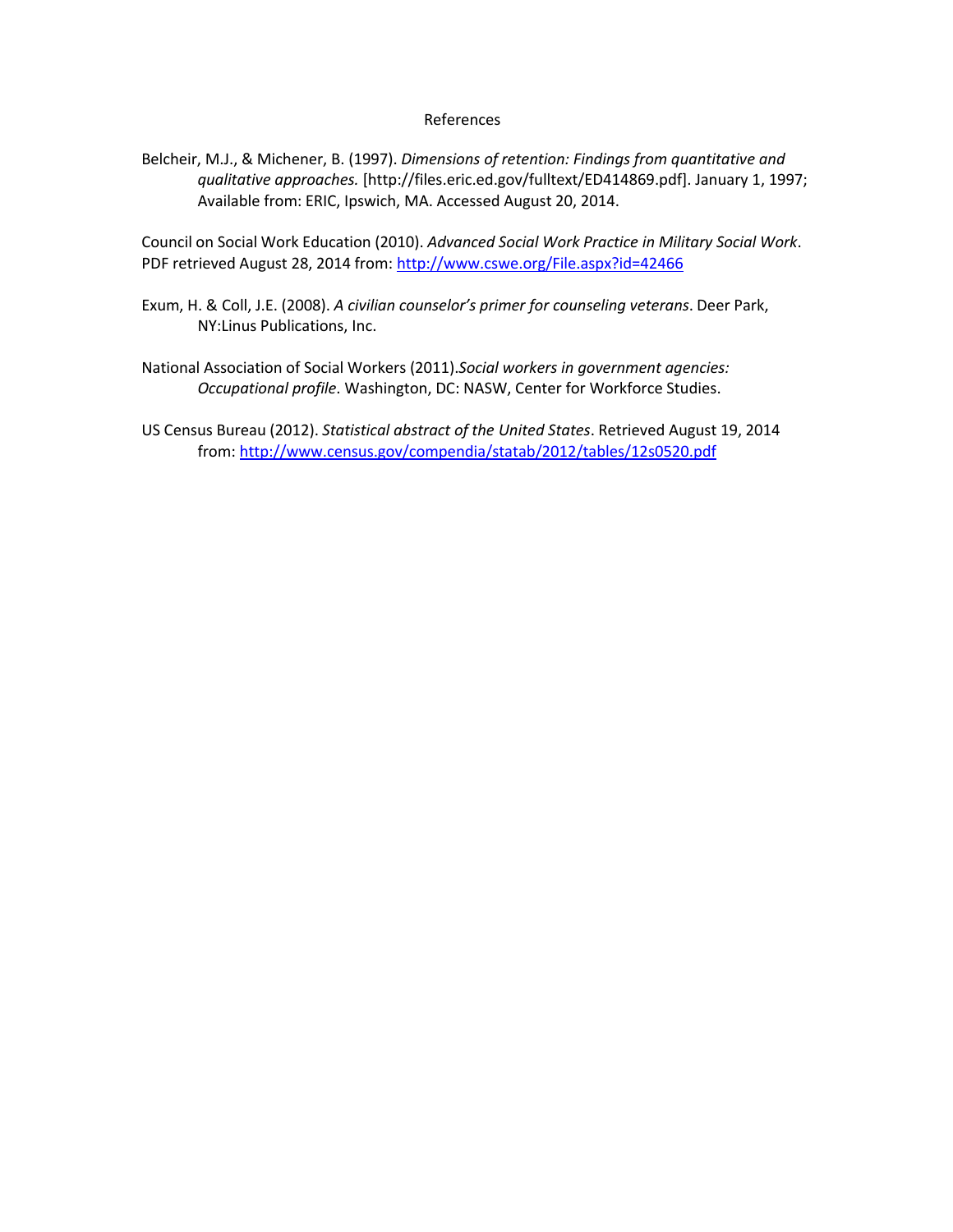# References

Belcheir, M.J., & Michener, B. (1997). *Dimensions of retention: Findings from quantitative and qualitative approaches.* [http://files.eric.ed.gov/fulltext/ED414869.pdf]. January 1, 1997; Available from: ERIC, Ipswich, MA. Accessed August 20, 2014.

Council on Social Work Education (2010). *Advanced Social Work Practice in Military Social Work*. PDF retrieved August 28, 2014 from: http://www.cswe.org/File.aspx?id=42466

Exum, H. & Coll, J.E. (2008). *A civilian counselor's primer for counseling veterans*. Deer Park, NY:Linus Publications, Inc.

National Association of Social Workers (2011).*Social workers in government agencies: Occupational profile*. Washington, DC: NASW, Center for Workforce Studies.

US Census Bureau (2012). *Statistical abstract of the United States*. Retrieved August 19, 2014 from: http://www.census.gov/compendia/statab/2012/tables/12s0520.pdf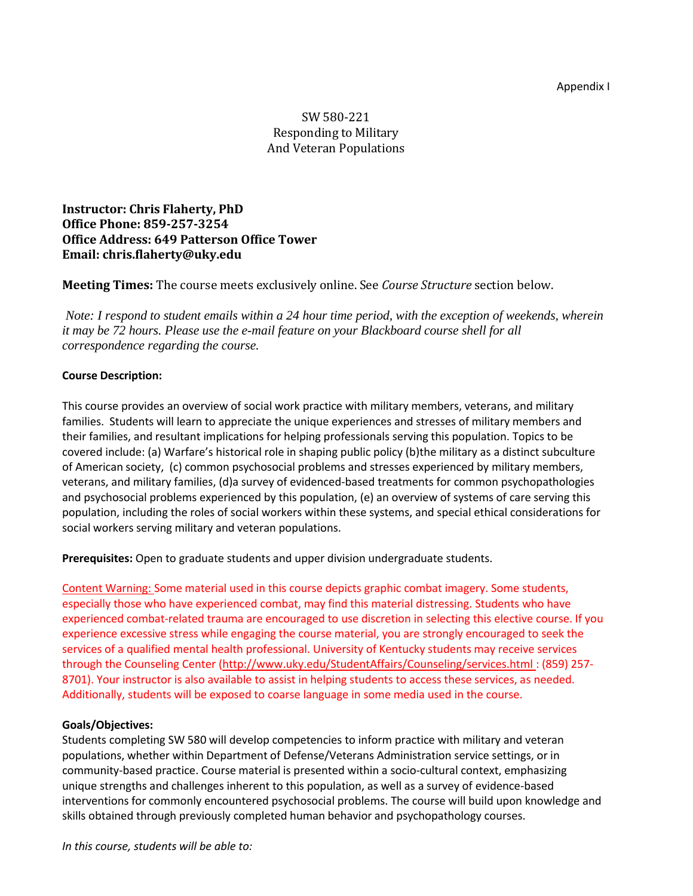Appendix I

# SW 580-221
# Responding to Military And Veteran Populations

**Instructor: Chris Flaherty, PhD**
**Office Phone: 859-257-3254**
**Office Address: 649 Patterson Office Tower**
**Email: chris.flaherty@uky.edu**

**Meeting Times:** The course meets exclusively online. See *Course Structure* section below.

*Note: I respond to student emails within a 24 hour time period, with the exception of weekends, wherein it may be 72 hours. Please use the e-mail feature on your Blackboard course shell for all correspondence regarding the course.*

**Course Description:**

This course provides an overview of social work practice with military members, veterans, and military families. Students will learn to appreciate the unique experiences and stresses of military members and their families, and resultant implications for helping professionals serving this population. Topics to be covered include: (a) Warfare's historical role in shaping public policy (b)the military as a distinct subculture of American society, (c) common psychosocial problems and stresses experienced by military members, veterans, and military families, (d)a survey of evidenced-based treatments for common psychopathologies and psychosocial problems experienced by this population, (e) an overview of systems of care serving this population, including the roles of social workers within these systems, and special ethical considerations for social workers serving military and veteran populations.

**Prerequisites:** Open to graduate students and upper division undergraduate students.

Content Warning: Some material used in this course depicts graphic combat imagery. Some students, especially those who have experienced combat, may find this material distressing. Students who have experienced combat-related trauma are encouraged to use discretion in selecting this elective course. If you experience excessive stress while engaging the course material, you are strongly encouraged to seek the services of a qualified mental health professional. University of Kentucky students may receive services through the Counseling Center (http://www.uky.edu/StudentAffairs/Counseling/services.html : (859) 257-8701). Your instructor is also available to assist in helping students to access these services, as needed. Additionally, students will be exposed to coarse language in some media used in the course.

**Goals/Objectives:**

Students completing SW 580 will develop competencies to inform practice with military and veteran populations, whether within Department of Defense/Veterans Administration service settings, or in community-based practice. Course material is presented within a socio-cultural context, emphasizing unique strengths and challenges inherent to this population, as well as a survey of evidence-based interventions for commonly encountered psychosocial problems. The course will build upon knowledge and skills obtained through previously completed human behavior and psychopathology courses.

*In this course, students will be able to:*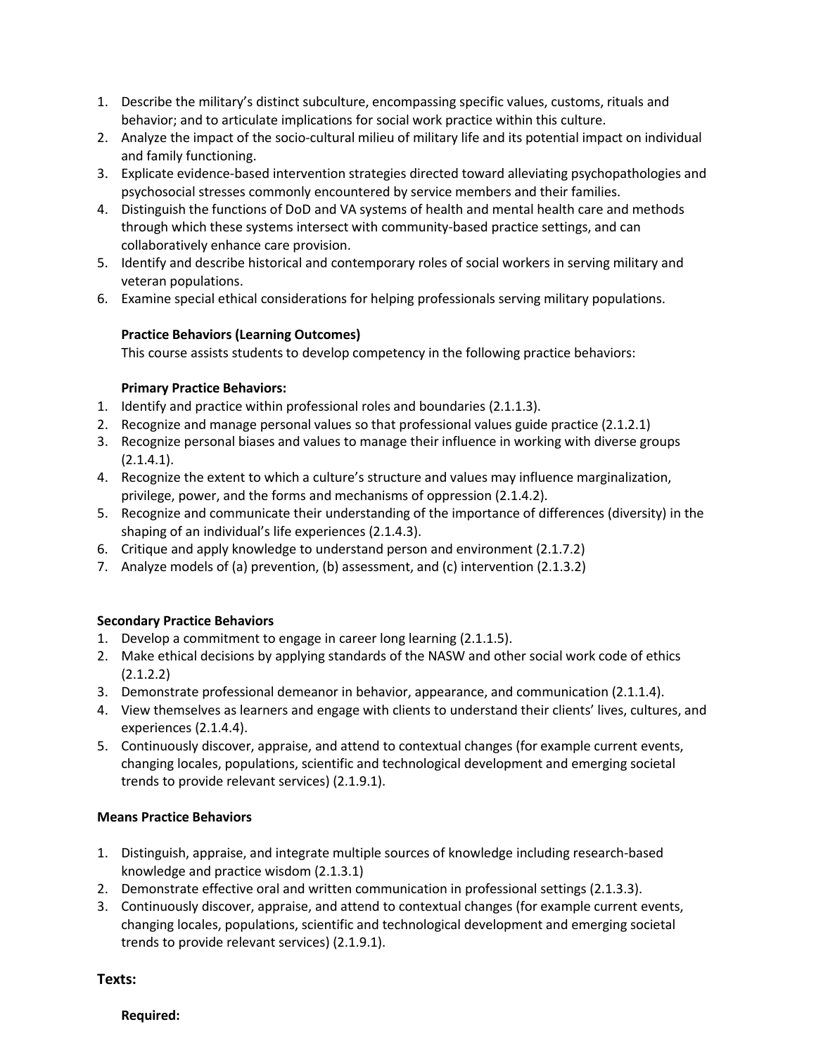1. Describe the military's distinct subculture, encompassing specific values, customs, rituals and behavior; and to articulate implications for social work practice within this culture.
2. Analyze the impact of the socio-cultural milieu of military life and its potential impact on individual and family functioning.
3. Explicate evidence-based intervention strategies directed toward alleviating psychopathologies and psychosocial stresses commonly encountered by service members and their families.
4. Distinguish the functions of DoD and VA systems of health and mental health care and methods through which these systems intersect with community-based practice settings, and can collaboratively enhance care provision.
5. Identify and describe historical and contemporary roles of social workers in serving military and veteran populations.
6. Examine special ethical considerations for helping professionals serving military populations.

**Practice Behaviors (Learning Outcomes)**

This course assists students to develop competency in the following practice behaviors:

**Primary Practice Behaviors:**

1. Identify and practice within professional roles and boundaries (2.1.1.3).
2. Recognize and manage personal values so that professional values guide practice (2.1.2.1)
3. Recognize personal biases and values to manage their influence in working with diverse groups (2.1.4.1).
4. Recognize the extent to which a culture's structure and values may influence marginalization, privilege, power, and the forms and mechanisms of oppression (2.1.4.2).
5. Recognize and communicate their understanding of the importance of differences (diversity) in the shaping of an individual's life experiences (2.1.4.3).
6. Critique and apply knowledge to understand person and environment (2.1.7.2)
7. Analyze models of (a) prevention, (b) assessment, and (c) intervention (2.1.3.2)

**Secondary Practice Behaviors**

1. Develop a commitment to engage in career long learning (2.1.1.5).
2. Make ethical decisions by applying standards of the NASW and other social work code of ethics (2.1.2.2)
3. Demonstrate professional demeanor in behavior, appearance, and communication (2.1.1.4).
4. View themselves as learners and engage with clients to understand their clients' lives, cultures, and experiences (2.1.4.4).
5. Continuously discover, appraise, and attend to contextual changes (for example current events, changing locales, populations, scientific and technological development and emerging societal trends to provide relevant services) (2.1.9.1).

**Means Practice Behaviors**

1. Distinguish, appraise, and integrate multiple sources of knowledge including research-based knowledge and practice wisdom (2.1.3.1)
2. Demonstrate effective oral and written communication in professional settings (2.1.3.3).
3. Continuously discover, appraise, and attend to contextual changes (for example current events, changing locales, populations, scientific and technological development and emerging societal trends to provide relevant services) (2.1.9.1).

### Texts:

**Required:**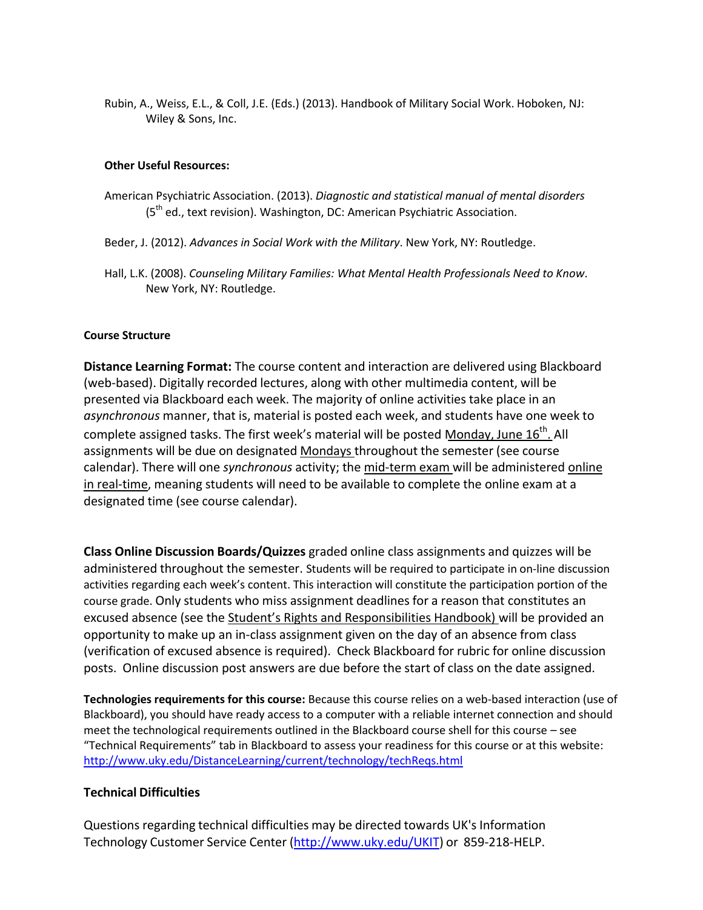Rubin, A., Weiss, E.L., & Coll, J.E. (Eds.) (2013). Handbook of Military Social Work. Hoboken, NJ: Wiley & Sons, Inc.

**Other Useful Resources:**

American Psychiatric Association. (2013). *Diagnostic and statistical manual of mental disorders* (5th ed., text revision). Washington, DC: American Psychiatric Association.

Beder, J. (2012). *Advances in Social Work with the Military*. New York, NY: Routledge.

Hall, L.K. (2008). *Counseling Military Families: What Mental Health Professionals Need to Know*. New York, NY: Routledge.

**Course Structure**

**Distance Learning Format:** The course content and interaction are delivered using Blackboard (web-based). Digitally recorded lectures, along with other multimedia content, will be presented via Blackboard each week. The majority of online activities take place in an *asynchronous* manner, that is, material is posted each week, and students have one week to complete assigned tasks. The first week's material will be posted Monday, June 16th. All assignments will be due on designated Mondays throughout the semester (see course calendar). There will one *synchronous* activity; the mid-term exam will be administered online in real-time, meaning students will need to be available to complete the online exam at a designated time (see course calendar).

**Class Online Discussion Boards/Quizzes** graded online class assignments and quizzes will be administered throughout the semester. Students will be required to participate in on-line discussion activities regarding each week's content. This interaction will constitute the participation portion of the course grade. Only students who miss assignment deadlines for a reason that constitutes an excused absence (see the Student's Rights and Responsibilities Handbook) will be provided an opportunity to make up an in-class assignment given on the day of an absence from class (verification of excused absence is required). Check Blackboard for rubric for online discussion posts. Online discussion post answers are due before the start of class on the date assigned.

**Technologies requirements for this course:** Because this course relies on a web-based interaction (use of Blackboard), you should have ready access to a computer with a reliable internet connection and should meet the technological requirements outlined in the Blackboard course shell for this course – see "Technical Requirements" tab in Blackboard to assess your readiness for this course or at this website: http://www.uky.edu/DistanceLearning/current/technology/techReqs.html

**Technical Difficulties**

Questions regarding technical difficulties may be directed towards UK's Information Technology Customer Service Center (http://www.uky.edu/UKIT) or 859-218-HELP.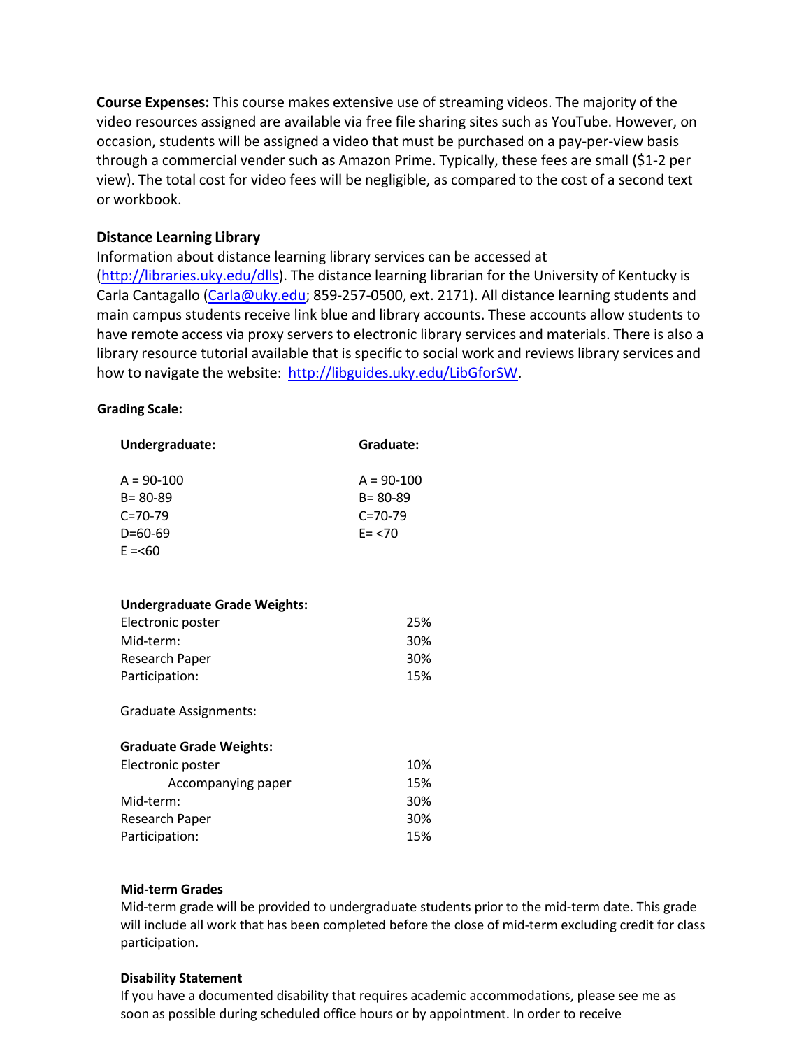**Course Expenses:** This course makes extensive use of streaming videos. The majority of the video resources assigned are available via free file sharing sites such as YouTube. However, on occasion, students will be assigned a video that must be purchased on a pay-per-view basis through a commercial vender such as Amazon Prime. Typically, these fees are small ($1-2 per view). The total cost for video fees will be negligible, as compared to the cost of a second text or workbook.

**Distance Learning Library**

Information about distance learning library services can be accessed at (http://libraries.uky.edu/dlls). The distance learning librarian for the University of Kentucky is Carla Cantagallo (Carla@uky.edu; 859-257-0500, ext. 2171). All distance learning students and main campus students receive link blue and library accounts. These accounts allow students to have remote access via proxy servers to electronic library services and materials. There is also a library resource tutorial available that is specific to social work and reviews library services and how to navigate the website: http://libguides.uky.edu/LibGforSW.

**Grading Scale:**

| **Undergraduate:** | **Graduate:** |
|---|---|
| A = 90-100 | A = 90-100 |
| B= 80-89 | B= 80-89 |
| C=70-79 | C=70-79 |
| D=60-69 | E= <70 |
| E =<60 | |

**Undergraduate Grade Weights:**

| | |
|---|---|
| Electronic poster | 25% |
| Mid-term: | 30% |
| Research Paper | 30% |
| Participation: | 15% |

Graduate Assignments:

**Graduate Grade Weights:**

| | |
|---|---|
| Electronic poster | 10% |
| Accompanying paper | 15% |
| Mid-term: | 30% |
| Research Paper | 30% |
| Participation: | 15% |

**Mid-term Grades**

Mid-term grade will be provided to undergraduate students prior to the mid-term date. This grade will include all work that has been completed before the close of mid-term excluding credit for class participation.

**Disability Statement**

If you have a documented disability that requires academic accommodations, please see me as soon as possible during scheduled office hours or by appointment. In order to receive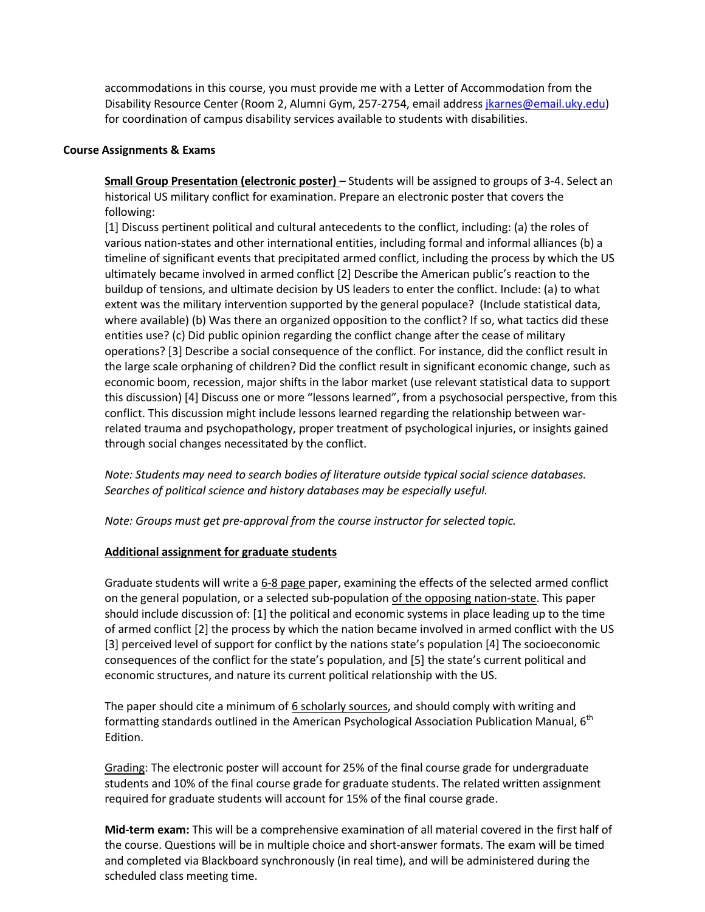accommodations in this course, you must provide me with a Letter of Accommodation from the Disability Resource Center (Room 2, Alumni Gym, 257-2754, email address jkarnes@email.uky.edu) for coordination of campus disability services available to students with disabilities.

**Course Assignments & Exams**

**Small Group Presentation (electronic poster)** – Students will be assigned to groups of 3-4. Select an historical US military conflict for examination. Prepare an electronic poster that covers the following:

[1] Discuss pertinent political and cultural antecedents to the conflict, including: (a) the roles of various nation-states and other international entities, including formal and informal alliances (b) a timeline of significant events that precipitated armed conflict, including the process by which the US ultimately became involved in armed conflict [2] Describe the American public's reaction to the buildup of tensions, and ultimate decision by US leaders to enter the conflict. Include: (a) to what extent was the military intervention supported by the general populace? (Include statistical data, where available) (b) Was there an organized opposition to the conflict? If so, what tactics did these entities use? (c) Did public opinion regarding the conflict change after the cease of military operations? [3] Describe a social consequence of the conflict. For instance, did the conflict result in the large scale orphaning of children? Did the conflict result in significant economic change, such as economic boom, recession, major shifts in the labor market (use relevant statistical data to support this discussion) [4] Discuss one or more "lessons learned", from a psychosocial perspective, from this conflict. This discussion might include lessons learned regarding the relationship between war-related trauma and psychopathology, proper treatment of psychological injuries, or insights gained through social changes necessitated by the conflict.

*Note: Students may need to search bodies of literature outside typical social science databases. Searches of political science and history databases may be especially useful.*

*Note: Groups must get pre-approval from the course instructor for selected topic.*

**Additional assignment for graduate students**

Graduate students will write a 6-8 page paper, examining the effects of the selected armed conflict on the general population, or a selected sub-population of the opposing nation-state. This paper should include discussion of: [1] the political and economic systems in place leading up to the time of armed conflict [2] the process by which the nation became involved in armed conflict with the US [3] perceived level of support for conflict by the nations state's population [4] The socioeconomic consequences of the conflict for the state's population, and [5] the state's current political and economic structures, and nature its current political relationship with the US.

The paper should cite a minimum of 6 scholarly sources, and should comply with writing and formatting standards outlined in the American Psychological Association Publication Manual, 6th Edition.

Grading: The electronic poster will account for 25% of the final course grade for undergraduate students and 10% of the final course grade for graduate students. The related written assignment required for graduate students will account for 15% of the final course grade.

**Mid-term exam:** This will be a comprehensive examination of all material covered in the first half of the course. Questions will be in multiple choice and short-answer formats. The exam will be timed and completed via Blackboard synchronously (in real time), and will be administered during the scheduled class meeting time.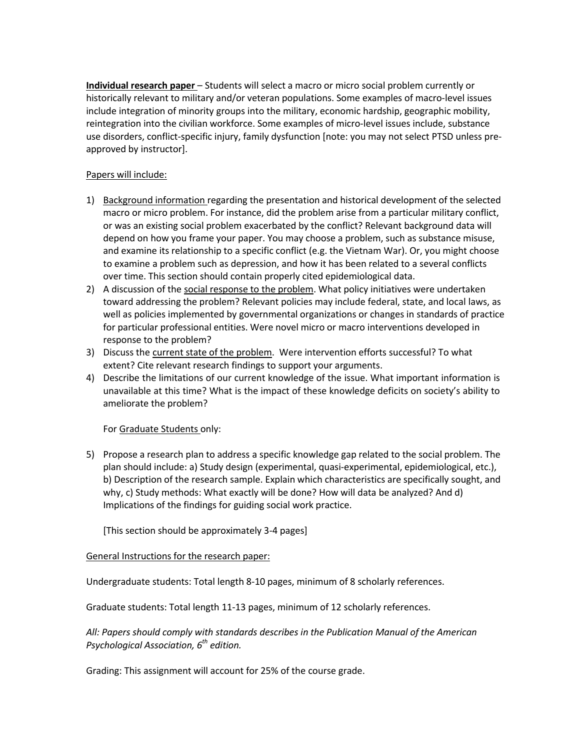**<u>Individual research paper</u>** – Students will select a macro or micro social problem currently or historically relevant to military and/or veteran populations. Some examples of macro-level issues include integration of minority groups into the military, economic hardship, geographic mobility, reintegration into the civilian workforce. Some examples of micro-level issues include, substance use disorders, conflict-specific injury, family dysfunction [note: you may not select PTSD unless pre-approved by instructor].

<u>Papers will include:</u>

1) <u>Background information</u> regarding the presentation and historical development of the selected macro or micro problem. For instance, did the problem arise from a particular military conflict, or was an existing social problem exacerbated by the conflict? Relevant background data will depend on how you frame your paper. You may choose a problem, such as substance misuse, and examine its relationship to a specific conflict (e.g. the Vietnam War). Or, you might choose to examine a problem such as depression, and how it has been related to a several conflicts over time. This section should contain properly cited epidemiological data.
2) A discussion of the <u>social response to the problem</u>. What policy initiatives were undertaken toward addressing the problem? Relevant policies may include federal, state, and local laws, as well as policies implemented by governmental organizations or changes in standards of practice for particular professional entities. Were novel micro or macro interventions developed in response to the problem?
3) Discuss the <u>current state of the problem</u>. Were intervention efforts successful? To what extent? Cite relevant research findings to support your arguments.
4) Describe the limitations of our current knowledge of the issue. What important information is unavailable at this time? What is the impact of these knowledge deficits on society's ability to ameliorate the problem?

   For <u>Graduate Students</u> only:

5) Propose a research plan to address a specific knowledge gap related to the social problem. The plan should include: a) Study design (experimental, quasi-experimental, epidemiological, etc.), b) Description of the research sample. Explain which characteristics are specifically sought, and why, c) Study methods: What exactly will be done? How will data be analyzed? And d) Implications of the findings for guiding social work practice.

   [This section should be approximately 3-4 pages]

<u>General Instructions for the research paper:</u>

Undergraduate students: Total length 8-10 pages, minimum of 8 scholarly references.

Graduate students: Total length 11-13 pages, minimum of 12 scholarly references.

*All: Papers should comply with standards describes in the Publication Manual of the American Psychological Association, 6th edition.*

Grading: This assignment will account for 25% of the course grade.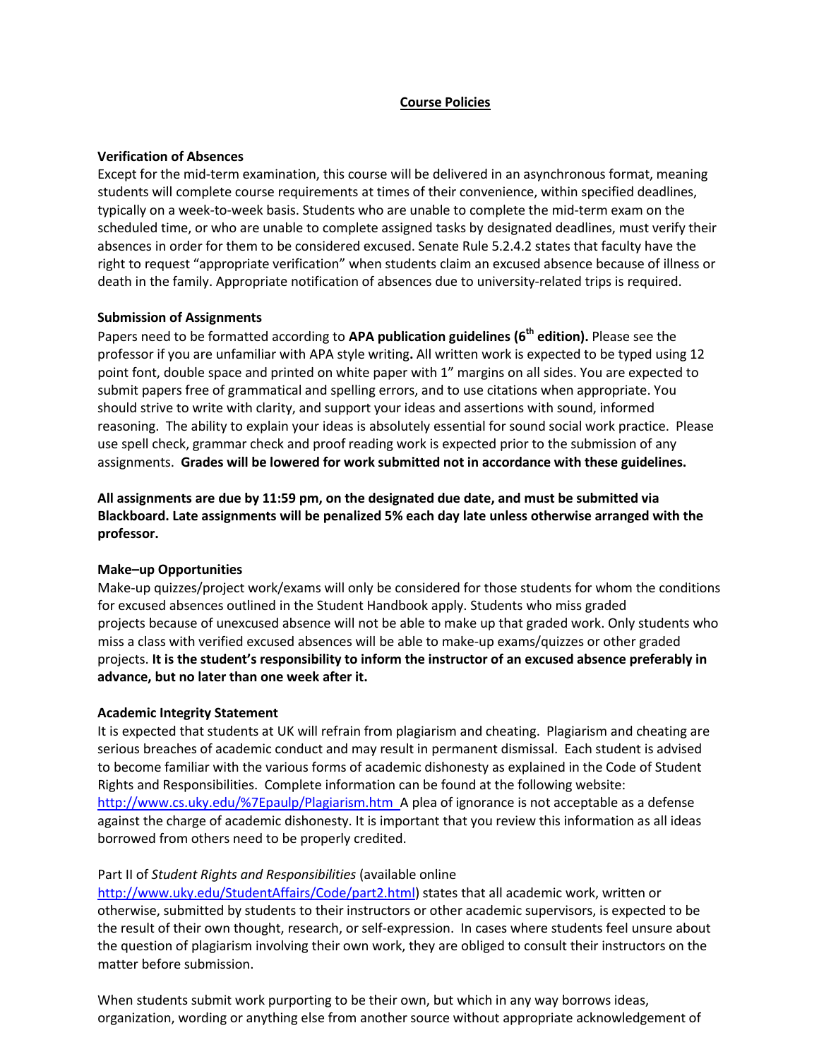## Course Policies

**Verification of Absences**

Except for the mid-term examination, this course will be delivered in an asynchronous format, meaning students will complete course requirements at times of their convenience, within specified deadlines, typically on a week-to-week basis. Students who are unable to complete the mid-term exam on the scheduled time, or who are unable to complete assigned tasks by designated deadlines, must verify their absences in order for them to be considered excused. Senate Rule 5.2.4.2 states that faculty have the right to request "appropriate verification" when students claim an excused absence because of illness or death in the family. Appropriate notification of absences due to university-related trips is required.

**Submission of Assignments**

Papers need to be formatted according to **APA publication guidelines (6th edition).** Please see the professor if you are unfamiliar with APA style writing**.** All written work is expected to be typed using 12 point font, double space and printed on white paper with 1" margins on all sides. You are expected to submit papers free of grammatical and spelling errors, and to use citations when appropriate. You should strive to write with clarity, and support your ideas and assertions with sound, informed reasoning. The ability to explain your ideas is absolutely essential for sound social work practice. Please use spell check, grammar check and proof reading work is expected prior to the submission of any assignments. **Grades will be lowered for work submitted not in accordance with these guidelines.**

**All assignments are due by 11:59 pm, on the designated due date, and must be submitted via Blackboard. Late assignments will be penalized 5% each day late unless otherwise arranged with the professor.**

**Make–up Opportunities**

Make-up quizzes/project work/exams will only be considered for those students for whom the conditions for excused absences outlined in the Student Handbook apply. Students who miss graded projects because of unexcused absence will not be able to make up that graded work. Only students who miss a class with verified excused absences will be able to make-up exams/quizzes or other graded projects. **It is the student's responsibility to inform the instructor of an excused absence preferably in advance, but no later than one week after it.**

**Academic Integrity Statement**

It is expected that students at UK will refrain from plagiarism and cheating. Plagiarism and cheating are serious breaches of academic conduct and may result in permanent dismissal. Each student is advised to become familiar with the various forms of academic dishonesty as explained in the Code of Student Rights and Responsibilities. Complete information can be found at the following website: http://www.cs.uky.edu/%7Epaulp/Plagiarism.htm A plea of ignorance is not acceptable as a defense against the charge of academic dishonesty. It is important that you review this information as all ideas borrowed from others need to be properly credited.

Part II of *Student Rights and Responsibilities* (available online http://www.uky.edu/StudentAffairs/Code/part2.html) states that all academic work, written or otherwise, submitted by students to their instructors or other academic supervisors, is expected to be the result of their own thought, research, or self-expression. In cases where students feel unsure about the question of plagiarism involving their own work, they are obliged to consult their instructors on the matter before submission.

When students submit work purporting to be their own, but which in any way borrows ideas, organization, wording or anything else from another source without appropriate acknowledgement of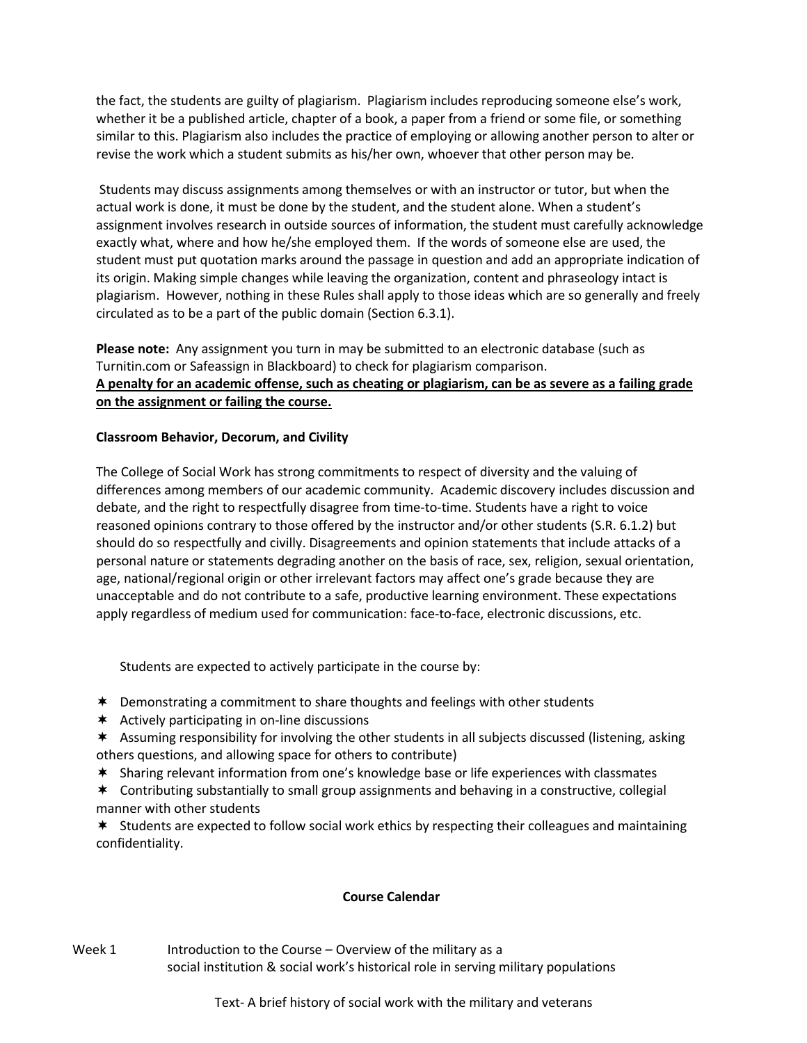the fact, the students are guilty of plagiarism. Plagiarism includes reproducing someone else's work, whether it be a published article, chapter of a book, a paper from a friend or some file, or something similar to this. Plagiarism also includes the practice of employing or allowing another person to alter or revise the work which a student submits as his/her own, whoever that other person may be.

Students may discuss assignments among themselves or with an instructor or tutor, but when the actual work is done, it must be done by the student, and the student alone. When a student's assignment involves research in outside sources of information, the student must carefully acknowledge exactly what, where and how he/she employed them. If the words of someone else are used, the student must put quotation marks around the passage in question and add an appropriate indication of its origin. Making simple changes while leaving the organization, content and phraseology intact is plagiarism. However, nothing in these Rules shall apply to those ideas which are so generally and freely circulated as to be a part of the public domain (Section 6.3.1).

**Please note:** Any assignment you turn in may be submitted to an electronic database (such as Turnitin.com or Safeassign in Blackboard) to check for plagiarism comparison.
**A penalty for an academic offense, such as cheating or plagiarism, can be as severe as a failing grade on the assignment or failing the course.**

**Classroom Behavior, Decorum, and Civility**

The College of Social Work has strong commitments to respect of diversity and the valuing of differences among members of our academic community. Academic discovery includes discussion and debate, and the right to respectfully disagree from time-to-time. Students have a right to voice reasoned opinions contrary to those offered by the instructor and/or other students (S.R. 6.1.2) but should do so respectfully and civilly. Disagreements and opinion statements that include attacks of a personal nature or statements degrading another on the basis of race, sex, religion, sexual orientation, age, national/regional origin or other irrelevant factors may affect one's grade because they are unacceptable and do not contribute to a safe, productive learning environment. These expectations apply regardless of medium used for communication: face-to-face, electronic discussions, etc.

Students are expected to actively participate in the course by:

- Demonstrating a commitment to share thoughts and feelings with other students
- Actively participating in on-line discussions
- Assuming responsibility for involving the other students in all subjects discussed (listening, asking others questions, and allowing space for others to contribute)
- Sharing relevant information from one's knowledge base or life experiences with classmates
- Contributing substantially to small group assignments and behaving in a constructive, collegial manner with other students
- Students are expected to follow social work ethics by respecting their colleagues and maintaining confidentiality.

**Course Calendar**

Week 1 Introduction to the Course – Overview of the military as a social institution & social work's historical role in serving military populations

Text- A brief history of social work with the military and veterans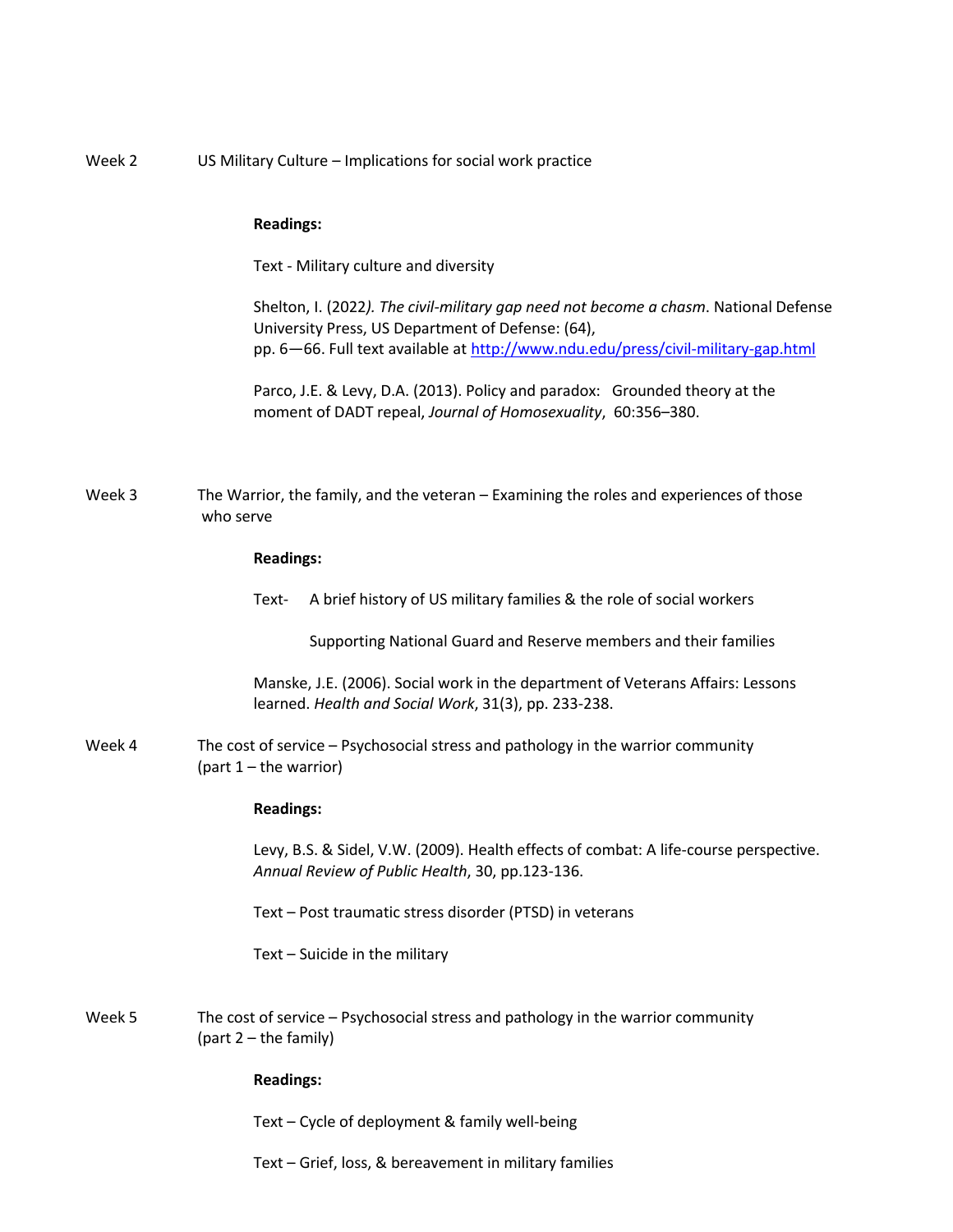Week 2 US Military Culture – Implications for social work practice

**Readings:**

Text - Military culture and diversity

Shelton, I. (2022*). The civil-military gap need not become a chasm*. National Defense University Press, US Department of Defense: (64), pp. 6—66. Full text available at http://www.ndu.edu/press/civil-military-gap.html

Parco, J.E. & Levy, D.A. (2013). Policy and paradox: Grounded theory at the moment of DADT repeal, *Journal of Homosexuality*, 60:356–380.

Week 3 The Warrior, the family, and the veteran – Examining the roles and experiences of those who serve

**Readings:**

Text- A brief history of US military families & the role of social workers

Supporting National Guard and Reserve members and their families

Manske, J.E. (2006). Social work in the department of Veterans Affairs: Lessons learned. *Health and Social Work*, 31(3), pp. 233-238.

Week 4 The cost of service – Psychosocial stress and pathology in the warrior community (part 1 – the warrior)

**Readings:**

Levy, B.S. & Sidel, V.W. (2009). Health effects of combat: A life-course perspective. *Annual Review of Public Health*, 30, pp.123-136.

Text – Post traumatic stress disorder (PTSD) in veterans

Text – Suicide in the military

Week 5 The cost of service – Psychosocial stress and pathology in the warrior community (part 2 – the family)

**Readings:**

Text – Cycle of deployment & family well-being

Text – Grief, loss, & bereavement in military families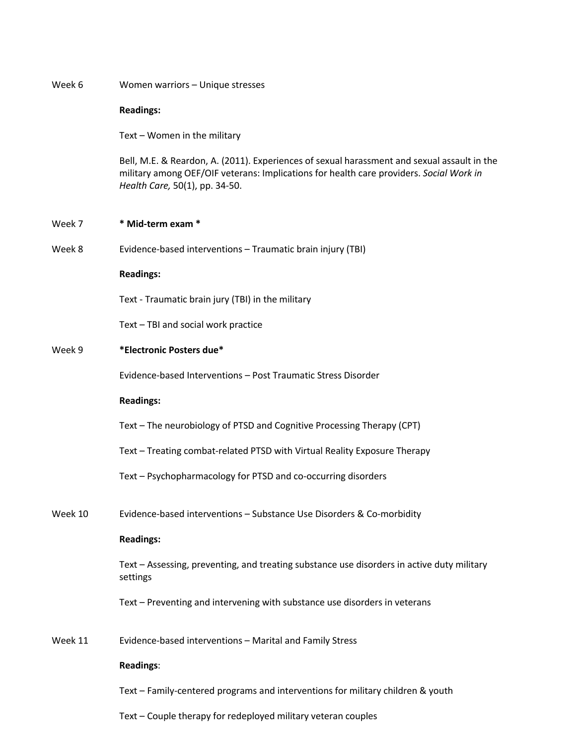Week 6 Women warriors – Unique stresses

**Readings:**

Text – Women in the military

Bell, M.E. & Reardon, A. (2011). Experiences of sexual harassment and sexual assault in the military among OEF/OIF veterans: Implications for health care providers. *Social Work in Health Care,* 50(1), pp. 34-50.

Week 7 **\* Mid-term exam \***

Week 8 Evidence-based interventions – Traumatic brain injury (TBI)

**Readings:**

Text - Traumatic brain jury (TBI) in the military

Text – TBI and social work practice

Week 9 **\*Electronic Posters due\***

Evidence-based Interventions – Post Traumatic Stress Disorder

**Readings:**

Text – The neurobiology of PTSD and Cognitive Processing Therapy (CPT)

Text – Treating combat-related PTSD with Virtual Reality Exposure Therapy

Text – Psychopharmacology for PTSD and co-occurring disorders

Week 10 Evidence-based interventions – Substance Use Disorders & Co-morbidity

**Readings:**

Text – Assessing, preventing, and treating substance use disorders in active duty military settings

Text – Preventing and intervening with substance use disorders in veterans

Week 11 Evidence-based interventions – Marital and Family Stress

**Readings**:

Text – Family-centered programs and interventions for military children & youth

Text – Couple therapy for redeployed military veteran couples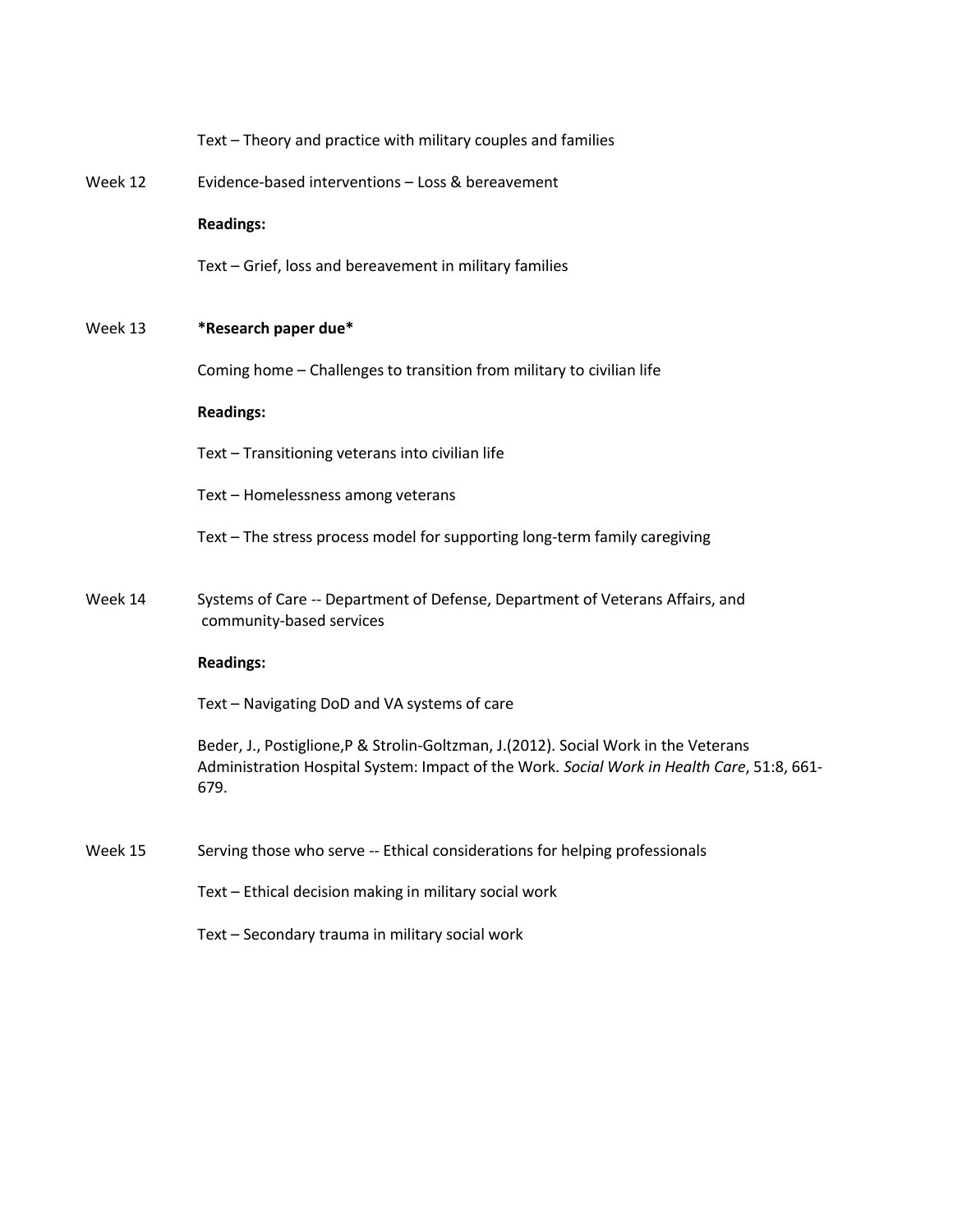Text – Theory and practice with military couples and families

Week 12 Evidence-based interventions – Loss & bereavement

**Readings:**

Text – Grief, loss and bereavement in military families

Week 13 ***Research paper due***

Coming home – Challenges to transition from military to civilian life

**Readings:**

Text – Transitioning veterans into civilian life

Text – Homelessness among veterans

Text – The stress process model for supporting long-term family caregiving

Week 14 Systems of Care -- Department of Defense, Department of Veterans Affairs, and community-based services

**Readings:**

Text – Navigating DoD and VA systems of care

Beder, J., Postiglione,P & Strolin-Goltzman, J.(2012). Social Work in the Veterans Administration Hospital System: Impact of the Work. *Social Work in Health Care*, 51:8, 661-679.

Week 15 Serving those who serve -- Ethical considerations for helping professionals

Text – Ethical decision making in military social work

Text – Secondary trauma in military social work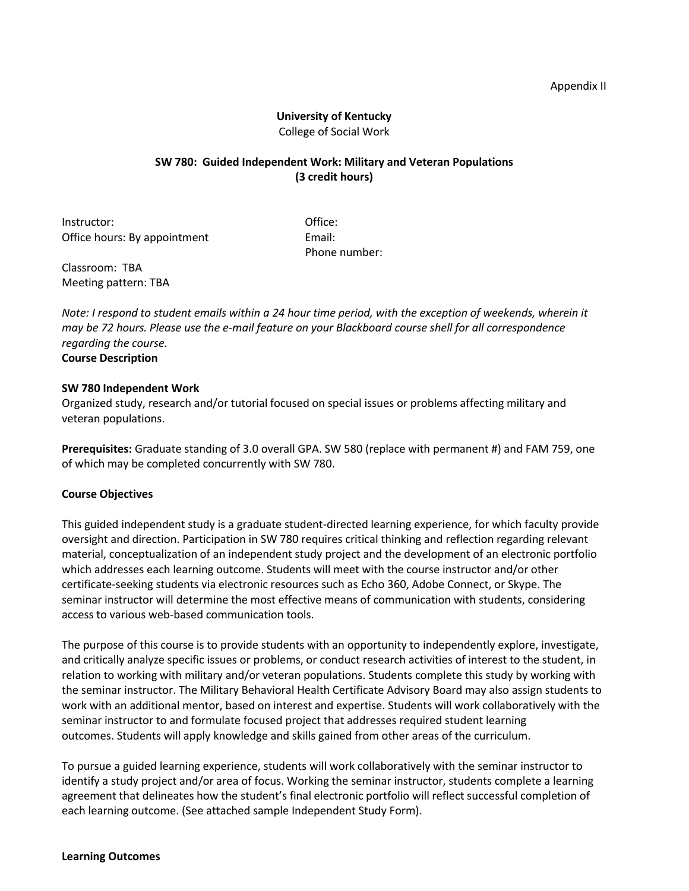Appendix II

**University of Kentucky**
College of Social Work

**SW 780: Guided Independent Work: Military and Veteran Populations**
**(3 credit hours)**

Instructor:
Office hours: By appointment

Office:
Email:
Phone number:

Classroom: TBA
Meeting pattern: TBA

*Note: I respond to student emails within a 24 hour time period, with the exception of weekends, wherein it may be 72 hours. Please use the e-mail feature on your Blackboard course shell for all correspondence regarding the course.*

**Course Description**

**SW 780 Independent Work**
Organized study, research and/or tutorial focused on special issues or problems affecting military and veteran populations.

**Prerequisites:** Graduate standing of 3.0 overall GPA. SW 580 (replace with permanent #) and FAM 759, one of which may be completed concurrently with SW 780.

**Course Objectives**

This guided independent study is a graduate student-directed learning experience, for which faculty provide oversight and direction. Participation in SW 780 requires critical thinking and reflection regarding relevant material, conceptualization of an independent study project and the development of an electronic portfolio which addresses each learning outcome. Students will meet with the course instructor and/or other certificate-seeking students via electronic resources such as Echo 360, Adobe Connect, or Skype. The seminar instructor will determine the most effective means of communication with students, considering access to various web-based communication tools.

The purpose of this course is to provide students with an opportunity to independently explore, investigate, and critically analyze specific issues or problems, or conduct research activities of interest to the student, in relation to working with military and/or veteran populations. Students complete this study by working with the seminar instructor. The Military Behavioral Health Certificate Advisory Board may also assign students to work with an additional mentor, based on interest and expertise. Students will work collaboratively with the seminar instructor to and formulate focused project that addresses required student learning outcomes. Students will apply knowledge and skills gained from other areas of the curriculum.

To pursue a guided learning experience, students will work collaboratively with the seminar instructor to identify a study project and/or area of focus. Working the seminar instructor, students complete a learning agreement that delineates how the student's final electronic portfolio will reflect successful completion of each learning outcome. (See attached sample Independent Study Form).

**Learning Outcomes**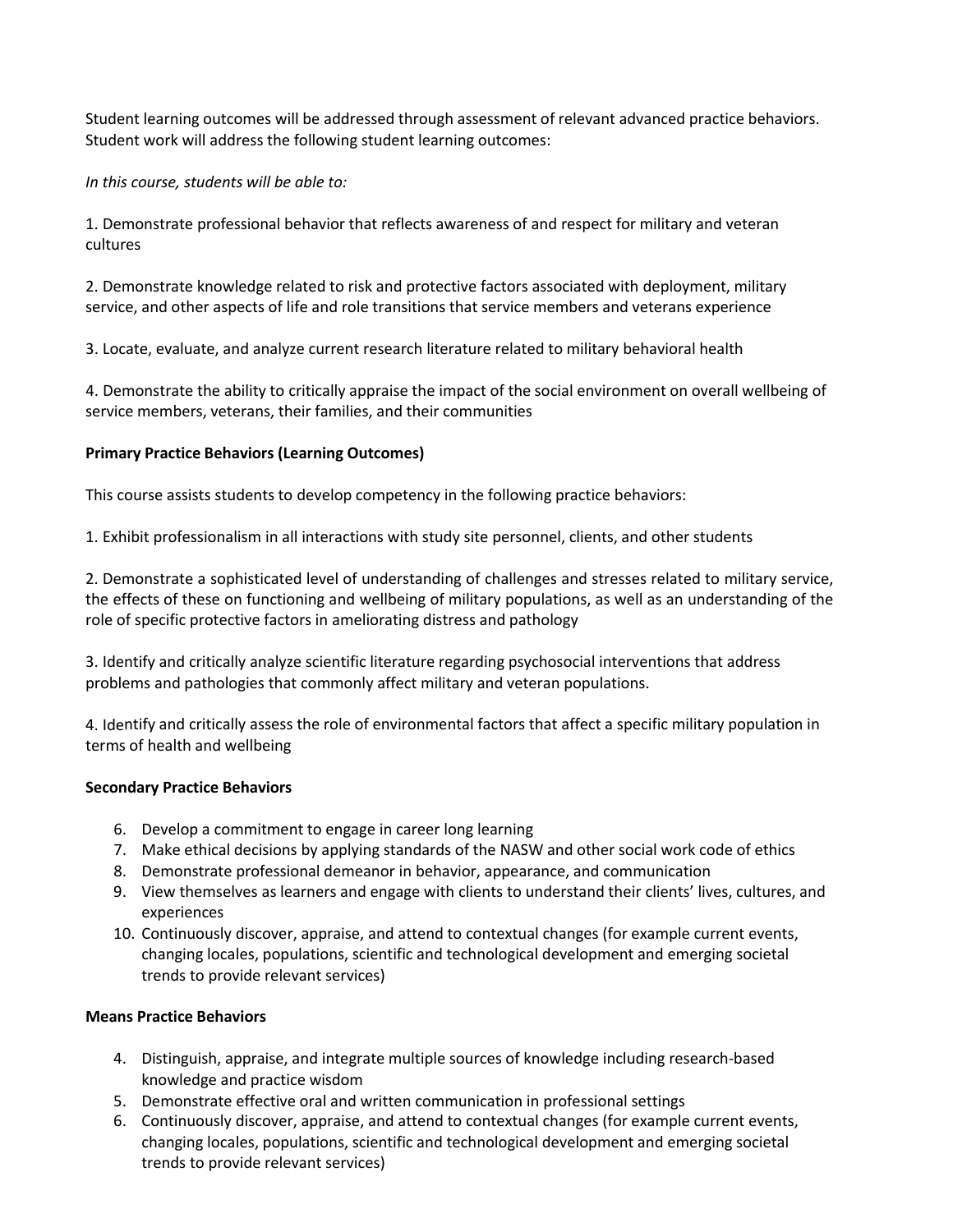Student learning outcomes will be addressed through assessment of relevant advanced practice behaviors. Student work will address the following student learning outcomes:

*In this course, students will be able to:*

1. Demonstrate professional behavior that reflects awareness of and respect for military and veteran cultures

2. Demonstrate knowledge related to risk and protective factors associated with deployment, military service, and other aspects of life and role transitions that service members and veterans experience

3. Locate, evaluate, and analyze current research literature related to military behavioral health

4. Demonstrate the ability to critically appraise the impact of the social environment on overall wellbeing of service members, veterans, their families, and their communities

**Primary Practice Behaviors (Learning Outcomes)**

This course assists students to develop competency in the following practice behaviors:

1. Exhibit professionalism in all interactions with study site personnel, clients, and other students

2. Demonstrate a sophisticated level of understanding of challenges and stresses related to military service, the effects of these on functioning and wellbeing of military populations, as well as an understanding of the role of specific protective factors in ameliorating distress and pathology

3. Identify and critically analyze scientific literature regarding psychosocial interventions that address problems and pathologies that commonly affect military and veteran populations.

4. Identify and critically assess the role of environmental factors that affect a specific military population in terms of health and wellbeing

**Secondary Practice Behaviors**

6. Develop a commitment to engage in career long learning
7. Make ethical decisions by applying standards of the NASW and other social work code of ethics
8. Demonstrate professional demeanor in behavior, appearance, and communication
9. View themselves as learners and engage with clients to understand their clients' lives, cultures, and experiences
10. Continuously discover, appraise, and attend to contextual changes (for example current events, changing locales, populations, scientific and technological development and emerging societal trends to provide relevant services)

**Means Practice Behaviors**

4. Distinguish, appraise, and integrate multiple sources of knowledge including research-based knowledge and practice wisdom
5. Demonstrate effective oral and written communication in professional settings
6. Continuously discover, appraise, and attend to contextual changes (for example current events, changing locales, populations, scientific and technological development and emerging societal trends to provide relevant services)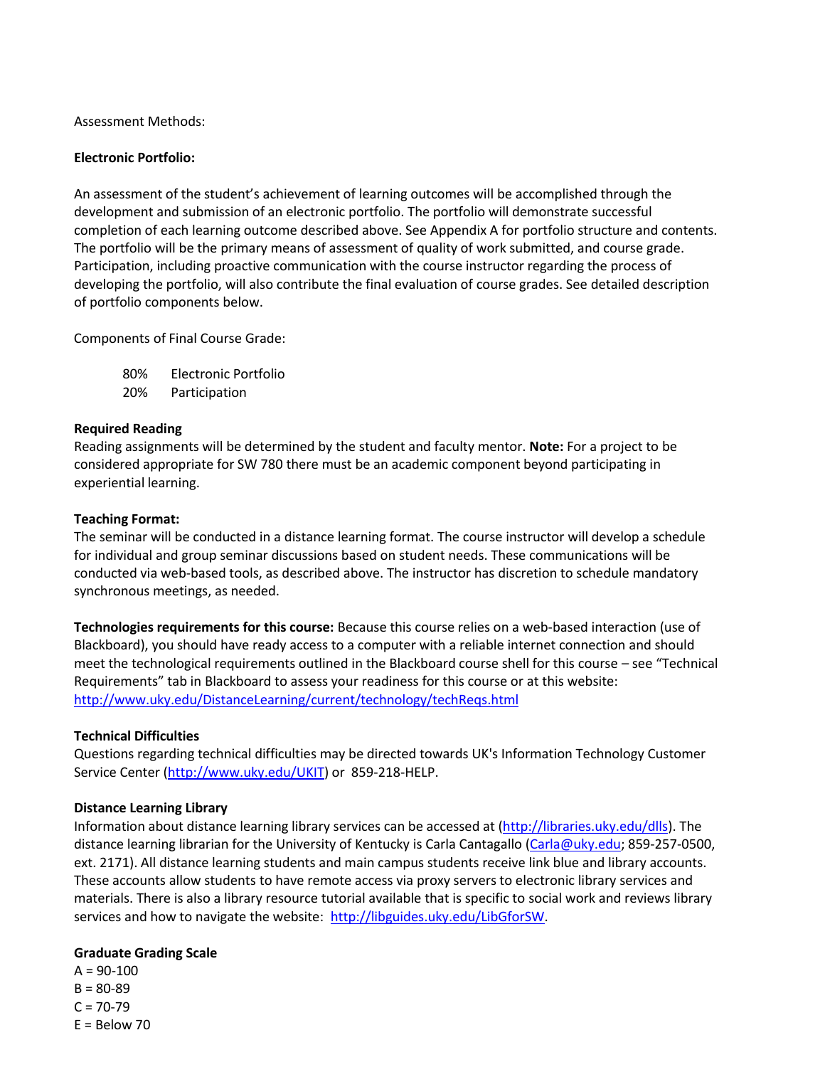Assessment Methods:

**Electronic Portfolio:**

An assessment of the student's achievement of learning outcomes will be accomplished through the development and submission of an electronic portfolio. The portfolio will demonstrate successful completion of each learning outcome described above. See Appendix A for portfolio structure and contents. The portfolio will be the primary means of assessment of quality of work submitted, and course grade. Participation, including proactive communication with the course instructor regarding the process of developing the portfolio, will also contribute the final evaluation of course grades. See detailed description of portfolio components below.

Components of Final Course Grade:

- 80% Electronic Portfolio
- 20% Participation

**Required Reading**

Reading assignments will be determined by the student and faculty mentor. **Note:** For a project to be considered appropriate for SW 780 there must be an academic component beyond participating in experiential learning.

**Teaching Format:**

The seminar will be conducted in a distance learning format. The course instructor will develop a schedule for individual and group seminar discussions based on student needs. These communications will be conducted via web-based tools, as described above. The instructor has discretion to schedule mandatory synchronous meetings, as needed.

**Technologies requirements for this course:** Because this course relies on a web-based interaction (use of Blackboard), you should have ready access to a computer with a reliable internet connection and should meet the technological requirements outlined in the Blackboard course shell for this course – see "Technical Requirements" tab in Blackboard to assess your readiness for this course or at this website: [http://www.uky.edu/DistanceLearning/current/technology/techReqs.html](http://www.uky.edu/DistanceLearning/current/technology/techReqs.html)

**Technical Difficulties**

Questions regarding technical difficulties may be directed towards UK's Information Technology Customer Service Center ([http://www.uky.edu/UKIT](http://www.uky.edu/UKIT)) or 859-218-HELP.

**Distance Learning Library**

Information about distance learning library services can be accessed at ([http://libraries.uky.edu/dlls](http://libraries.uky.edu/dlls)). The distance learning librarian for the University of Kentucky is Carla Cantagallo ([Carla@uky.edu](mailto:Carla@uky.edu); 859-257-0500, ext. 2171). All distance learning students and main campus students receive link blue and library accounts. These accounts allow students to have remote access via proxy servers to electronic library services and materials. There is also a library resource tutorial available that is specific to social work and reviews library services and how to navigate the website: [http://libguides.uky.edu/LibGforSW](http://libguides.uky.edu/LibGforSW).

**Graduate Grading Scale**

A = 90-100
B = 80-89
C = 70-79
E = Below 70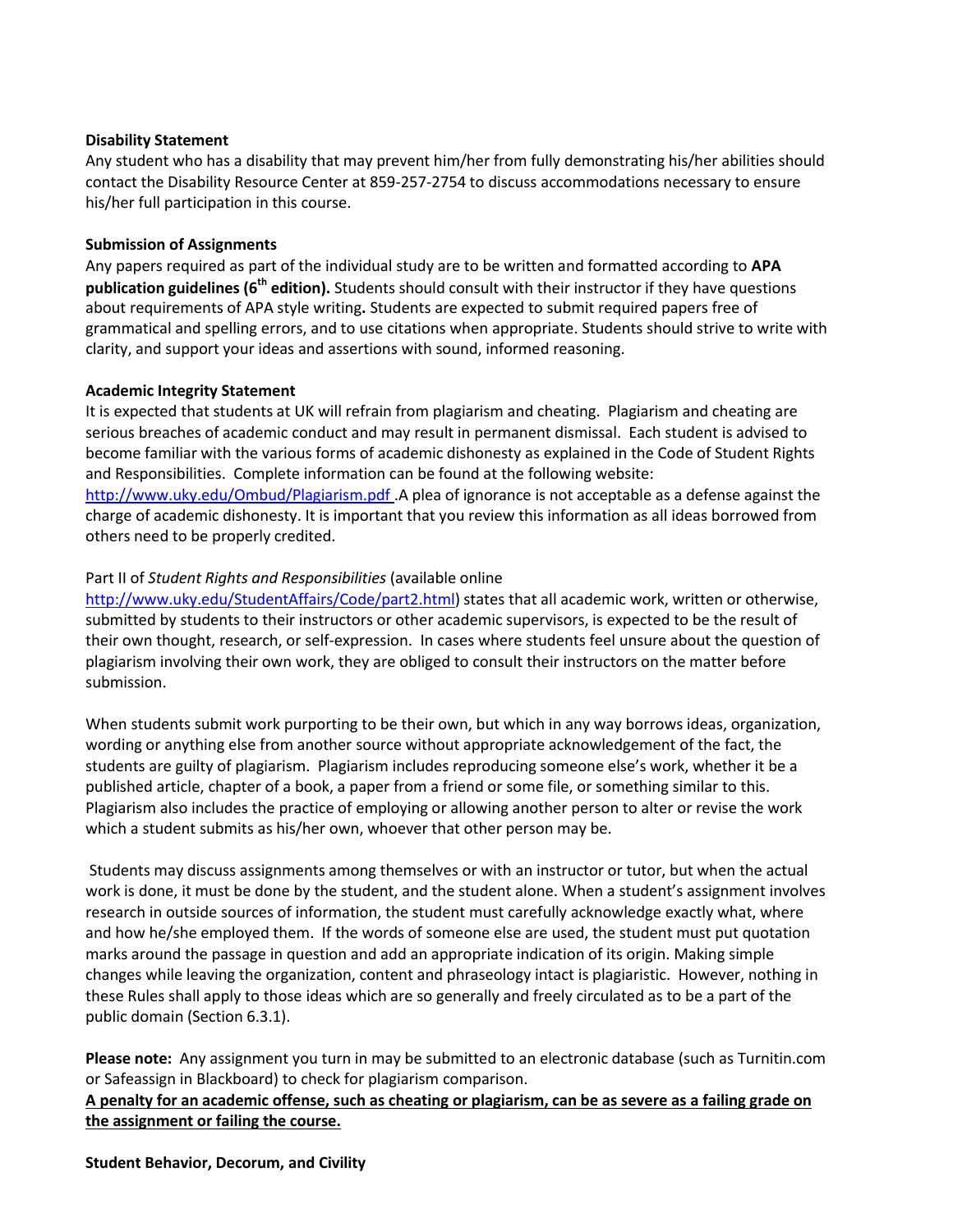**Disability Statement**
Any student who has a disability that may prevent him/her from fully demonstrating his/her abilities should contact the Disability Resource Center at 859-257-2754 to discuss accommodations necessary to ensure his/her full participation in this course.

**Submission of Assignments**
Any papers required as part of the individual study are to be written and formatted according to **APA publication guidelines (6th edition).** Students should consult with their instructor if they have questions about requirements of APA style writing**.** Students are expected to submit required papers free of grammatical and spelling errors, and to use citations when appropriate. Students should strive to write with clarity, and support your ideas and assertions with sound, informed reasoning.

**Academic Integrity Statement**
It is expected that students at UK will refrain from plagiarism and cheating. Plagiarism and cheating are serious breaches of academic conduct and may result in permanent dismissal. Each student is advised to become familiar with the various forms of academic dishonesty as explained in the Code of Student Rights and Responsibilities. Complete information can be found at the following website: http://www.uky.edu/Ombud/Plagiarism.pdf .A plea of ignorance is not acceptable as a defense against the charge of academic dishonesty. It is important that you review this information as all ideas borrowed from others need to be properly credited.

Part II of *Student Rights and Responsibilities* (available online http://www.uky.edu/StudentAffairs/Code/part2.html) states that all academic work, written or otherwise, submitted by students to their instructors or other academic supervisors, is expected to be the result of their own thought, research, or self-expression. In cases where students feel unsure about the question of plagiarism involving their own work, they are obliged to consult their instructors on the matter before submission.

When students submit work purporting to be their own, but which in any way borrows ideas, organization, wording or anything else from another source without appropriate acknowledgement of the fact, the students are guilty of plagiarism. Plagiarism includes reproducing someone else's work, whether it be a published article, chapter of a book, a paper from a friend or some file, or something similar to this. Plagiarism also includes the practice of employing or allowing another person to alter or revise the work which a student submits as his/her own, whoever that other person may be.

Students may discuss assignments among themselves or with an instructor or tutor, but when the actual work is done, it must be done by the student, and the student alone. When a student's assignment involves research in outside sources of information, the student must carefully acknowledge exactly what, where and how he/she employed them. If the words of someone else are used, the student must put quotation marks around the passage in question and add an appropriate indication of its origin. Making simple changes while leaving the organization, content and phraseology intact is plagiaristic. However, nothing in these Rules shall apply to those ideas which are so generally and freely circulated as to be a part of the public domain (Section 6.3.1).

**Please note:** Any assignment you turn in may be submitted to an electronic database (such as Turnitin.com or Safeassign in Blackboard) to check for plagiarism comparison.
**A penalty for an academic offense, such as cheating or plagiarism, can be as severe as a failing grade on the assignment or failing the course.**

**Student Behavior, Decorum, and Civility**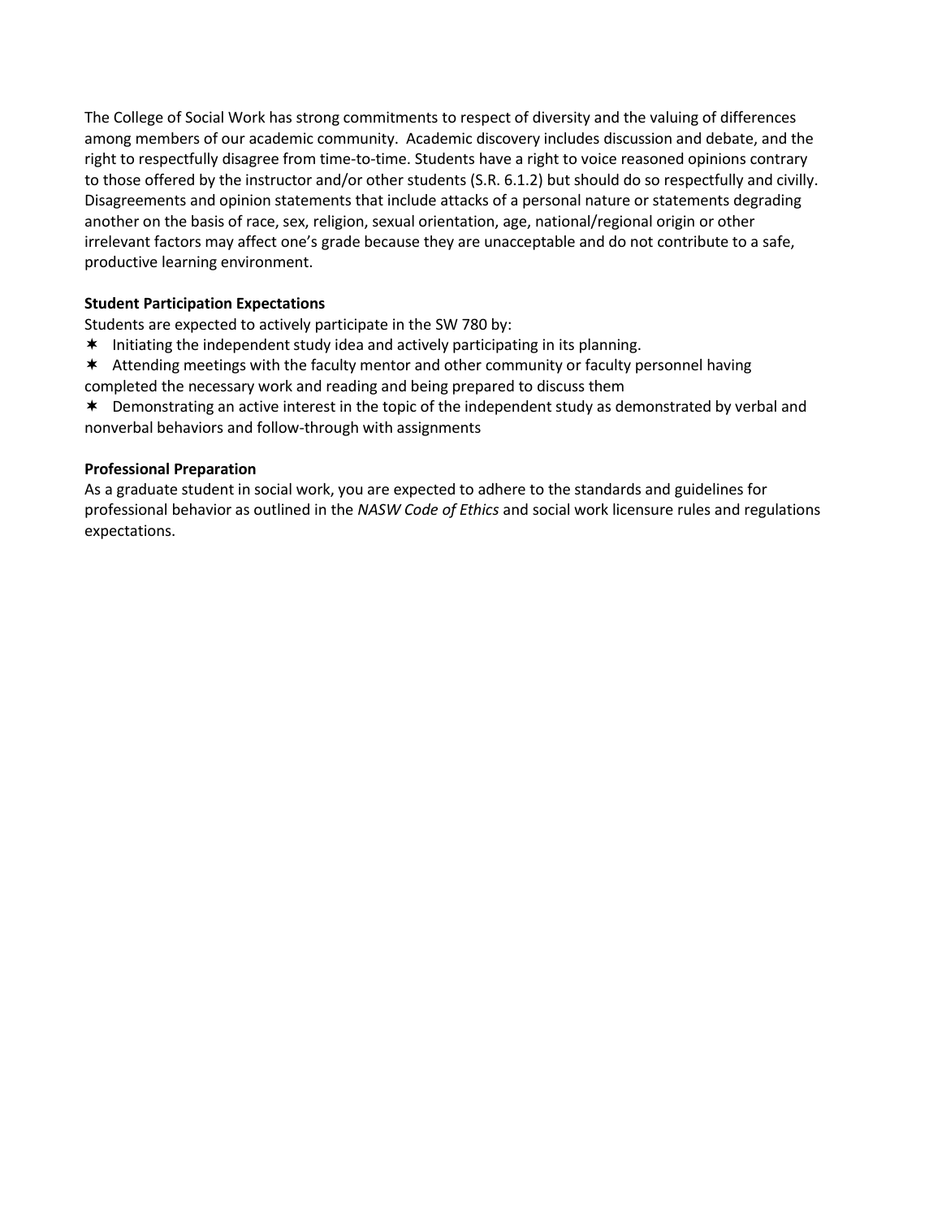The College of Social Work has strong commitments to respect of diversity and the valuing of differences among members of our academic community. Academic discovery includes discussion and debate, and the right to respectfully disagree from time-to-time. Students have a right to voice reasoned opinions contrary to those offered by the instructor and/or other students (S.R. 6.1.2) but should do so respectfully and civilly. Disagreements and opinion statements that include attacks of a personal nature or statements degrading another on the basis of race, sex, religion, sexual orientation, age, national/regional origin or other irrelevant factors may affect one's grade because they are unacceptable and do not contribute to a safe, productive learning environment.

**Student Participation Expectations**

Students are expected to actively participate in the SW 780 by:

- Initiating the independent study idea and actively participating in its planning.
- Attending meetings with the faculty mentor and other community or faculty personnel having completed the necessary work and reading and being prepared to discuss them
- Demonstrating an active interest in the topic of the independent study as demonstrated by verbal and nonverbal behaviors and follow-through with assignments

**Professional Preparation**

As a graduate student in social work, you are expected to adhere to the standards and guidelines for professional behavior as outlined in the *NASW Code of Ethics* and social work licensure rules and regulations expectations.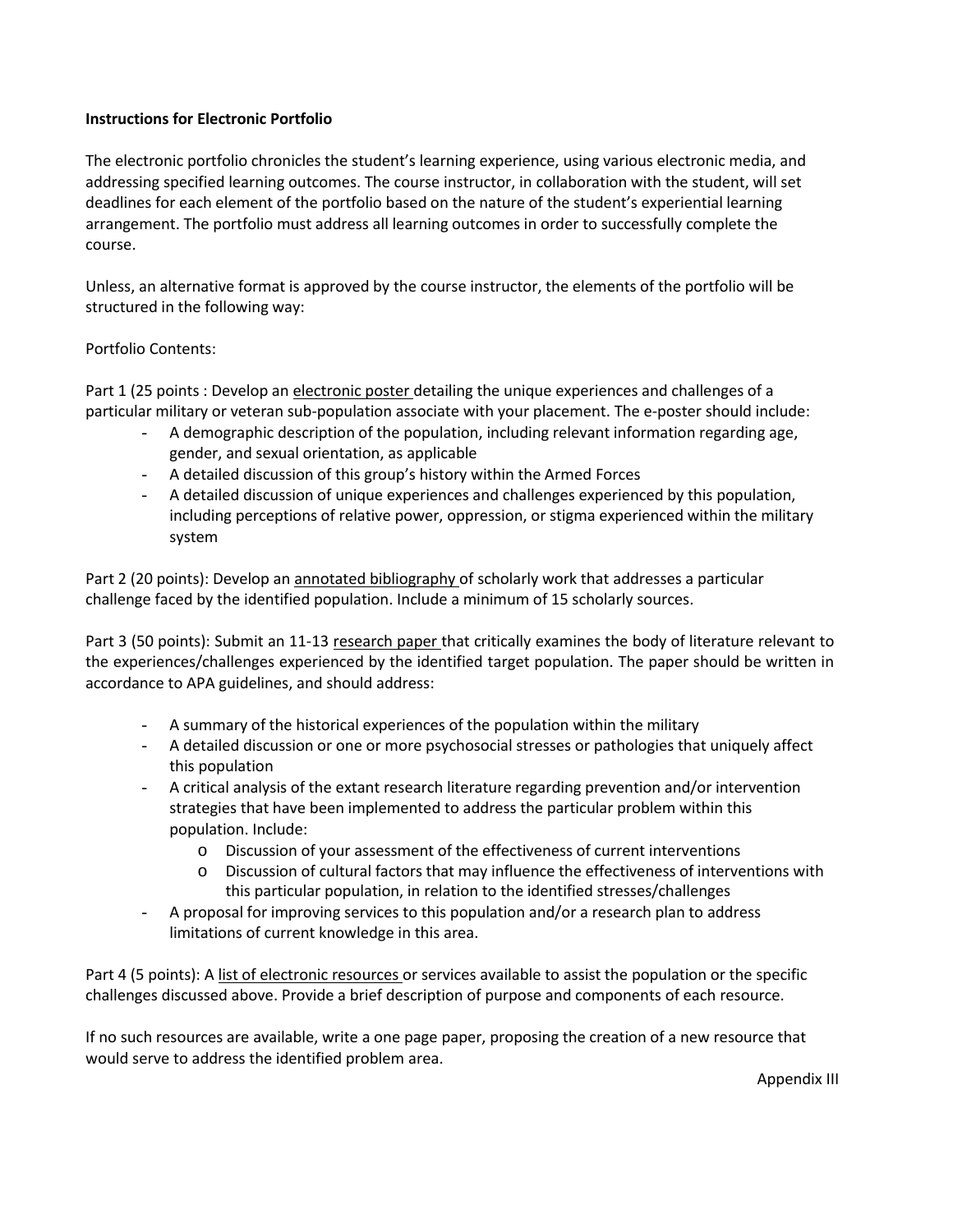**Instructions for Electronic Portfolio**

The electronic portfolio chronicles the student's learning experience, using various electronic media, and addressing specified learning outcomes. The course instructor, in collaboration with the student, will set deadlines for each element of the portfolio based on the nature of the student's experiential learning arrangement. The portfolio must address all learning outcomes in order to successfully complete the course.

Unless, an alternative format is approved by the course instructor, the elements of the portfolio will be structured in the following way:

Portfolio Contents:

Part 1 (25 points : Develop an <u>electronic poster</u> detailing the unique experiences and challenges of a particular military or veteran sub-population associate with your placement. The e-poster should include:

- A demographic description of the population, including relevant information regarding age, gender, and sexual orientation, as applicable
- A detailed discussion of this group's history within the Armed Forces
- A detailed discussion of unique experiences and challenges experienced by this population, including perceptions of relative power, oppression, or stigma experienced within the military system

Part 2 (20 points): Develop an <u>annotated bibliography</u> of scholarly work that addresses a particular challenge faced by the identified population. Include a minimum of 15 scholarly sources.

Part 3 (50 points): Submit an 11-13 <u>research paper</u> that critically examines the body of literature relevant to the experiences/challenges experienced by the identified target population. The paper should be written in accordance to APA guidelines, and should address:

- A summary of the historical experiences of the population within the military
- A detailed discussion or one or more psychosocial stresses or pathologies that uniquely affect this population
- A critical analysis of the extant research literature regarding prevention and/or intervention strategies that have been implemented to address the particular problem within this population. Include:
  - Discussion of your assessment of the effectiveness of current interventions
  - Discussion of cultural factors that may influence the effectiveness of interventions with this particular population, in relation to the identified stresses/challenges
- A proposal for improving services to this population and/or a research plan to address limitations of current knowledge in this area.

Part 4 (5 points): A <u>list of electronic resources</u> or services available to assist the population or the specific challenges discussed above. Provide a brief description of purpose and components of each resource.

If no such resources are available, write a one page paper, proposing the creation of a new resource that would serve to address the identified problem area.

Appendix III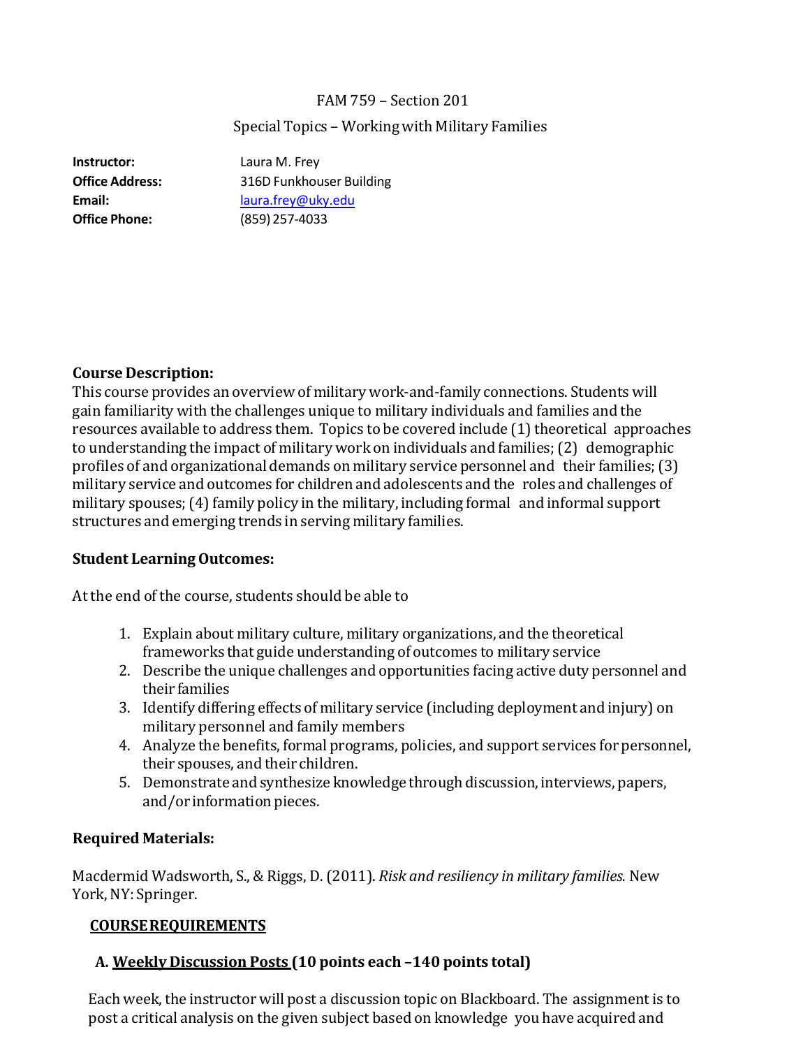FAM 759 – Section 201

Special Topics – Working with Military Families

**Instructor:** Laura M. Frey
**Office Address:** 316D Funkhouser Building
**Email:** laura.frey@uky.edu
**Office Phone:** (859) 257-4033

**Course Description:**
This course provides an overview of military work-and-family connections. Students will gain familiarity with the challenges unique to military individuals and families and the resources available to address them. Topics to be covered include (1) theoretical approaches to understanding the impact of military work on individuals and families; (2) demographic profiles of and organizational demands on military service personnel and their families; (3) military service and outcomes for children and adolescents and the roles and challenges of military spouses; (4) family policy in the military, including formal and informal support structures and emerging trends in serving military families.

**Student Learning Outcomes:**

At the end of the course, students should be able to

1. Explain about military culture, military organizations, and the theoretical frameworks that guide understanding of outcomes to military service
2. Describe the unique challenges and opportunities facing active duty personnel and their families
3. Identify differing effects of military service (including deployment and injury) on military personnel and family members
4. Analyze the benefits, formal programs, policies, and support services for personnel, their spouses, and their children.
5. Demonstrate and synthesize knowledge through discussion, interviews, papers, and/or information pieces.

**Required Materials:**

Macdermid Wadsworth, S., & Riggs, D. (2011). *Risk and resiliency in military families.* New York, NY: Springer.

**<u>COURSE REQUIREMENTS</u>**

**A. <u>Weekly Discussion Posts</u> (10 points each – 140 points total)**

Each week, the instructor will post a discussion topic on Blackboard. The assignment is to post a critical analysis on the given subject based on knowledge you have acquired and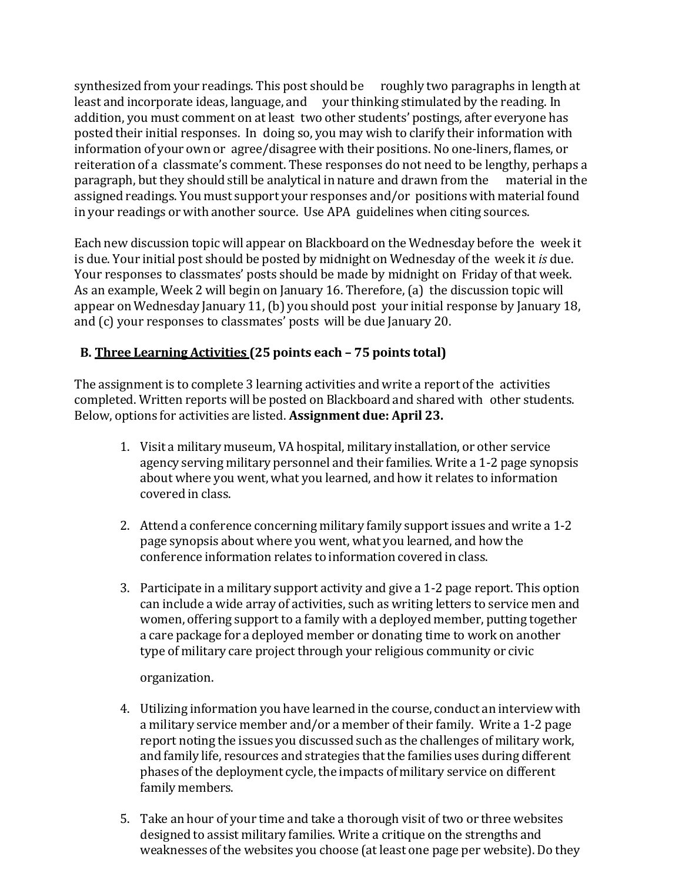synthesized from your readings. This post should be roughly two paragraphs in length at least and incorporate ideas, language, and your thinking stimulated by the reading. In addition, you must comment on at least two other students' postings, after everyone has posted their initial responses. In doing so, you may wish to clarify their information with information of your own or agree/disagree with their positions. No one-liners, flames, or reiteration of a classmate's comment. These responses do not need to be lengthy, perhaps a paragraph, but they should still be analytical in nature and drawn from the material in the assigned readings. You must support your responses and/or positions with material found in your readings or with another source. Use APA guidelines when citing sources.

Each new discussion topic will appear on Blackboard on the Wednesday before the week it is due. Your initial post should be posted by midnight on Wednesday of the week it *is* due. Your responses to classmates' posts should be made by midnight on Friday of that week. As an example, Week 2 will begin on January 16. Therefore, (a) the discussion topic will appear on Wednesday January 11, (b) you should post your initial response by January 18, and (c) your responses to classmates' posts will be due January 20.

**B. <u>Three Learning Activities</u> (25 points each – 75 points total)**

The assignment is to complete 3 learning activities and write a report of the activities completed. Written reports will be posted on Blackboard and shared with other students. Below, options for activities are listed. **Assignment due: April 23.**

1. Visit a military museum, VA hospital, military installation, or other service agency serving military personnel and their families. Write a 1-2 page synopsis about where you went, what you learned, and how it relates to information covered in class.

2. Attend a conference concerning military family support issues and write a 1-2 page synopsis about where you went, what you learned, and how the conference information relates to information covered in class.

3. Participate in a military support activity and give a 1-2 page report. This option can include a wide array of activities, such as writing letters to service men and women, offering support to a family with a deployed member, putting together a care package for a deployed member or donating time to work on another type of military care project through your religious community or civic organization.

4. Utilizing information you have learned in the course, conduct an interview with a military service member and/or a member of their family. Write a 1-2 page report noting the issues you discussed such as the challenges of military work, and family life, resources and strategies that the families uses during different phases of the deployment cycle, the impacts of military service on different family members.

5. Take an hour of your time and take a thorough visit of two or three websites designed to assist military families. Write a critique on the strengths and weaknesses of the websites you choose (at least one page per website). Do they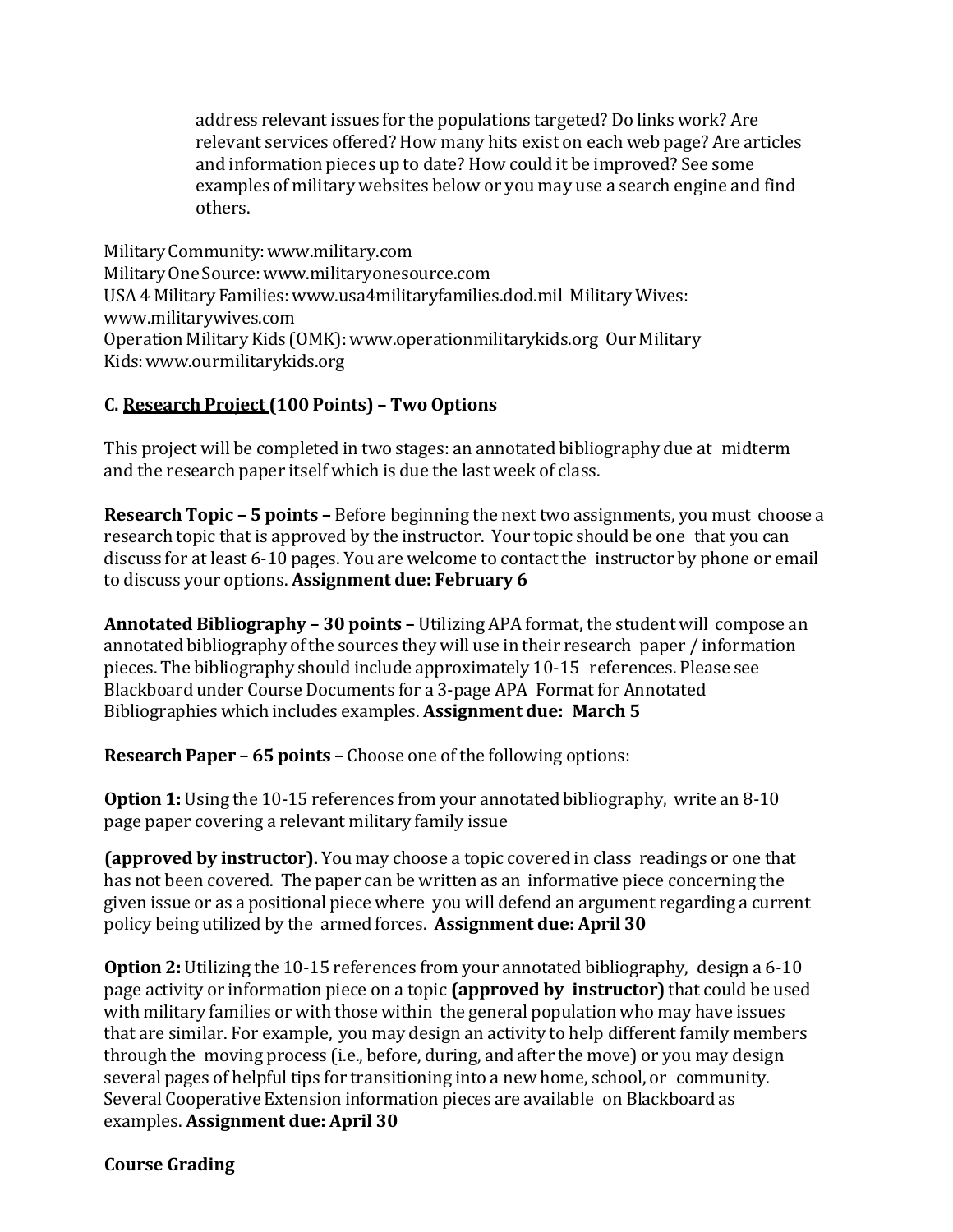address relevant issues for the populations targeted? Do links work? Are relevant services offered? How many hits exist on each web page? Are articles and information pieces up to date? How could it be improved? See some examples of military websites below or you may use a search engine and find others.

Military Community: www.military.com
Military One Source: www.militaryonesource.com
USA 4 Military Families: www.usa4militaryfamilies.dod.mil Military Wives: www.militarywives.com
Operation Military Kids (OMK): www.operationmilitarykids.org Our Military Kids: www.ourmilitarykids.org

### C. <u>Research Project</u> (100 Points) – Two Options

This project will be completed in two stages: an annotated bibliography due at midterm and the research paper itself which is due the last week of class.

**Research Topic – 5 points –** Before beginning the next two assignments, you must choose a research topic that is approved by the instructor. Your topic should be one that you can discuss for at least 6-10 pages. You are welcome to contact the instructor by phone or email to discuss your options. **Assignment due: February 6**

**Annotated Bibliography – 30 points –** Utilizing APA format, the student will compose an annotated bibliography of the sources they will use in their research paper / information pieces. The bibliography should include approximately 10-15 references. Please see Blackboard under Course Documents for a 3-page APA Format for Annotated Bibliographies which includes examples. **Assignment due: March 5**

**Research Paper – 65 points –** Choose one of the following options:

**Option 1:** Using the 10-15 references from your annotated bibliography, write an 8-10 page paper covering a relevant military family issue

**(approved by instructor).** You may choose a topic covered in class readings or one that has not been covered. The paper can be written as an informative piece concerning the given issue or as a positional piece where you will defend an argument regarding a current policy being utilized by the armed forces. **Assignment due: April 30**

**Option 2:** Utilizing the 10-15 references from your annotated bibliography, design a 6-10 page activity or information piece on a topic **(approved by instructor)** that could be used with military families or with those within the general population who may have issues that are similar. For example, you may design an activity to help different family members through the moving process (i.e., before, during, and after the move) or you may design several pages of helpful tips for transitioning into a new home, school, or community. Several Cooperative Extension information pieces are available on Blackboard as examples. **Assignment due: April 30**

**Course Grading**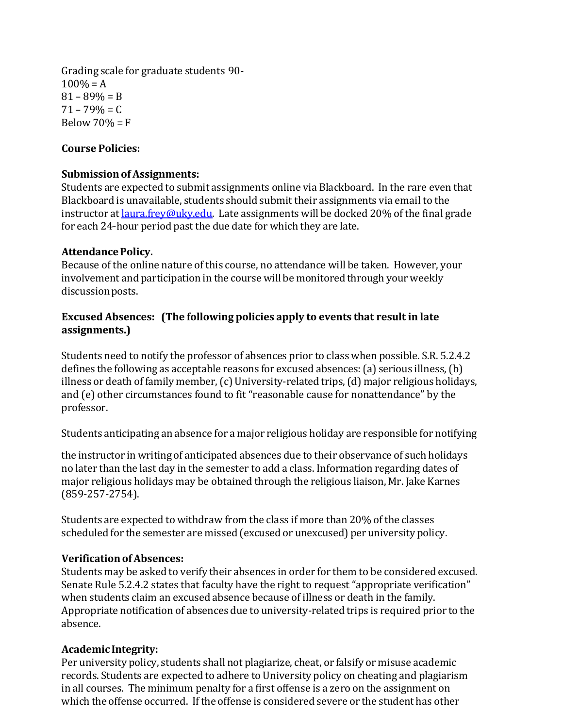Grading scale for graduate students 90-
100% = A
81 – 89% = B
71 – 79% = C
Below 70% = F

**Course Policies:**

**Submission of Assignments:**
Students are expected to submit assignments online via Blackboard. In the rare even that Blackboard is unavailable, students should submit their assignments via email to the instructor at laura.frey@uky.edu. Late assignments will be docked 20% of the final grade for each 24-hour period past the due date for which they are late.

**Attendance Policy.**
Because of the online nature of this course, no attendance will be taken. However, your involvement and participation in the course will be monitored through your weekly discussion posts.

**Excused Absences: (The following policies apply to events that result in late assignments.)**

Students need to notify the professor of absences prior to class when possible. S.R. 5.2.4.2 defines the following as acceptable reasons for excused absences: (a) serious illness, (b) illness or death of family member, (c) University-related trips, (d) major religious holidays, and (e) other circumstances found to fit "reasonable cause for nonattendance" by the professor.

Students anticipating an absence for a major religious holiday are responsible for notifying the instructor in writing of anticipated absences due to their observance of such holidays no later than the last day in the semester to add a class. Information regarding dates of major religious holidays may be obtained through the religious liaison, Mr. Jake Karnes (859-257-2754).

Students are expected to withdraw from the class if more than 20% of the classes scheduled for the semester are missed (excused or unexcused) per university policy.

**Verification of Absences:**
Students may be asked to verify their absences in order for them to be considered excused. Senate Rule 5.2.4.2 states that faculty have the right to request "appropriate verification" when students claim an excused absence because of illness or death in the family. Appropriate notification of absences due to university-related trips is required prior to the absence.

**Academic Integrity:**
Per university policy, students shall not plagiarize, cheat, or falsify or misuse academic records. Students are expected to adhere to University policy on cheating and plagiarism in all courses. The minimum penalty for a first offense is a zero on the assignment on which the offense occurred. If the offense is considered severe or the student has other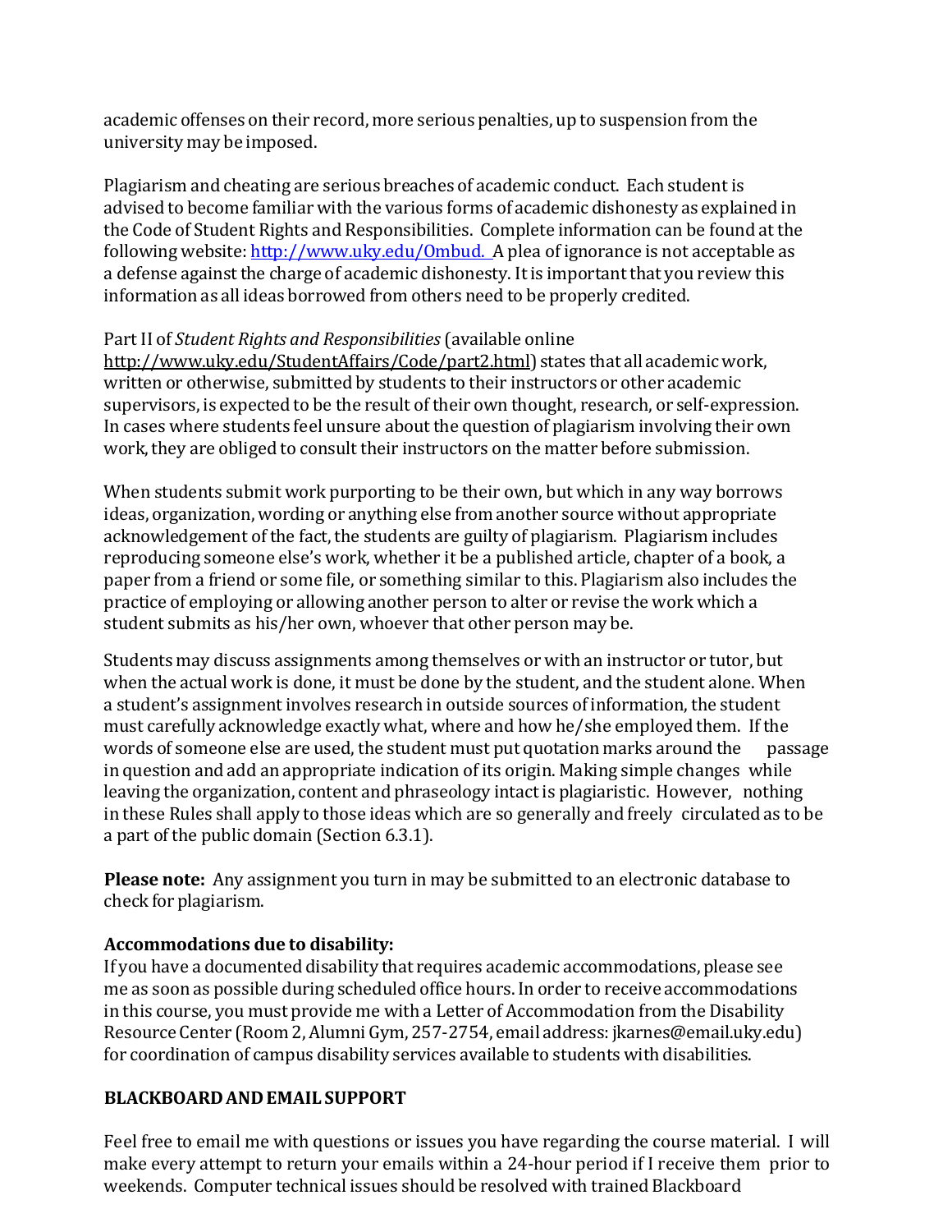academic offenses on their record, more serious penalties, up to suspension from the university may be imposed.

Plagiarism and cheating are serious breaches of academic conduct. Each student is advised to become familiar with the various forms of academic dishonesty as explained in the Code of Student Rights and Responsibilities. Complete information can be found at the following website: http://www.uky.edu/Ombud. A plea of ignorance is not acceptable as a defense against the charge of academic dishonesty. It is important that you review this information as all ideas borrowed from others need to be properly credited.

Part II of *Student Rights and Responsibilities* (available online http://www.uky.edu/StudentAffairs/Code/part2.html) states that all academic work, written or otherwise, submitted by students to their instructors or other academic supervisors, is expected to be the result of their own thought, research, or self-expression. In cases where students feel unsure about the question of plagiarism involving their own work, they are obliged to consult their instructors on the matter before submission.

When students submit work purporting to be their own, but which in any way borrows ideas, organization, wording or anything else from another source without appropriate acknowledgement of the fact, the students are guilty of plagiarism. Plagiarism includes reproducing someone else's work, whether it be a published article, chapter of a book, a paper from a friend or some file, or something similar to this. Plagiarism also includes the practice of employing or allowing another person to alter or revise the work which a student submits as his/her own, whoever that other person may be.

Students may discuss assignments among themselves or with an instructor or tutor, but when the actual work is done, it must be done by the student, and the student alone. When a student's assignment involves research in outside sources of information, the student must carefully acknowledge exactly what, where and how he/she employed them. If the words of someone else are used, the student must put quotation marks around the passage in question and add an appropriate indication of its origin. Making simple changes while leaving the organization, content and phraseology intact is plagiaristic. However, nothing in these Rules shall apply to those ideas which are so generally and freely circulated as to be a part of the public domain (Section 6.3.1).

**Please note:** Any assignment you turn in may be submitted to an electronic database to check for plagiarism.

**Accommodations due to disability:**
If you have a documented disability that requires academic accommodations, please see me as soon as possible during scheduled office hours. In order to receive accommodations in this course, you must provide me with a Letter of Accommodation from the Disability Resource Center (Room 2, Alumni Gym, 257-2754, email address: jkarnes@email.uky.edu) for coordination of campus disability services available to students with disabilities.

## BLACKBOARD AND EMAIL SUPPORT

Feel free to email me with questions or issues you have regarding the course material. I will make every attempt to return your emails within a 24-hour period if I receive them prior to weekends. Computer technical issues should be resolved with trained Blackboard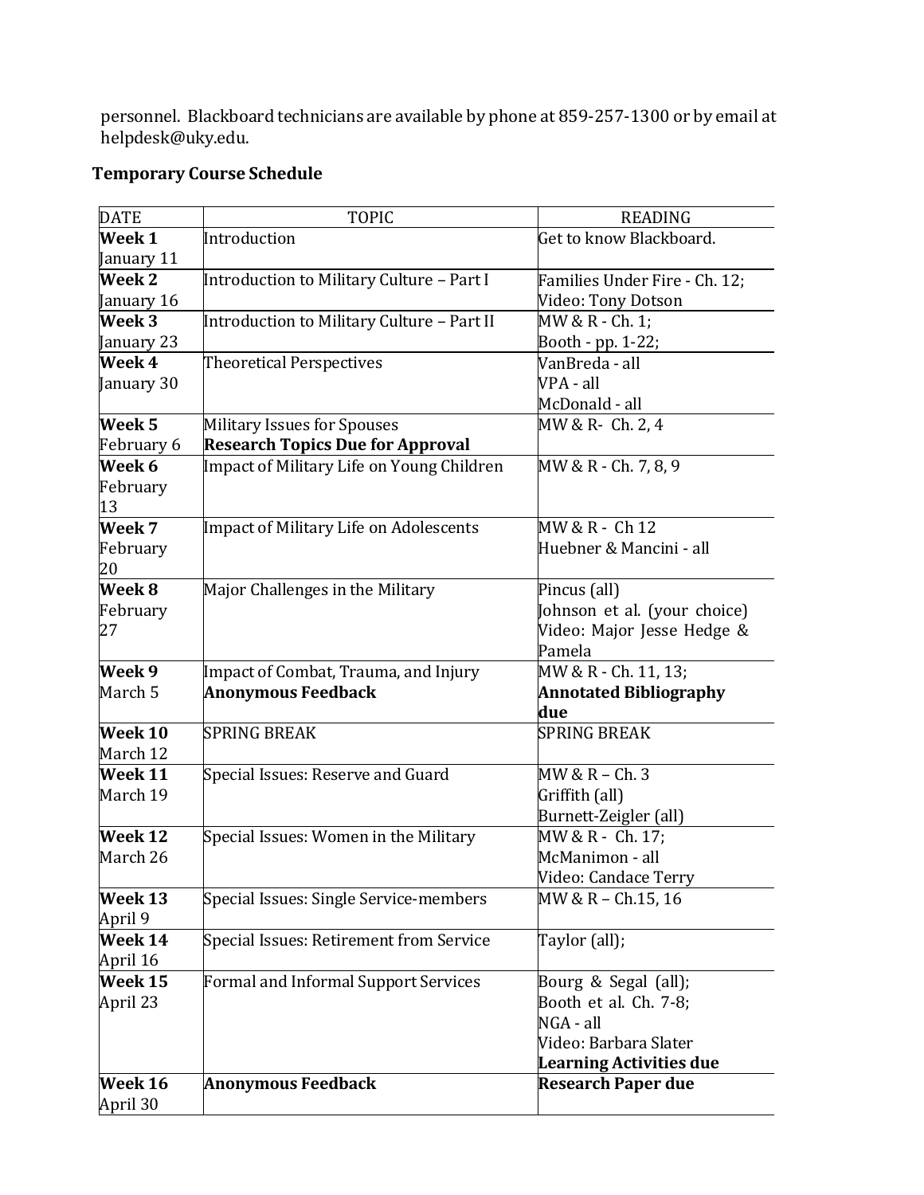personnel. Blackboard technicians are available by phone at 859-257-1300 or by email at helpdesk@uky.edu.

### Temporary Course Schedule

| DATE | TOPIC | READING |
|---|---|---|
| **Week 1** January 11 | Introduction | Get to know Blackboard. |
| **Week 2** January 16 | Introduction to Military Culture – Part I | Families Under Fire - Ch. 12; Video: Tony Dotson |
| **Week 3** January 23 | Introduction to Military Culture – Part II | MW & R - Ch. 1; Booth - pp. 1-22; |
| **Week 4** January 30 | Theoretical Perspectives | VanBreda - all VPA - all McDonald - all |
| **Week 5** February 6 | Military Issues for Spouses **Research Topics Due for Approval** | MW & R- Ch. 2, 4 |
| **Week 6** February 13 | Impact of Military Life on Young Children | MW & R - Ch. 7, 8, 9 |
| **Week 7** February 20 | Impact of Military Life on Adolescents | MW & R - Ch 12 Huebner & Mancini - all |
| **Week 8** February 27 | Major Challenges in the Military | Pincus (all) Johnson et al. (your choice) Video: Major Jesse Hedge & Pamela |
| **Week 9** March 5 | Impact of Combat, Trauma, and Injury **Anonymous Feedback** | MW & R - Ch. 11, 13; **Annotated Bibliography due** |
| **Week 10** March 12 | SPRING BREAK | SPRING BREAK |
| **Week 11** March 19 | Special Issues: Reserve and Guard | MW & R – Ch. 3 Griffith (all) Burnett-Zeigler (all) |
| **Week 12** March 26 | Special Issues: Women in the Military | MW & R - Ch. 17; McManimon - all Video: Candace Terry |
| **Week 13** April 9 | Special Issues: Single Service-members | MW & R – Ch.15, 16 |
| **Week 14** April 16 | Special Issues: Retirement from Service | Taylor (all); |
| **Week 15** April 23 | Formal and Informal Support Services | Bourg & Segal (all); Booth et al. Ch. 7-8; NGA - all Video: Barbara Slater **Learning Activities due** |
| **Week 16** April 30 | **Anonymous Feedback** | **Research Paper due** |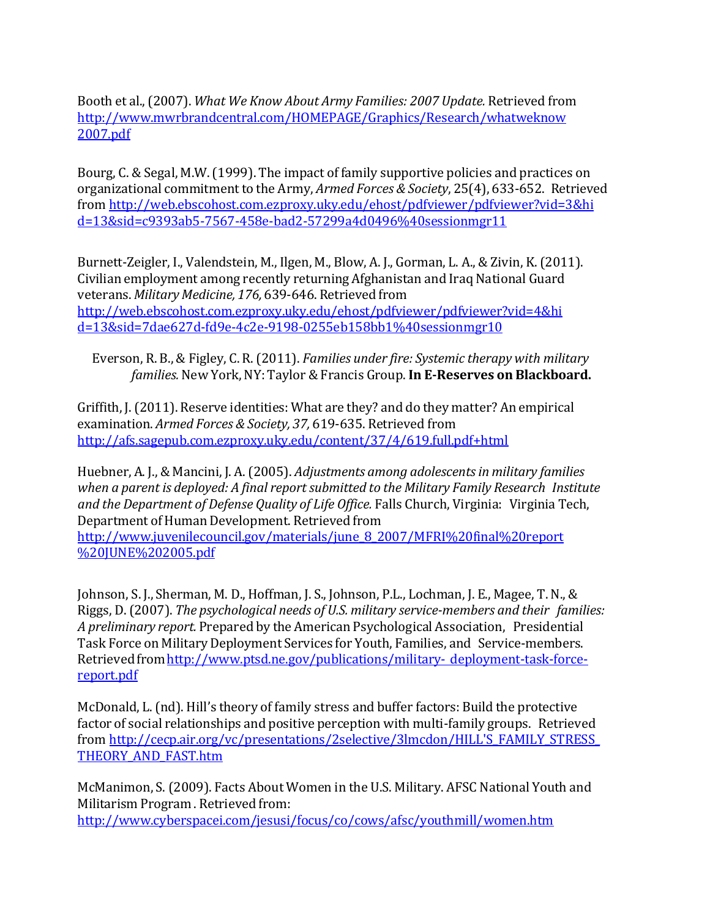Booth et al., (2007). *What We Know About Army Families: 2007 Update.* Retrieved from http://www.mwrbrandcentral.com/HOMEPAGE/Graphics/Research/whatweknow2007.pdf

Bourg, C. & Segal, M.W. (1999). The impact of family supportive policies and practices on organizational commitment to the Army, *Armed Forces & Society*, 25(4), 633-652. Retrieved from http://web.ebscohost.com.ezproxy.uky.edu/ehost/pdfviewer/pdfviewer?vid=3&hid=13&sid=c9393ab5-7567-458e-bad2-57299a4d0496%40sessionmgr11

Burnett-Zeigler, I., Valendstein, M., Ilgen, M., Blow, A. J., Gorman, L. A., & Zivin, K. (2011). Civilian employment among recently returning Afghanistan and Iraq National Guard veterans. *Military Medicine, 176,* 639-646. Retrieved from http://web.ebscohost.com.ezproxy.uky.edu/ehost/pdfviewer/pdfviewer?vid=4&hid=13&sid=7dae627d-fd9e-4c2e-9198-0255eb158bb1%40sessionmgr10

Everson, R. B., & Figley, C. R. (2011). *Families under fire: Systemic therapy with military families.* New York, NY: Taylor & Francis Group. **In E-Reserves on Blackboard.**

Griffith, J. (2011). Reserve identities: What are they? and do they matter? An empirical examination. *Armed Forces & Society, 37,* 619-635. Retrieved from http://afs.sagepub.com.ezproxy.uky.edu/content/37/4/619.full.pdf+html

Huebner, A. J., & Mancini, J. A. (2005). *Adjustments among adolescents in military families when a parent is deployed: A final report submitted to the Military Family Research Institute and the Department of Defense Quality of Life Office.* Falls Church, Virginia: Virginia Tech, Department of Human Development. Retrieved from http://www.juvenilecouncil.gov/materials/june_8_2007/MFRI%20final%20report%20JUNE%202005.pdf

Johnson, S. J., Sherman, M. D., Hoffman, J. S., Johnson, P.L., Lochman, J. E., Magee, T. N., & Riggs, D. (2007). *The psychological needs of U.S. military service-members and their families: A preliminary report.* Prepared by the American Psychological Association, Presidential Task Force on Military Deployment Services for Youth, Families, and Service-members. Retrieved from http://www.ptsd.ne.gov/publications/military- deployment-task-force-report.pdf

McDonald, L. (nd). Hill's theory of family stress and buffer factors: Build the protective factor of social relationships and positive perception with multi-family groups. Retrieved from http://cecp.air.org/vc/presentations/2selective/3lmcdon/HILL'S_FAMILY_STRESS_THEORY_AND_FAST.htm

McManimon, S. (2009). Facts About Women in the U.S. Military. AFSC National Youth and Militarism Program . Retrieved from: http://www.cyberspacei.com/jesusi/focus/co/cows/afsc/youthmill/women.htm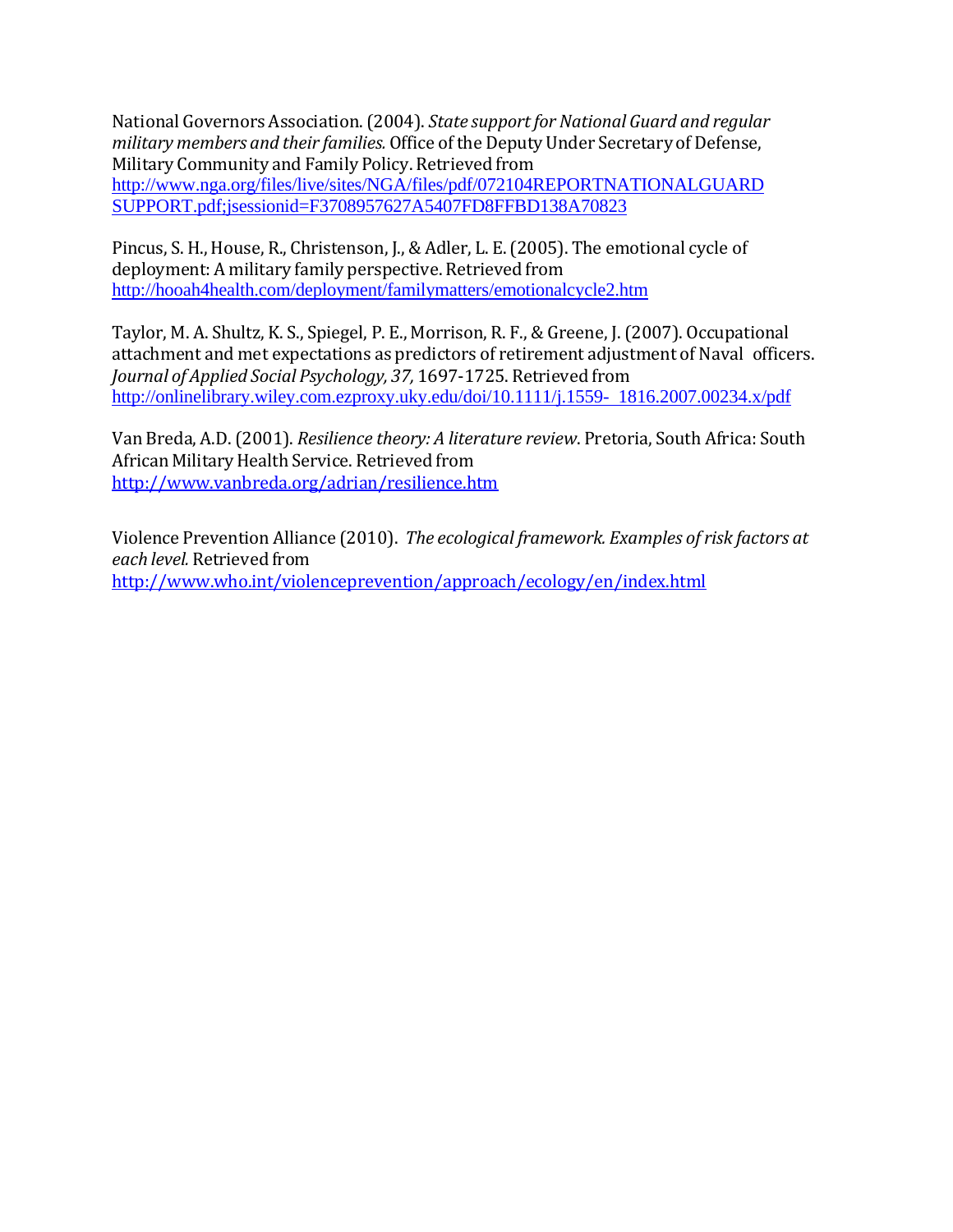National Governors Association. (2004). *State support for National Guard and regular military members and their families.* Office of the Deputy Under Secretary of Defense, Military Community and Family Policy. Retrieved from http://www.nga.org/files/live/sites/NGA/files/pdf/072104REPORTNATIONALGUARDSUPPORT.pdf;jsessionid=F3708957627A5407FD8FFBD138A70823

Pincus, S. H., House, R., Christenson, J., & Adler, L. E. (2005). The emotional cycle of deployment: A military family perspective. Retrieved from http://hooah4health.com/deployment/familymatters/emotionalcycle2.htm

Taylor, M. A. Shultz, K. S., Spiegel, P. E., Morrison, R. F., & Greene, J. (2007). Occupational attachment and met expectations as predictors of retirement adjustment of Naval officers. *Journal of Applied Social Psychology, 37,* 1697-1725. Retrieved from http://onlinelibrary.wiley.com.ezproxy.uky.edu/doi/10.1111/j.1559- 1816.2007.00234.x/pdf

Van Breda, A.D. (2001). *Resilience theory: A literature review*. Pretoria, South Africa: South African Military Health Service. Retrieved from http://www.vanbreda.org/adrian/resilience.htm

Violence Prevention Alliance (2010). *The ecological framework. Examples of risk factors at each level.* Retrieved from http://www.who.int/violenceprevention/approach/ecology/en/index.html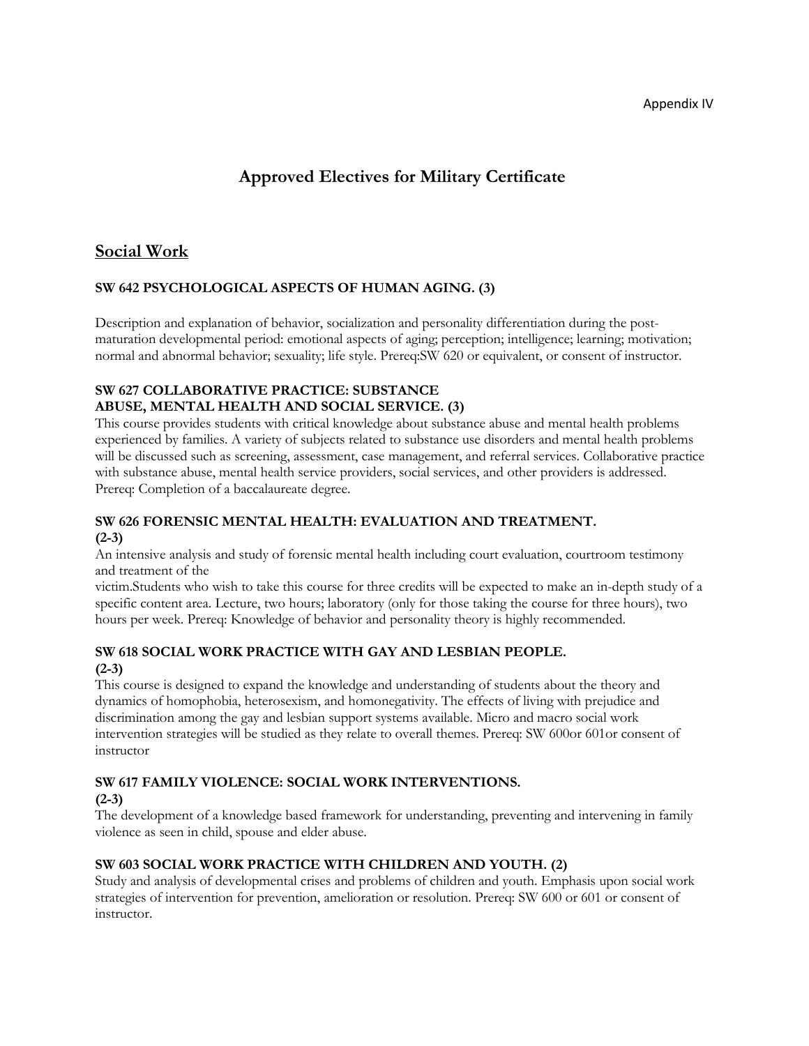Appendix IV

# Approved Electives for Military Certificate

## Social Work

### SW 642 PSYCHOLOGICAL ASPECTS OF HUMAN AGING. (3)

Description and explanation of behavior, socialization and personality differentiation during the post-maturation developmental period: emotional aspects of aging; perception; intelligence; learning; motivation; normal and abnormal behavior; sexuality; life style. Prereq:SW 620 or equivalent, or consent of instructor.

### SW 627 COLLABORATIVE PRACTICE: SUBSTANCE ABUSE, MENTAL HEALTH AND SOCIAL SERVICE. (3)

This course provides students with critical knowledge about substance abuse and mental health problems experienced by families. A variety of subjects related to substance use disorders and mental health problems will be discussed such as screening, assessment, case management, and referral services. Collaborative practice with substance abuse, mental health service providers, social services, and other providers is addressed. Prereq: Completion of a baccalaureate degree.

### SW 626 FORENSIC MENTAL HEALTH: EVALUATION AND TREATMENT. (2-3)

An intensive analysis and study of forensic mental health including court evaluation, courtroom testimony and treatment of the victim.Students who wish to take this course for three credits will be expected to make an in-depth study of a specific content area. Lecture, two hours; laboratory (only for those taking the course for three hours), two hours per week. Prereq: Knowledge of behavior and personality theory is highly recommended.

### SW 618 SOCIAL WORK PRACTICE WITH GAY AND LESBIAN PEOPLE. (2-3)

This course is designed to expand the knowledge and understanding of students about the theory and dynamics of homophobia, heterosexism, and homonegativity. The effects of living with prejudice and discrimination among the gay and lesbian support systems available. Micro and macro social work intervention strategies will be studied as they relate to overall themes. Prereq: SW 600or 601or consent of instructor

### SW 617 FAMILY VIOLENCE: SOCIAL WORK INTERVENTIONS. (2-3)

The development of a knowledge based framework for understanding, preventing and intervening in family violence as seen in child, spouse and elder abuse.

### SW 603 SOCIAL WORK PRACTICE WITH CHILDREN AND YOUTH. (2)

Study and analysis of developmental crises and problems of children and youth. Emphasis upon social work strategies of intervention for prevention, amelioration or resolution. Prereq: SW 600 or 601 or consent of instructor.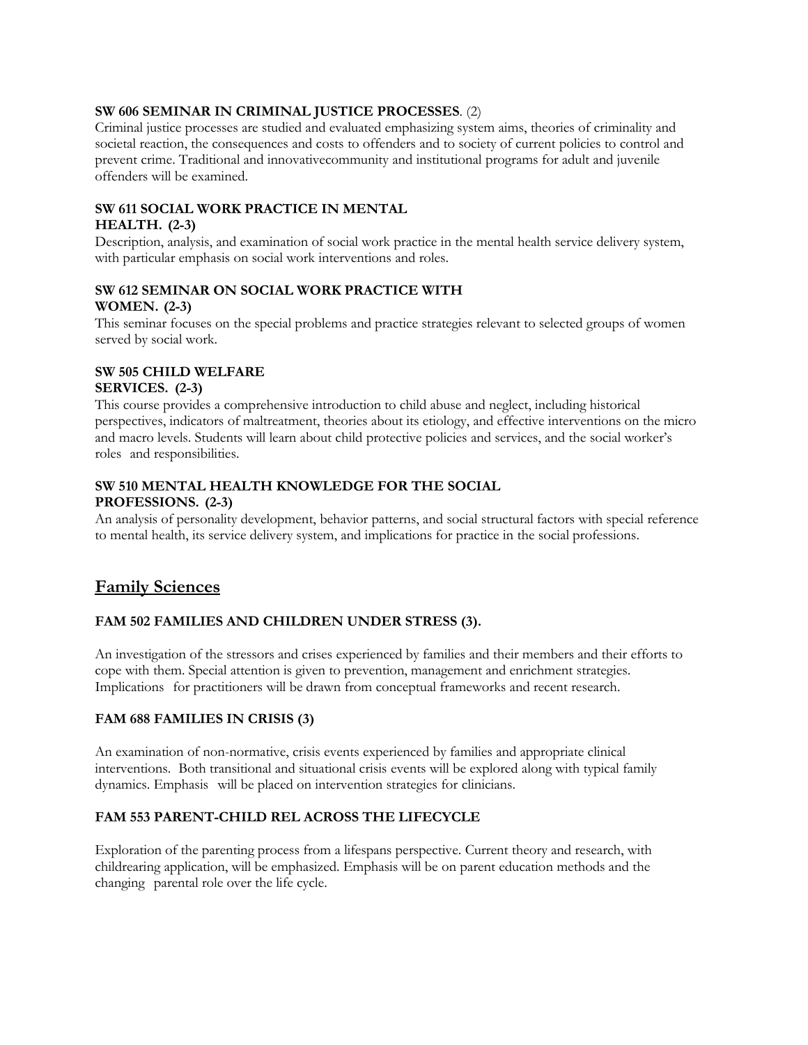**SW 606 SEMINAR IN CRIMINAL JUSTICE PROCESSES**. (2)

Criminal justice processes are studied and evaluated emphasizing system aims, theories of criminality and societal reaction, the consequences and costs to offenders and to society of current policies to control and prevent crime. Traditional and innovativecommunity and institutional programs for adult and juvenile offenders will be examined.

**SW 611 SOCIAL WORK PRACTICE IN MENTAL HEALTH. (2-3)**

Description, analysis, and examination of social work practice in the mental health service delivery system, with particular emphasis on social work interventions and roles.

**SW 612 SEMINAR ON SOCIAL WORK PRACTICE WITH WOMEN. (2-3)**

This seminar focuses on the special problems and practice strategies relevant to selected groups of women served by social work.

**SW 505 CHILD WELFARE SERVICES. (2-3)**

This course provides a comprehensive introduction to child abuse and neglect, including historical perspectives, indicators of maltreatment, theories about its etiology, and effective interventions on the micro and macro levels. Students will learn about child protective policies and services, and the social worker's roles and responsibilities.

**SW 510 MENTAL HEALTH KNOWLEDGE FOR THE SOCIAL PROFESSIONS. (2-3)**

An analysis of personality development, behavior patterns, and social structural factors with special reference to mental health, its service delivery system, and implications for practice in the social professions.

## Family Sciences

**FAM 502 FAMILIES AND CHILDREN UNDER STRESS (3).**

An investigation of the stressors and crises experienced by families and their members and their efforts to cope with them. Special attention is given to prevention, management and enrichment strategies. Implications for practitioners will be drawn from conceptual frameworks and recent research.

**FAM 688 FAMILIES IN CRISIS (3)**

An examination of non-normative, crisis events experienced by families and appropriate clinical interventions. Both transitional and situational crisis events will be explored along with typical family dynamics. Emphasis will be placed on intervention strategies for clinicians.

**FAM 553 PARENT-CHILD REL ACROSS THE LIFECYCLE**

Exploration of the parenting process from a lifespans perspective. Current theory and research, with childrearing application, will be emphasized. Emphasis will be on parent education methods and the changing parental role over the life cycle.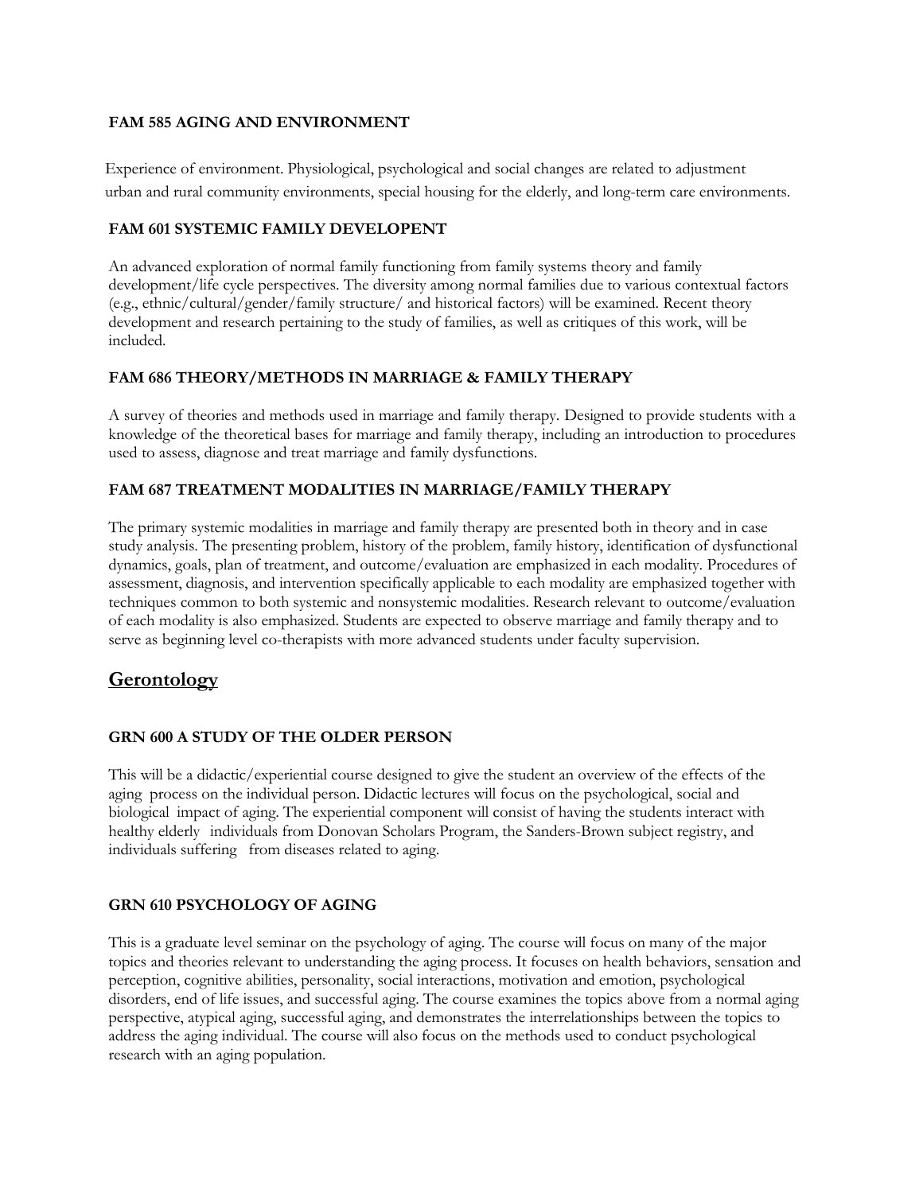### FAM 585 AGING AND ENVIRONMENT

Experience of environment. Physiological, psychological and social changes are related to adjustment urban and rural community environments, special housing for the elderly, and long-term care environments.

### FAM 601 SYSTEMIC FAMILY DEVELOPENT

An advanced exploration of normal family functioning from family systems theory and family development/life cycle perspectives. The diversity among normal families due to various contextual factors (e.g., ethnic/cultural/gender/family structure/ and historical factors) will be examined. Recent theory development and research pertaining to the study of families, as well as critiques of this work, will be included.

### FAM 686 THEORY/METHODS IN MARRIAGE & FAMILY THERAPY

A survey of theories and methods used in marriage and family therapy. Designed to provide students with a knowledge of the theoretical bases for marriage and family therapy, including an introduction to procedures used to assess, diagnose and treat marriage and family dysfunctions.

### FAM 687 TREATMENT MODALITIES IN MARRIAGE/FAMILY THERAPY

The primary systemic modalities in marriage and family therapy are presented both in theory and in case study analysis. The presenting problem, history of the problem, family history, identification of dysfunctional dynamics, goals, plan of treatment, and outcome/evaluation are emphasized in each modality. Procedures of assessment, diagnosis, and intervention specifically applicable to each modality are emphasized together with techniques common to both systemic and nonsystemic modalities. Research relevant to outcome/evaluation of each modality is also emphasized. Students are expected to observe marriage and family therapy and to serve as beginning level co-therapists with more advanced students under faculty supervision.

## Gerontology

### GRN 600 A STUDY OF THE OLDER PERSON

This will be a didactic/experiential course designed to give the student an overview of the effects of the aging process on the individual person. Didactic lectures will focus on the psychological, social and biological impact of aging. The experiential component will consist of having the students interact with healthy elderly individuals from Donovan Scholars Program, the Sanders-Brown subject registry, and individuals suffering from diseases related to aging.

### GRN 610 PSYCHOLOGY OF AGING

This is a graduate level seminar on the psychology of aging. The course will focus on many of the major topics and theories relevant to understanding the aging process. It focuses on health behaviors, sensation and perception, cognitive abilities, personality, social interactions, motivation and emotion, psychological disorders, end of life issues, and successful aging. The course examines the topics above from a normal aging perspective, atypical aging, successful aging, and demonstrates the interrelationships between the topics to address the aging individual. The course will also focus on the methods used to conduct psychological research with an aging population.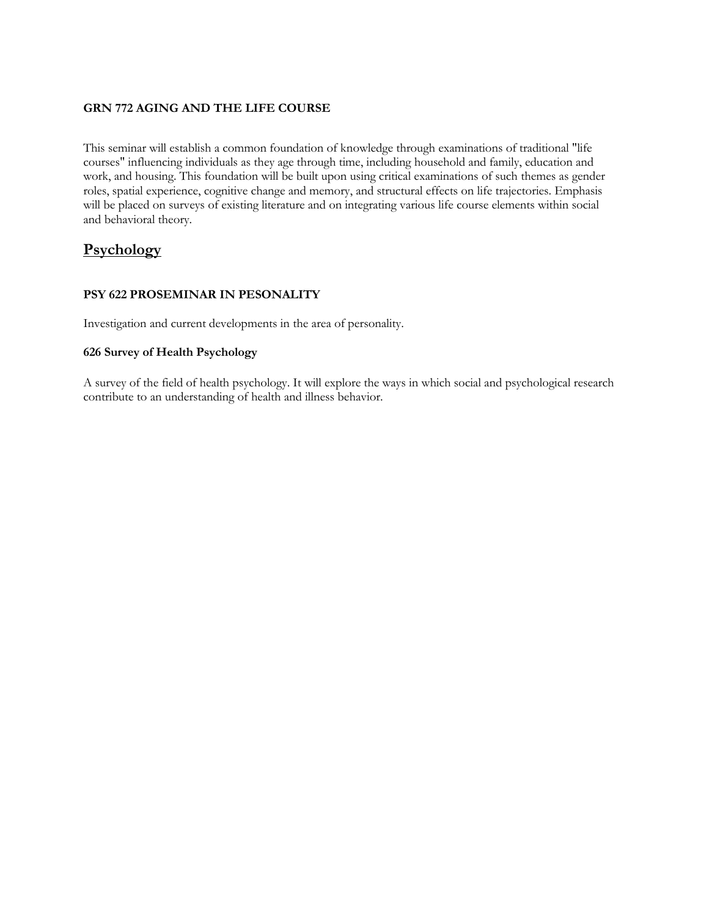**GRN 772 AGING AND THE LIFE COURSE**

This seminar will establish a common foundation of knowledge through examinations of traditional "life courses" influencing individuals as they age through time, including household and family, education and work, and housing. This foundation will be built upon using critical examinations of such themes as gender roles, spatial experience, cognitive change and memory, and structural effects on life trajectories. Emphasis will be placed on surveys of existing literature and on integrating various life course elements within social and behavioral theory.

## Psychology

**PSY 622 PROSEMINAR IN PESONALITY**

Investigation and current developments in the area of personality.

**626 Survey of Health Psychology**

A survey of the field of health psychology. It will explore the ways in which social and psychological research contribute to an understanding of health and illness behavior.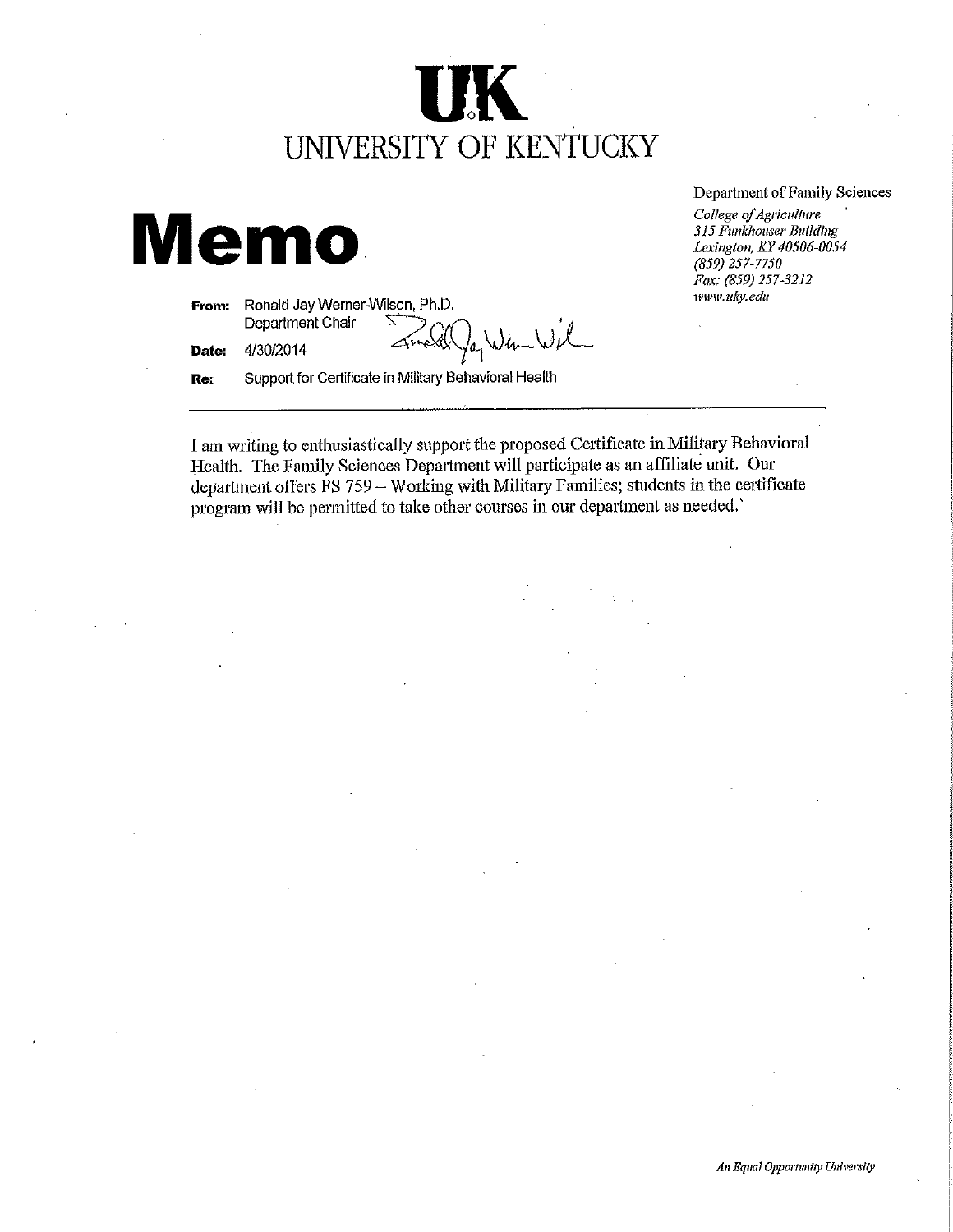# UK

## UNIVERSITY OF KENTUCKY

Department of Family Sciences

*College of Agriculture*
*315 Funkhouser Building*
*Lexington, KY 40506-0054*
*(859) 257-7750*
*Fax: (859) 257-3212*
*www.uky.edu*

# Memo

**From:** Ronald Jay Werner-Wilson, Ph.D.
Department Chair

**Date:** 4/30/2014

**Re:** Support for Certificate in Military Behavioral Health

---

I am writing to enthusiastically support the proposed Certificate in Military Behavioral Health. The Family Sciences Department will participate as an affiliate unit. Our department offers FS 759 – Working with Military Families; students in the certificate program will be permitted to take other courses in our department as needed.

*An Equal Opportunity University*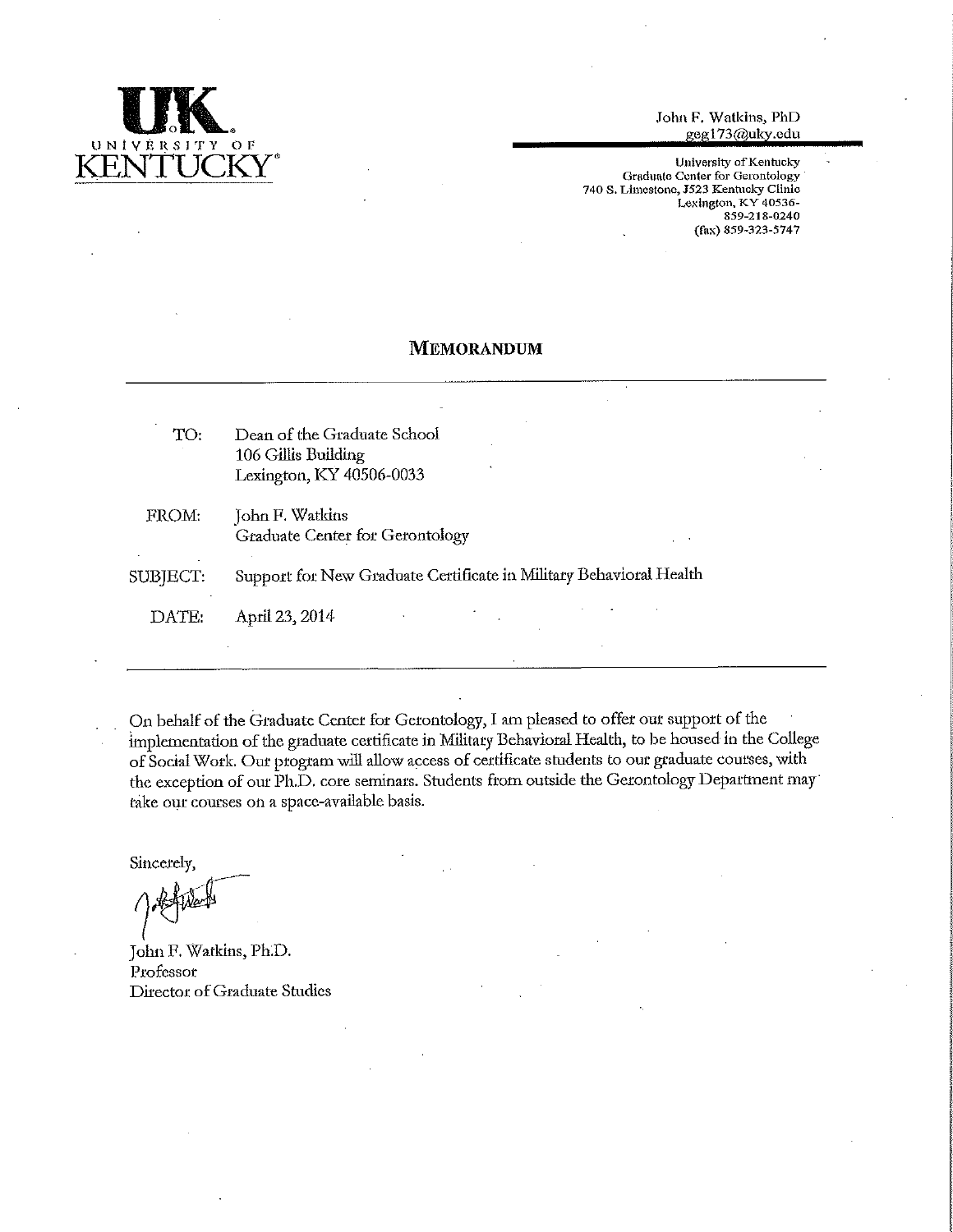UNIVERSITY OF KENTUCKY

John F. Watkins, PhD
geg173@uky.edu

University of Kentucky
Graduate Center for Gerontology
740 S. Limestone, J523 Kentucky Clinic
Lexington, KY 40536-
859-218-0240
(fax) 859-323-5747

## MEMORANDUM

TO: Dean of the Graduate School
106 Gillis Building
Lexington, KY 40506-0033

FROM: John F. Watkins
Graduate Center for Gerontology

SUBJECT: Support for New Graduate Certificate in Military Behavioral Health

DATE: April 23, 2014

On behalf of the Graduate Center for Gerontology, I am pleased to offer our support of the implementation of the graduate certificate in Military Behavioral Health, to be housed in the College of Social Work. Our program will allow access of certificate students to our graduate courses, with the exception of our Ph.D. core seminars. Students from outside the Gerontology Department may take our courses on a space-available basis.

Sincerely,

John F. Watkins, Ph.D.
Professor
Director of Graduate Studies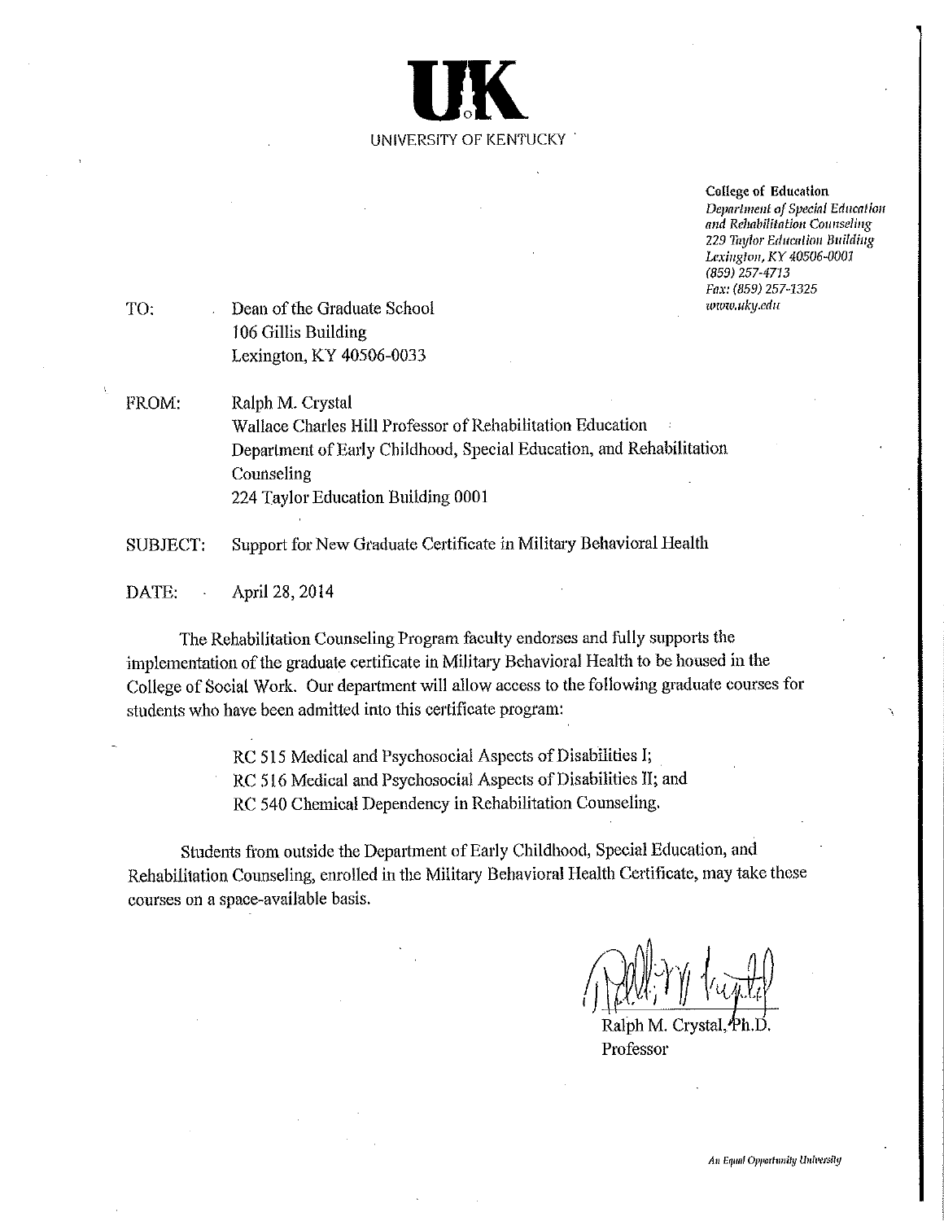**UK**
UNIVERSITY OF KENTUCKY

**College of Education**
*Department of Special Education and Rehabilitation Counseling*
*229 Taylor Education Building*
*Lexington, KY 40506-0001*
*(859) 257-4713*
*Fax: (859) 257-1325*
*www.uky.edu*

TO: Dean of the Graduate School
106 Gillis Building
Lexington, KY 40506-0033

FROM: Ralph M. Crystal
Wallace Charles Hill Professor of Rehabilitation Education
Department of Early Childhood, Special Education, and Rehabilitation Counseling
224 Taylor Education Building 0001

SUBJECT: Support for New Graduate Certificate in Military Behavioral Health

DATE: April 28, 2014

The Rehabilitation Counseling Program faculty endorses and fully supports the implementation of the graduate certificate in Military Behavioral Health to be housed in the College of Social Work. Our department will allow access to the following graduate courses for students who have been admitted into this certificate program:

RC 515 Medical and Psychosocial Aspects of Disabilities I;
RC 516 Medical and Psychosocial Aspects of Disabilities II; and
RC 540 Chemical Dependency in Rehabilitation Counseling.

Students from outside the Department of Early Childhood, Special Education, and Rehabilitation Counseling, enrolled in the Military Behavioral Health Certificate, may take these courses on a space-available basis.

Ralph M. Crystal, Ph.D.
Professor

*An Equal Opportunity University*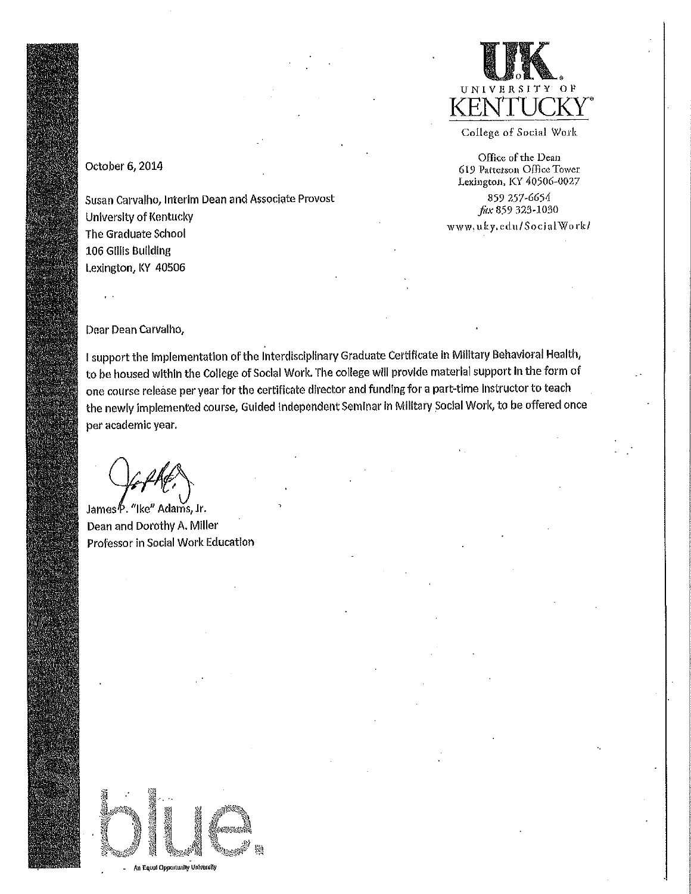UNIVERSITY OF KENTUCKY

College of Social Work

Office of the Dean
619 Patterson Office Tower
Lexington, KY 40506-0027
859 257-6654
fax 859 323-1030
www.uky.edu/SocialWork/

October 6, 2014

Susan Carvalho, Interim Dean and Associate Provost
University of Kentucky
The Graduate School
106 Gillis Building
Lexington, KY 40506

Dear Dean Carvalho,

I support the implementation of the Interdisciplinary Graduate Certificate in Military Behavioral Health, to be housed within the College of Social Work. The college will provide material support in the form of one course release per year for the certificate director and funding for a part-time instructor to teach the newly implemented course, Guided Independent Seminar in Military Social Work, to be offered once per academic year.

James P. "Ike" Adams, Jr.
Dean and Dorothy A. Miller
Professor in Social Work Education

blue.

An Equal Opportunity University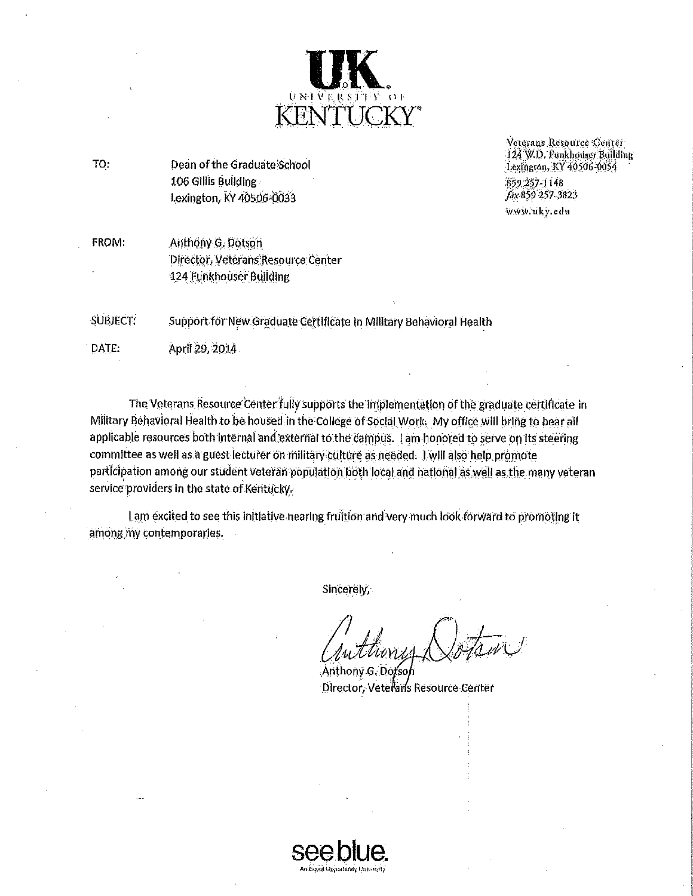**UK UNIVERSITY OF KENTUCKY**

Veterans Resource Center
124 W.D. Funkhouser Building
Lexington, KY 40506-0054
859 257-1148
fax 859 257-3823
www.uky.edu

TO: Dean of the Graduate School
106 Gillis Building
Lexington, KY 40506-0033

FROM: Anthony G. Dotson
Director, Veterans Resource Center
124 Funkhouser Building

SUBJECT: Support for New Graduate Certificate in Military Behavioral Health

DATE: April 29, 2014

The Veterans Resource Center fully supports the implementation of the graduate certificate in Military Behavioral Health to be housed in the College of Social Work. My office will bring to bear all applicable resources both internal and external to the campus. I am honored to serve on its steering committee as well as a guest lecturer on military culture as needed. I will also help promote participation among our student veteran population both local and national as well as the many veteran service providers in the state of Kentucky.

I am excited to see this initiative nearing fruition and very much look forward to promoting it among my contemporaries.

Sincerely,

Anthony Dotson

Anthony G. Dotson
Director, Veterans Resource Center

see blue.
An Equal Opportunity University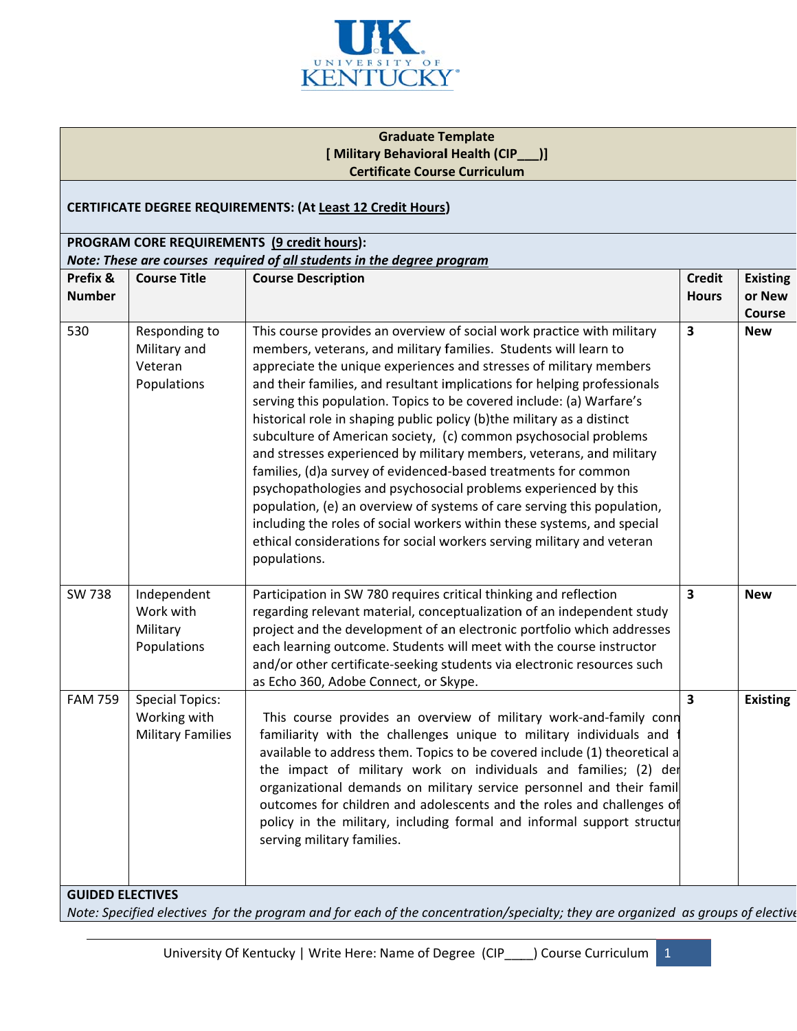**Graduate Template**
**[ Military Behavioral Health (CIP___)]**
**Certificate Course Curriculum**

**CERTIFICATE DEGREE REQUIREMENTS: (At Least 12 Credit Hours)**

**PROGRAM CORE REQUIREMENTS (9 credit hours):**
***Note: These are courses required of all students in the degree program***

| Prefix & Number | Course Title | Course Description | Credit Hours | Existing or New Course |
|---|---|---|---|---|
| 530 | Responding to Military and Veteran Populations | This course provides an overview of social work practice with military members, veterans, and military families. Students will learn to appreciate the unique experiences and stresses of military members and their families, and resultant implications for helping professionals serving this population. Topics to be covered include: (a) Warfare's historical role in shaping public policy (b)the military as a distinct subculture of American society, (c) common psychosocial problems and stresses experienced by military members, veterans, and military families, (d)a survey of evidenced-based treatments for common psychopathologies and psychosocial problems experienced by this population, (e) an overview of systems of care serving this population, including the roles of social workers within these systems, and special ethical considerations for social workers serving military and veteran populations. | **3** | **New** |
| SW 738 | Independent Work with Military Populations | Participation in SW 780 requires critical thinking and reflection regarding relevant material, conceptualization of an independent study project and the development of an electronic portfolio which addresses each learning outcome. Students will meet with the course instructor and/or other certificate-seeking students via electronic resources such as Echo 360, Adobe Connect, or Skype. | **3** | **New** |
| FAM 759 | Special Topics: Working with Military Families | This course provides an overview of military work-and-family conn familiarity with the challenges unique to military individuals and f available to address them. Topics to be covered include (1) theoretical a the impact of military work on individuals and families; (2) der organizational demands on military service personnel and their famil outcomes for children and adolescents and the roles and challenges of policy in the military, including formal and informal support structur serving military families. | **3** | **Existing** |

**GUIDED ELECTIVES**
*Note: Specified electives for the program and for each of the concentration/specialty; they are organized as groups of elective*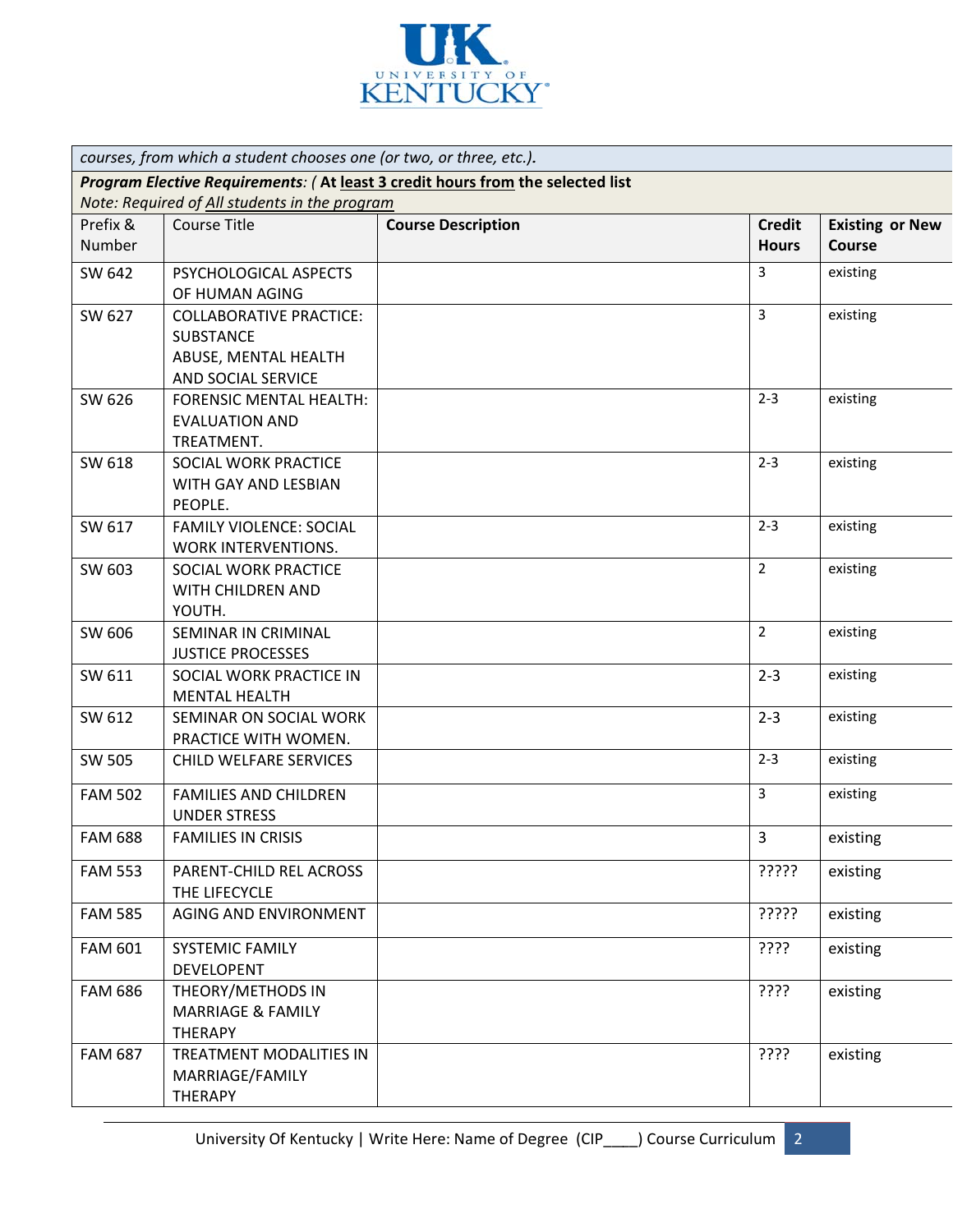*courses, from which a student chooses one (or two, or three, etc.).*

***Program Elective Requirements**: ( **At least 3 credit hours from the selected list***
*Note: Required of All students in the program*

| Prefix & Number | Course Title | **Course Description** | **Credit Hours** | **Existing or New Course** |
|---|---|---|---|---|
| SW 642 | PSYCHOLOGICAL ASPECTS OF HUMAN AGING | | 3 | existing |
| SW 627 | COLLABORATIVE PRACTICE: SUBSTANCE ABUSE, MENTAL HEALTH AND SOCIAL SERVICE | | 3 | existing |
| SW 626 | FORENSIC MENTAL HEALTH: EVALUATION AND TREATMENT. | | 2-3 | existing |
| SW 618 | SOCIAL WORK PRACTICE WITH GAY AND LESBIAN PEOPLE. | | 2-3 | existing |
| SW 617 | FAMILY VIOLENCE: SOCIAL WORK INTERVENTIONS. | | 2-3 | existing |
| SW 603 | SOCIAL WORK PRACTICE WITH CHILDREN AND YOUTH. | | 2 | existing |
| SW 606 | SEMINAR IN CRIMINAL JUSTICE PROCESSES | | 2 | existing |
| SW 611 | SOCIAL WORK PRACTICE IN MENTAL HEALTH | | 2-3 | existing |
| SW 612 | SEMINAR ON SOCIAL WORK PRACTICE WITH WOMEN. | | 2-3 | existing |
| SW 505 | CHILD WELFARE SERVICES | | 2-3 | existing |
| FAM 502 | FAMILIES AND CHILDREN UNDER STRESS | | 3 | existing |
| FAM 688 | FAMILIES IN CRISIS | | 3 | existing |
| FAM 553 | PARENT-CHILD REL ACROSS THE LIFECYCLE | | ????? | existing |
| FAM 585 | AGING AND ENVIRONMENT | | ????? | existing |
| FAM 601 | SYSTEMIC FAMILY DEVELOPENT | | ???? | existing |
| FAM 686 | THEORY/METHODS IN MARRIAGE & FAMILY THERAPY | | ???? | existing |
| FAM 687 | TREATMENT MODALITIES IN MARRIAGE/FAMILY THERAPY | | ???? | existing |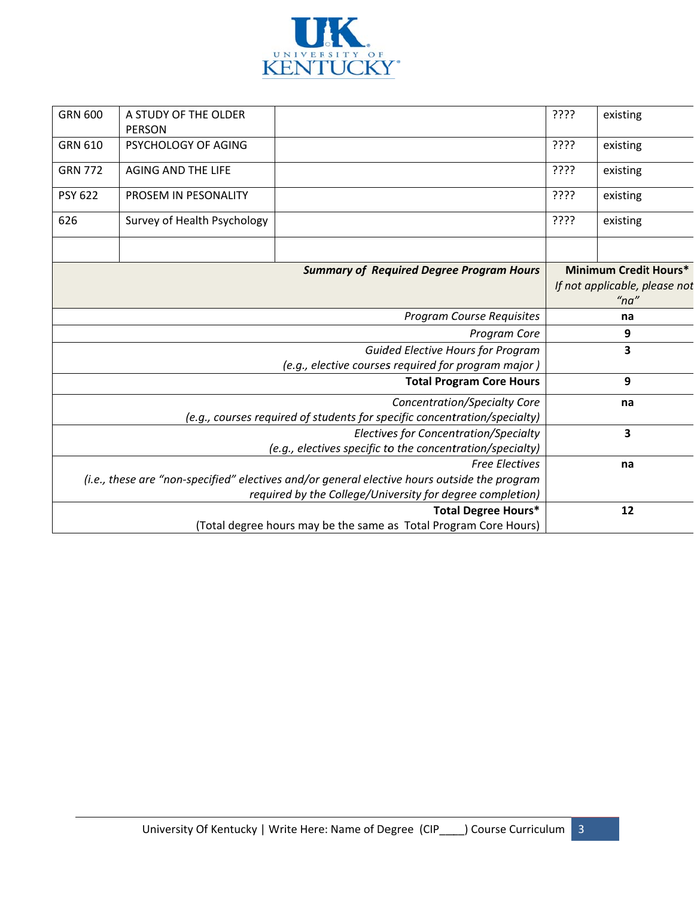| | | | | |
|---|---|---|---|---|
| GRN 600 | A STUDY OF THE OLDER PERSON | | ???? | existing |
| GRN 610 | PSYCHOLOGY OF AGING | | ???? | existing |
| GRN 772 | AGING AND THE LIFE | | ???? | existing |
| PSY 622 | PROSEM IN PESONALITY | | ???? | existing |
| 626 | Survey of Health Psychology | | ???? | existing |
| | | | | |

| ***Summary of Required Degree Program Hours*** | **Minimum Credit Hours*** *If not applicable, please not "na"* |
|---|---|
| *Program Course Requisites* | **na** |
| *Program Core* | **9** |
| *Guided Elective Hours for Program (e.g., elective courses required for program major )* | **3** |
| **Total Program Core Hours** | **9** |
| *Concentration/Specialty Core (e.g., courses required of students for specific concentration/specialty)* | **na** |
| *Electives for Concentration/Specialty (e.g., electives specific to the concentration/specialty)* | **3** |
| *Free Electives (i.e., these are "non-specified" electives and/or general elective hours outside the program required by the College/University for degree completion)* | **na** |
| **Total Degree Hours*** (Total degree hours may be the same as Total Program Core Hours) | **12** |